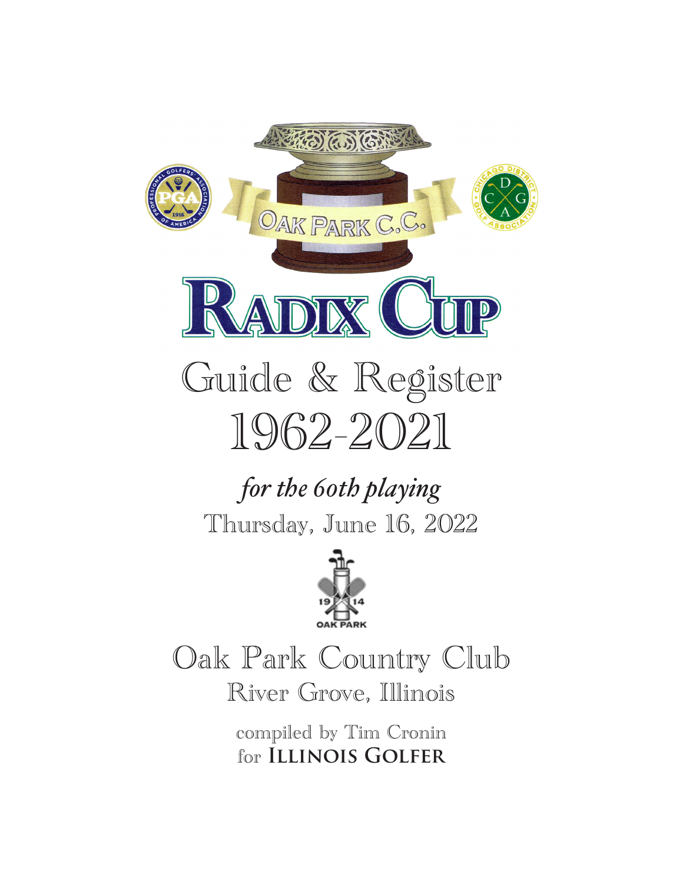# Radix Cup

## Guide & Register
## 1962-2021

*for the 60th playing*

Thursday, June 16, 2022

Oak Park Country Club

River Grove, Illinois

compiled by Tim Cronin

for **Illinois Golfer**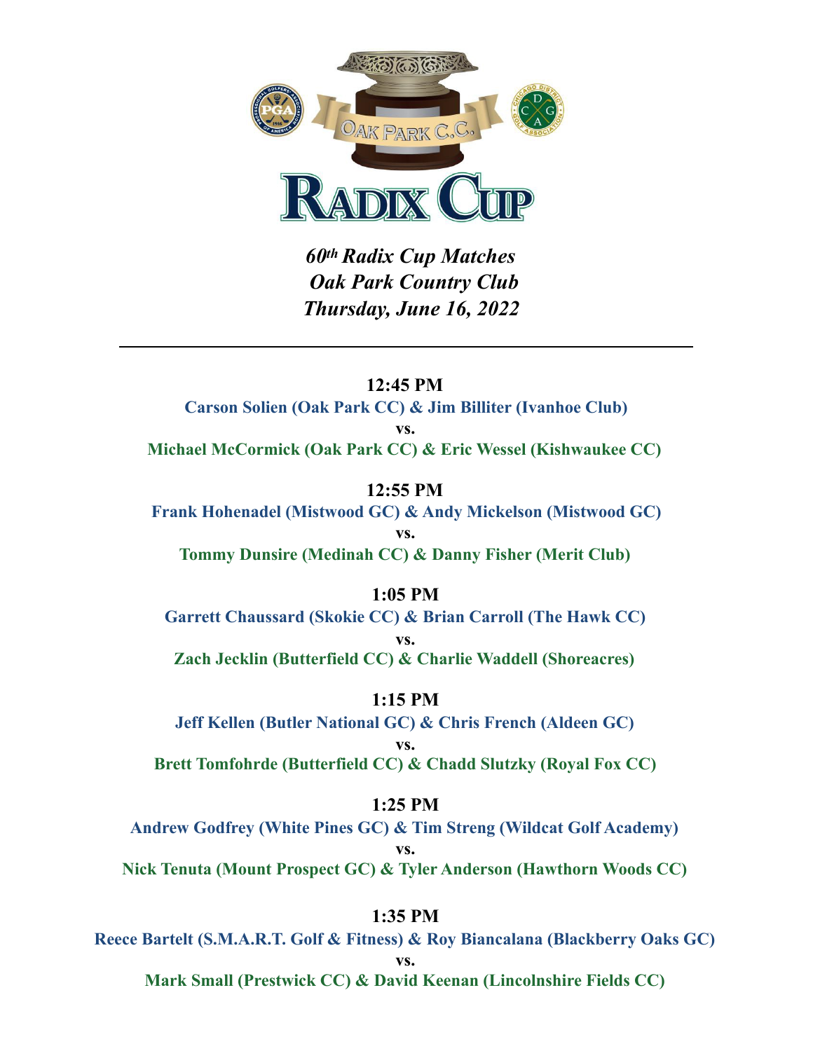# RADIX CUP

***60th Radix Cup Matches***
***Oak Park Country Club***
***Thursday, June 16, 2022***

---

**12:45 PM**

**Carson Solien (Oak Park CC) & Jim Billiter (Ivanhoe Club)**

**vs.**

**Michael McCormick (Oak Park CC) & Eric Wessel (Kishwaukee CC)**

**12:55 PM**

**Frank Hohenadel (Mistwood GC) & Andy Mickelson (Mistwood GC)**

**vs.**

**Tommy Dunsire (Medinah CC) & Danny Fisher (Merit Club)**

**1:05 PM**

**Garrett Chaussard (Skokie CC) & Brian Carroll (The Hawk CC)**

**vs.**

**Zach Jecklin (Butterfield CC) & Charlie Waddell (Shoreacres)**

**1:15 PM**

**Jeff Kellen (Butler National GC) & Chris French (Aldeen GC)**

**vs.**

**Brett Tomfohrde (Butterfield CC) & Chadd Slutzky (Royal Fox CC)**

**1:25 PM**

**Andrew Godfrey (White Pines GC) & Tim Streng (Wildcat Golf Academy)**

**vs.**

**Nick Tenuta (Mount Prospect GC) & Tyler Anderson (Hawthorn Woods CC)**

**1:35 PM**

**Reece Bartelt (S.M.A.R.T. Golf & Fitness) & Roy Biancalana (Blackberry Oaks GC)**

**vs.**

**Mark Small (Prestwick CC) & David Keenan (Lincolnshire Fields CC)**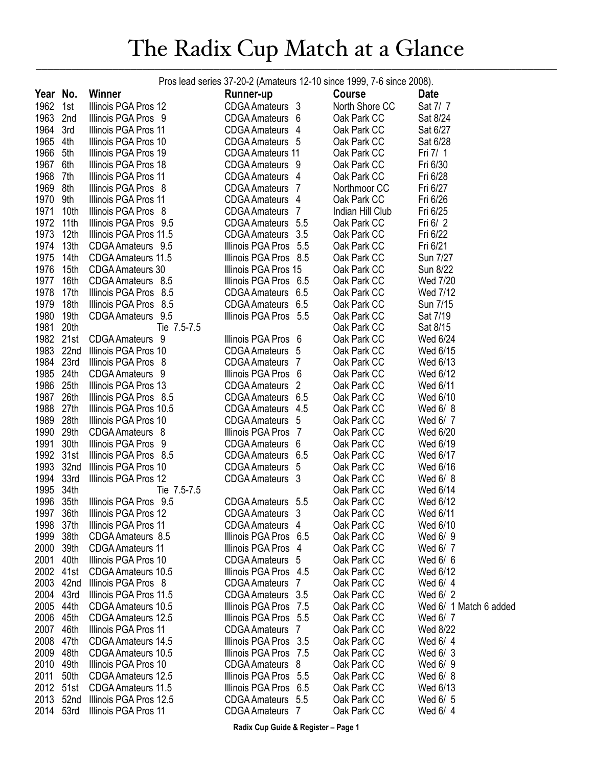# The Radix Cup Match at a Glance

Pros lead series 37-20-2 (Amateurs 12-10 since 1999, 7-6 since 2008).

| Year | No. | Winner | Runner-up | Course | Date |
|---|---|---|---|---|---|
| 1962 | 1st | Illinois PGA Pros 12 | CDGA Amateurs 3 | North Shore CC | Sat 7/ 7 |
| 1963 | 2nd | Illinois PGA Pros 9 | CDGA Amateurs 6 | Oak Park CC | Sat 8/24 |
| 1964 | 3rd | Illinois PGA Pros 11 | CDGA Amateurs 4 | Oak Park CC | Sat 6/27 |
| 1965 | 4th | Illinois PGA Pros 10 | CDGA Amateurs 5 | Oak Park CC | Sat 6/28 |
| 1966 | 5th | Illinois PGA Pros 19 | CDGA Amateurs 11 | Oak Park CC | Fri 7/ 1 |
| 1967 | 6th | Illinois PGA Pros 18 | CDGA Amateurs 9 | Oak Park CC | Fri 6/30 |
| 1968 | 7th | Illinois PGA Pros 11 | CDGA Amateurs 4 | Oak Park CC | Fri 6/28 |
| 1969 | 8th | Illinois PGA Pros 8 | CDGA Amateurs 7 | Northmoor CC | Fri 6/27 |
| 1970 | 9th | Illinois PGA Pros 11 | CDGA Amateurs 4 | Oak Park CC | Fri 6/26 |
| 1971 | 10th | Illinois PGA Pros 8 | CDGA Amateurs 7 | Indian Hill Club | Fri 6/25 |
| 1972 | 11th | Illinois PGA Pros 9.5 | CDGA Amateurs 5.5 | Oak Park CC | Fri 6/ 2 |
| 1973 | 12th | Illinois PGA Pros 11.5 | CDGA Amateurs 3.5 | Oak Park CC | Fri 6/22 |
| 1974 | 13th | CDGA Amateurs 9.5 | Illinois PGA Pros 5.5 | Oak Park CC | Fri 6/21 |
| 1975 | 14th | CDGA Amateurs 11.5 | Illinois PGA Pros 8.5 | Oak Park CC | Sun 7/27 |
| 1976 | 15th | CDGA Amateurs 30 | Illinois PGA Pros 15 | Oak Park CC | Sun 8/22 |
| 1977 | 16th | CDGA Amateurs 8.5 | Illinois PGA Pros 6.5 | Oak Park CC | Wed 7/20 |
| 1978 | 17th | Illinois PGA Pros 8.5 | CDGA Amateurs 6.5 | Oak Park CC | Wed 7/12 |
| 1979 | 18th | Illinois PGA Pros 8.5 | CDGA Amateurs 6.5 | Oak Park CC | Sun 7/15 |
| 1980 | 19th | CDGA Amateurs 9.5 | Illinois PGA Pros 5.5 | Oak Park CC | Sat 7/19 |
| 1981 | 20th | Tie 7.5-7.5 | | Oak Park CC | Sat 8/15 |
| 1982 | 21st | CDGA Amateurs 9 | Illinois PGA Pros 6 | Oak Park CC | Wed 6/24 |
| 1983 | 22nd | Illinois PGA Pros 10 | CDGA Amateurs 5 | Oak Park CC | Wed 6/15 |
| 1984 | 23rd | Illinois PGA Pros 8 | CDGA Amateurs 7 | Oak Park CC | Wed 6/13 |
| 1985 | 24th | CDGA Amateurs 9 | Illinois PGA Pros 6 | Oak Park CC | Wed 6/12 |
| 1986 | 25th | Illinois PGA Pros 13 | CDGA Amateurs 2 | Oak Park CC | Wed 6/11 |
| 1987 | 26th | Illinois PGA Pros 8.5 | CDGA Amateurs 6.5 | Oak Park CC | Wed 6/10 |
| 1988 | 27th | Illinois PGA Pros 10.5 | CDGA Amateurs 4.5 | Oak Park CC | Wed 6/ 8 |
| 1989 | 28th | Illinois PGA Pros 10 | CDGA Amateurs 5 | Oak Park CC | Wed 6/ 7 |
| 1990 | 29th | CDGA Amateurs 8 | Illinois PGA Pros 7 | Oak Park CC | Wed 6/20 |
| 1991 | 30th | Illinois PGA Pros 9 | CDGA Amateurs 6 | Oak Park CC | Wed 6/19 |
| 1992 | 31st | Illinois PGA Pros 8.5 | CDGA Amateurs 6.5 | Oak Park CC | Wed 6/17 |
| 1993 | 32nd | Illinois PGA Pros 10 | CDGA Amateurs 5 | Oak Park CC | Wed 6/16 |
| 1994 | 33rd | Illinois PGA Pros 12 | CDGA Amateurs 3 | Oak Park CC | Wed 6/ 8 |
| 1995 | 34th | Tie 7.5-7.5 | | Oak Park CC | Wed 6/14 |
| 1996 | 35th | Illinois PGA Pros 9.5 | CDGA Amateurs 5.5 | Oak Park CC | Wed 6/12 |
| 1997 | 36th | Illinois PGA Pros 12 | CDGA Amateurs 3 | Oak Park CC | Wed 6/11 |
| 1998 | 37th | Illinois PGA Pros 11 | CDGA Amateurs 4 | Oak Park CC | Wed 6/10 |
| 1999 | 38th | CDGA Amateurs 8.5 | Illinois PGA Pros 6.5 | Oak Park CC | Wed 6/ 9 |
| 2000 | 39th | CDGA Amateurs 11 | Illinois PGA Pros 4 | Oak Park CC | Wed 6/ 7 |
| 2001 | 40th | Illinois PGA Pros 10 | CDGA Amateurs 5 | Oak Park CC | Wed 6/ 6 |
| 2002 | 41st | CDGA Amateurs 10.5 | Illinois PGA Pros 4.5 | Oak Park CC | Wed 6/12 |
| 2003 | 42nd | Illinois PGA Pros 8 | CDGA Amateurs 7 | Oak Park CC | Wed 6/ 4 |
| 2004 | 43rd | Illinois PGA Pros 11.5 | CDGA Amateurs 3.5 | Oak Park CC | Wed 6/ 2 |
| 2005 | 44th | CDGA Amateurs 10.5 | Illinois PGA Pros 7.5 | Oak Park CC | Wed 6/ 1 Match 6 added |
| 2006 | 45th | CDGA Amateurs 12.5 | Illinois PGA Pros 5.5 | Oak Park CC | Wed 6/ 7 |
| 2007 | 46th | Illinois PGA Pros 11 | CDGA Amateurs 7 | Oak Park CC | Wed 8/22 |
| 2008 | 47th | CDGA Amateurs 14.5 | Illinois PGA Pros 3.5 | Oak Park CC | Wed 6/ 4 |
| 2009 | 48th | CDGA Amateurs 10.5 | Illinois PGA Pros 7.5 | Oak Park CC | Wed 6/ 3 |
| 2010 | 49th | Illinois PGA Pros 10 | CDGA Amateurs 8 | Oak Park CC | Wed 6/ 9 |
| 2011 | 50th | CDGA Amateurs 12.5 | Illinois PGA Pros 5.5 | Oak Park CC | Wed 6/ 8 |
| 2012 | 51st | CDGA Amateurs 11.5 | Illinois PGA Pros 6.5 | Oak Park CC | Wed 6/13 |
| 2013 | 52nd | Illinois PGA Pros 12.5 | CDGA Amateurs 5.5 | Oak Park CC | Wed 6/ 5 |
| 2014 | 53rd | Illinois PGA Pros 11 | CDGA Amateurs 7 | Oak Park CC | Wed 6/ 4 |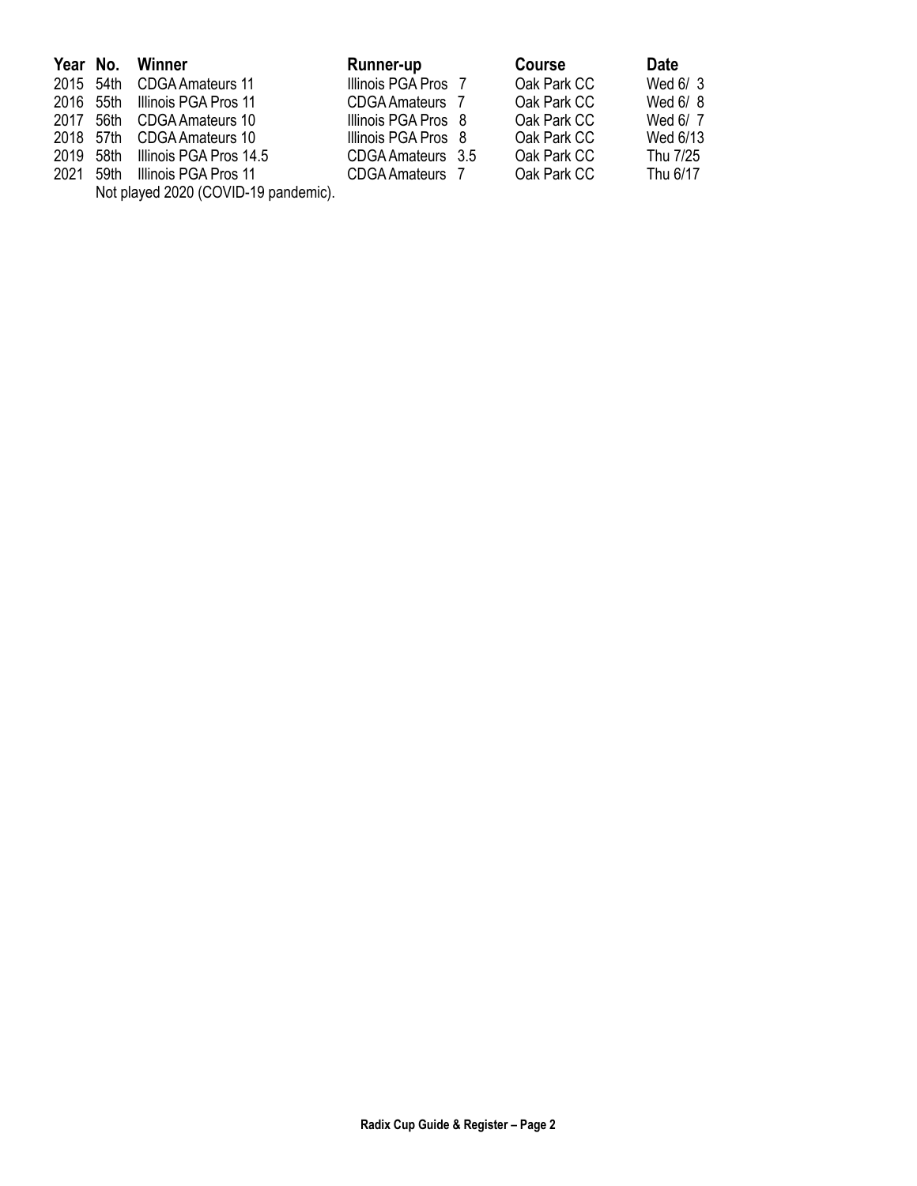| Year | No. | Winner | Runner-up | Course | Date |
|---|---|---|---|---|---|
| 2015 | 54th | CDGA Amateurs 11 | Illinois PGA Pros 7 | Oak Park CC | Wed 6/ 3 |
| 2016 | 55th | Illinois PGA Pros 11 | CDGA Amateurs 7 | Oak Park CC | Wed 6/ 8 |
| 2017 | 56th | CDGA Amateurs 10 | Illinois PGA Pros 8 | Oak Park CC | Wed 6/ 7 |
| 2018 | 57th | CDGA Amateurs 10 | Illinois PGA Pros 8 | Oak Park CC | Wed 6/13 |
| 2019 | 58th | Illinois PGA Pros 14.5 | CDGA Amateurs 3.5 | Oak Park CC | Thu 7/25 |
| 2021 | 59th | Illinois PGA Pros 11 | CDGA Amateurs 7 | Oak Park CC | Thu 6/17 |

Not played 2020 (COVID-19 pandemic).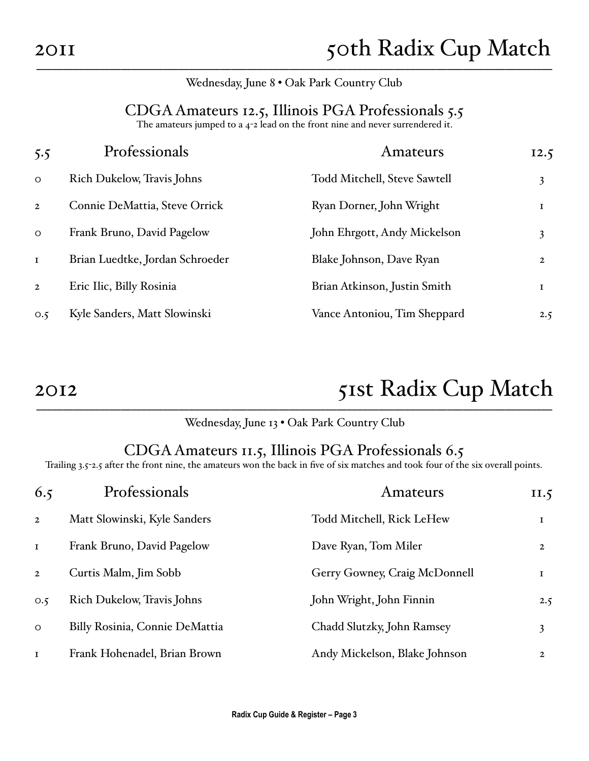## 2011 — 50th Radix Cup Match

Wednesday, June 8 • Oak Park Country Club

### CDGA Amateurs 12.5, Illinois PGA Professionals 5.5

The amateurs jumped to a 4-2 lead on the front nine and never surrendered it.

| 5.5 | Professionals | Amateurs | 12.5 |
|---|---|---|---|
| 0 | Rich Dukelow, Travis Johns | Todd Mitchell, Steve Sawtell | 3 |
| 2 | Connie DeMattia, Steve Orrick | Ryan Dorner, John Wright | 1 |
| 0 | Frank Bruno, David Pagelow | John Ehrgott, Andy Mickelson | 3 |
| 1 | Brian Luedtke, Jordan Schroeder | Blake Johnson, Dave Ryan | 2 |
| 2 | Eric Ilic, Billy Rosinia | Brian Atkinson, Justin Smith | 1 |
| 0.5 | Kyle Sanders, Matt Slowinski | Vance Antoniou, Tim Sheppard | 2.5 |

## 2012 — 51st Radix Cup Match

Wednesday, June 13 • Oak Park Country Club

### CDGA Amateurs 11.5, Illinois PGA Professionals 6.5

Trailing 3.5-2.5 after the front nine, the amateurs won the back in five of six matches and took four of the six overall points.

| 6.5 | Professionals | Amateurs | 11.5 |
|---|---|---|---|
| 2 | Matt Slowinski, Kyle Sanders | Todd Mitchell, Rick LeHew | 1 |
| 1 | Frank Bruno, David Pagelow | Dave Ryan, Tom Miler | 2 |
| 2 | Curtis Malm, Jim Sobb | Gerry Gowney, Craig McDonnell | 1 |
| 0.5 | Rich Dukelow, Travis Johns | John Wright, John Finnin | 2.5 |
| 0 | Billy Rosinia, Connie DeMattia | Chadd Slutzky, John Ramsey | 3 |
| 1 | Frank Hohenadel, Brian Brown | Andy Mickelson, Blake Johnson | 2 |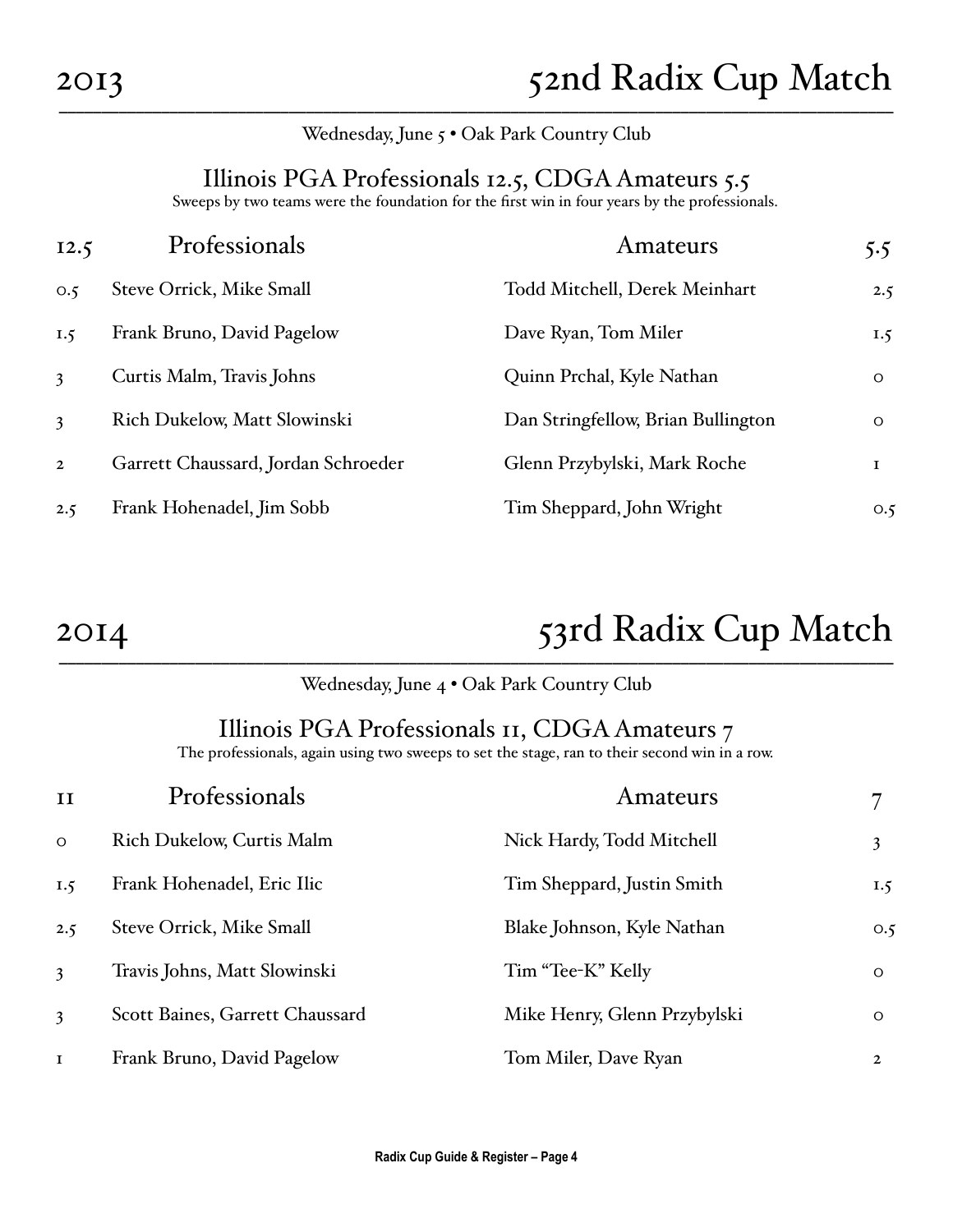# 2013 — 52nd Radix Cup Match

Wednesday, June 5 • Oak Park Country Club

## Illinois PGA Professionals 12.5, CDGA Amateurs 5.5

Sweeps by two teams were the foundation for the first win in four years by the professionals.

| 12.5 | Professionals | Amateurs | 5.5 |
|---|---|---|---|
| 0.5 | Steve Orrick, Mike Small | Todd Mitchell, Derek Meinhart | 2.5 |
| 1.5 | Frank Bruno, David Pagelow | Dave Ryan, Tom Miler | 1.5 |
| 3 | Curtis Malm, Travis Johns | Quinn Prchal, Kyle Nathan | 0 |
| 3 | Rich Dukelow, Matt Slowinski | Dan Stringfellow, Brian Bullington | 0 |
| 2 | Garrett Chaussard, Jordan Schroeder | Glenn Przybylski, Mark Roche | 1 |
| 2.5 | Frank Hohenadel, Jim Sobb | Tim Sheppard, John Wright | 0.5 |

# 2014 — 53rd Radix Cup Match

Wednesday, June 4 • Oak Park Country Club

## Illinois PGA Professionals 11, CDGA Amateurs 7

The professionals, again using two sweeps to set the stage, ran to their second win in a row.

| 11 | Professionals | Amateurs | 7 |
|---|---|---|---|
| 0 | Rich Dukelow, Curtis Malm | Nick Hardy, Todd Mitchell | 3 |
| 1.5 | Frank Hohenadel, Eric Ilic | Tim Sheppard, Justin Smith | 1.5 |
| 2.5 | Steve Orrick, Mike Small | Blake Johnson, Kyle Nathan | 0.5 |
| 3 | Travis Johns, Matt Slowinski | Tim "Tee-K" Kelly | 0 |
| 3 | Scott Baines, Garrett Chaussard | Mike Henry, Glenn Przybylski | 0 |
| 1 | Frank Bruno, David Pagelow | Tom Miler, Dave Ryan | 2 |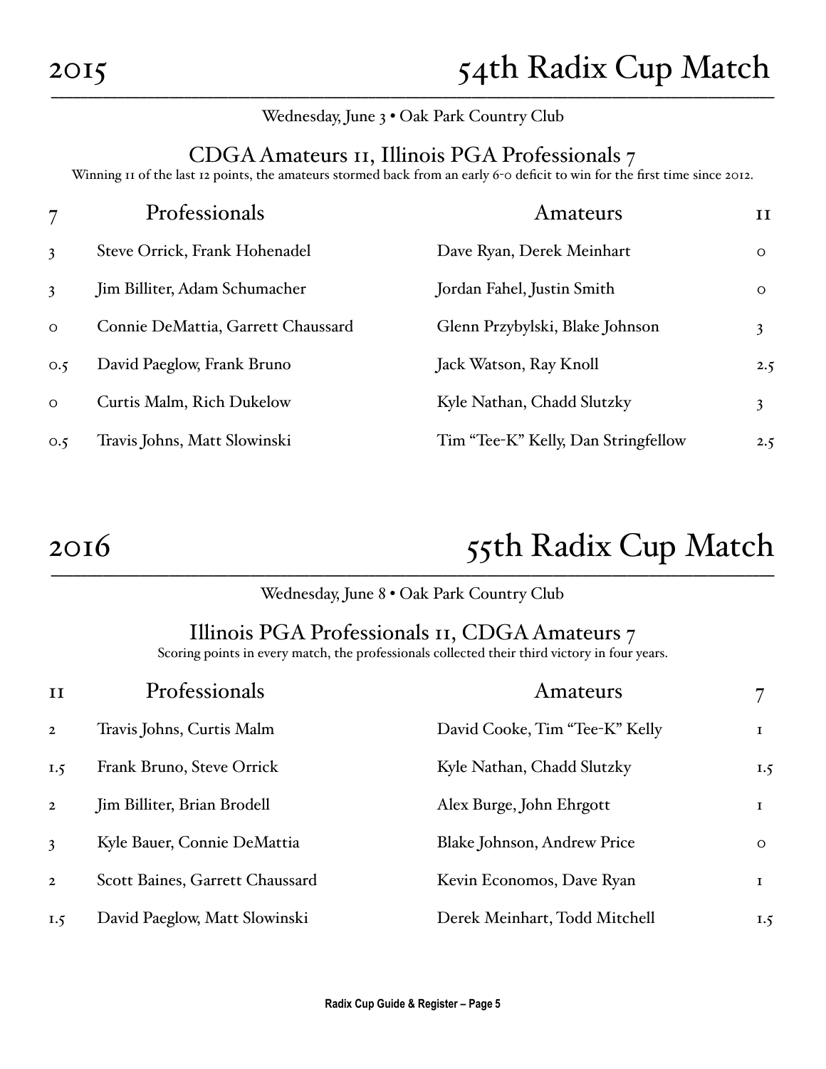## 2015 — 54th Radix Cup Match

Wednesday, June 3 • Oak Park Country Club

### CDGA Amateurs 11, Illinois PGA Professionals 7

Winning 11 of the last 12 points, the amateurs stormed back from an early 6-0 deficit to win for the first time since 2012.

| 7 | Professionals | Amateurs | 11 |
|---|---|---|---|
| 3 | Steve Orrick, Frank Hohenadel | Dave Ryan, Derek Meinhart | 0 |
| 3 | Jim Billiter, Adam Schumacher | Jordan Fahel, Justin Smith | 0 |
| 0 | Connie DeMattia, Garrett Chaussard | Glenn Przybylski, Blake Johnson | 3 |
| 0.5 | David Paeglow, Frank Bruno | Jack Watson, Ray Knoll | 2.5 |
| 0 | Curtis Malm, Rich Dukelow | Kyle Nathan, Chadd Slutzky | 3 |
| 0.5 | Travis Johns, Matt Slowinski | Tim "Tee-K" Kelly, Dan Stringfellow | 2.5 |

## 2016 — 55th Radix Cup Match

Wednesday, June 8 • Oak Park Country Club

### Illinois PGA Professionals 11, CDGA Amateurs 7

Scoring points in every match, the professionals collected their third victory in four years.

| 11 | Professionals | Amateurs | 7 |
|---|---|---|---|
| 2 | Travis Johns, Curtis Malm | David Cooke, Tim "Tee-K" Kelly | 1 |
| 1.5 | Frank Bruno, Steve Orrick | Kyle Nathan, Chadd Slutzky | 1.5 |
| 2 | Jim Billiter, Brian Brodell | Alex Burge, John Ehrgott | 1 |
| 3 | Kyle Bauer, Connie DeMattia | Blake Johnson, Andrew Price | 0 |
| 2 | Scott Baines, Garrett Chaussard | Kevin Economos, Dave Ryan | 1 |
| 1.5 | David Paeglow, Matt Slowinski | Derek Meinhart, Todd Mitchell | 1.5 |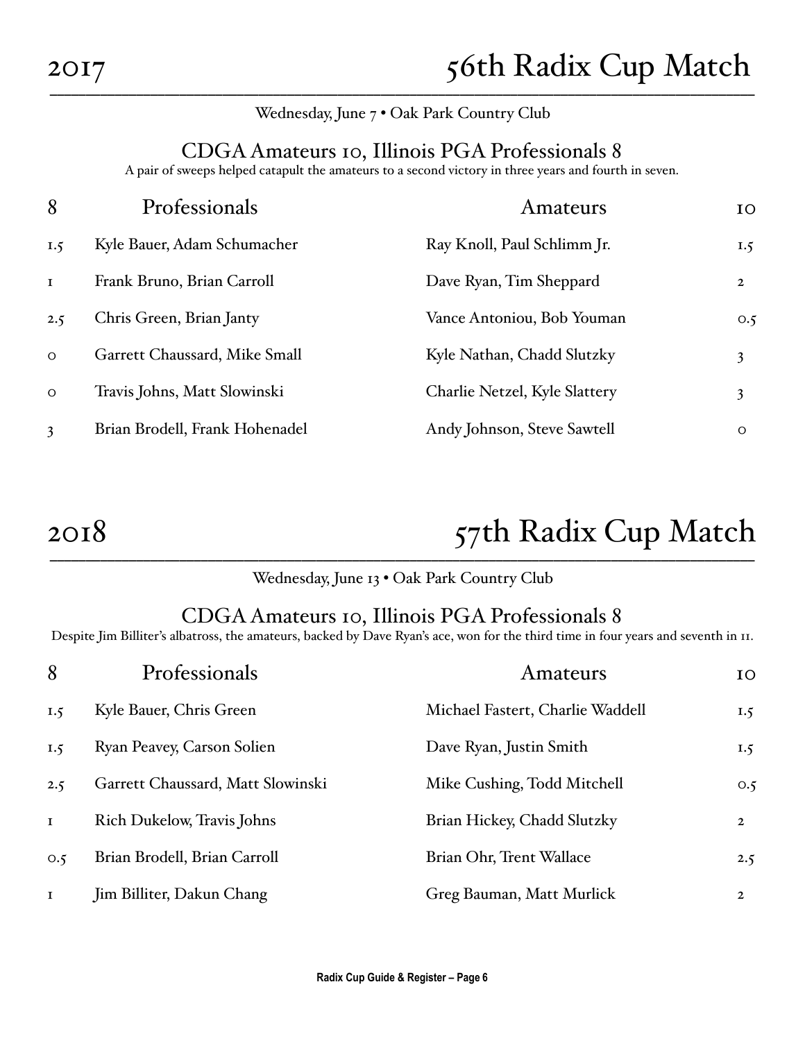# 2017 56th Radix Cup Match

Wednesday, June 7 • Oak Park Country Club

## CDGA Amateurs 10, Illinois PGA Professionals 8

A pair of sweeps helped catapult the amateurs to a second victory in three years and fourth in seven.

| 8 | Professionals | Amateurs | 10 |
|---|---|---|---|
| 1.5 | Kyle Bauer, Adam Schumacher | Ray Knoll, Paul Schlimm Jr. | 1.5 |
| 1 | Frank Bruno, Brian Carroll | Dave Ryan, Tim Sheppard | 2 |
| 2.5 | Chris Green, Brian Janty | Vance Antoniou, Bob Youman | 0.5 |
| 0 | Garrett Chaussard, Mike Small | Kyle Nathan, Chadd Slutzky | 3 |
| 0 | Travis Johns, Matt Slowinski | Charlie Netzel, Kyle Slattery | 3 |
| 3 | Brian Brodell, Frank Hohenadel | Andy Johnson, Steve Sawtell | 0 |

# 2018 57th Radix Cup Match

Wednesday, June 13 • Oak Park Country Club

## CDGA Amateurs 10, Illinois PGA Professionals 8

Despite Jim Billiter's albatross, the amateurs, backed by Dave Ryan's ace, won for the third time in four years and seventh in 11.

| 8 | Professionals | Amateurs | 10 |
|---|---|---|---|
| 1.5 | Kyle Bauer, Chris Green | Michael Fastert, Charlie Waddell | 1.5 |
| 1.5 | Ryan Peavey, Carson Solien | Dave Ryan, Justin Smith | 1.5 |
| 2.5 | Garrett Chaussard, Matt Slowinski | Mike Cushing, Todd Mitchell | 0.5 |
| 1 | Rich Dukelow, Travis Johns | Brian Hickey, Chadd Slutzky | 2 |
| 0.5 | Brian Brodell, Brian Carroll | Brian Ohr, Trent Wallace | 2.5 |
| 1 | Jim Billiter, Dakun Chang | Greg Bauman, Matt Murlick | 2 |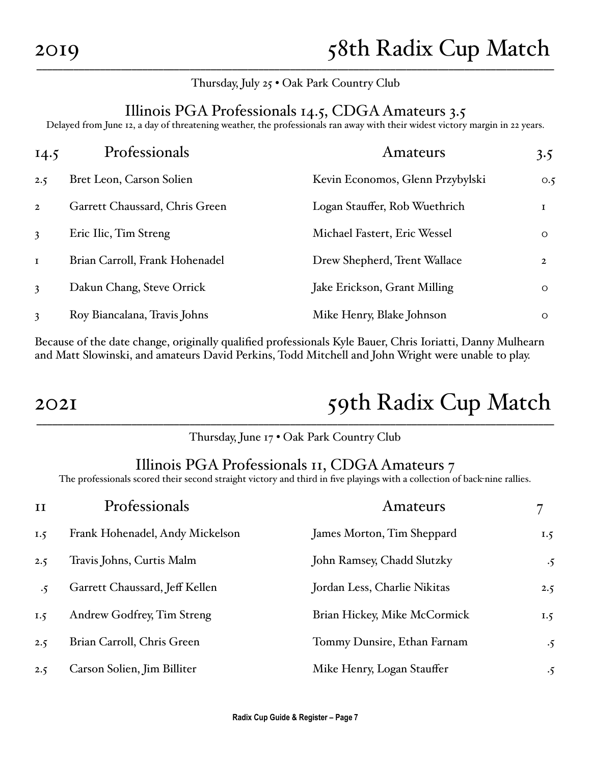# 2019 — 58th Radix Cup Match

Thursday, July 25 • Oak Park Country Club

## Illinois PGA Professionals 14.5, CDGA Amateurs 3.5

Delayed from June 12, a day of threatening weather, the professionals ran away with their widest victory margin in 22 years.

| 14.5 | Professionals | Amateurs | 3.5 |
|---|---|---|---|
| 2.5 | Bret Leon, Carson Solien | Kevin Economos, Glenn Przybylski | 0.5 |
| 2 | Garrett Chaussard, Chris Green | Logan Stauffer, Rob Wuethrich | 1 |
| 3 | Eric Ilic, Tim Streng | Michael Fastert, Eric Wessel | 0 |
| 1 | Brian Carroll, Frank Hohenadel | Drew Shepherd, Trent Wallace | 2 |
| 3 | Dakun Chang, Steve Orrick | Jake Erickson, Grant Milling | 0 |
| 3 | Roy Biancalana, Travis Johns | Mike Henry, Blake Johnson | 0 |

Because of the date change, originally qualified professionals Kyle Bauer, Chris Ioriatti, Danny Mulhearn and Matt Slowinski, and amateurs David Perkins, Todd Mitchell and John Wright were unable to play.

# 2021 — 59th Radix Cup Match

Thursday, June 17 • Oak Park Country Club

## Illinois PGA Professionals 11, CDGA Amateurs 7

The professionals scored their second straight victory and third in five playings with a collection of back-nine rallies.

| 11 | Professionals | Amateurs | 7 |
|---|---|---|---|
| 1.5 | Frank Hohenadel, Andy Mickelson | James Morton, Tim Sheppard | 1.5 |
| 2.5 | Travis Johns, Curtis Malm | John Ramsey, Chadd Slutzky | .5 |
| .5 | Garrett Chaussard, Jeff Kellen | Jordan Less, Charlie Nikitas | 2.5 |
| 1.5 | Andrew Godfrey, Tim Streng | Brian Hickey, Mike McCormick | 1.5 |
| 2.5 | Brian Carroll, Chris Green | Tommy Dunsire, Ethan Farnam | .5 |
| 2.5 | Carson Solien, Jim Billiter | Mike Henry, Logan Stauffer | .5 |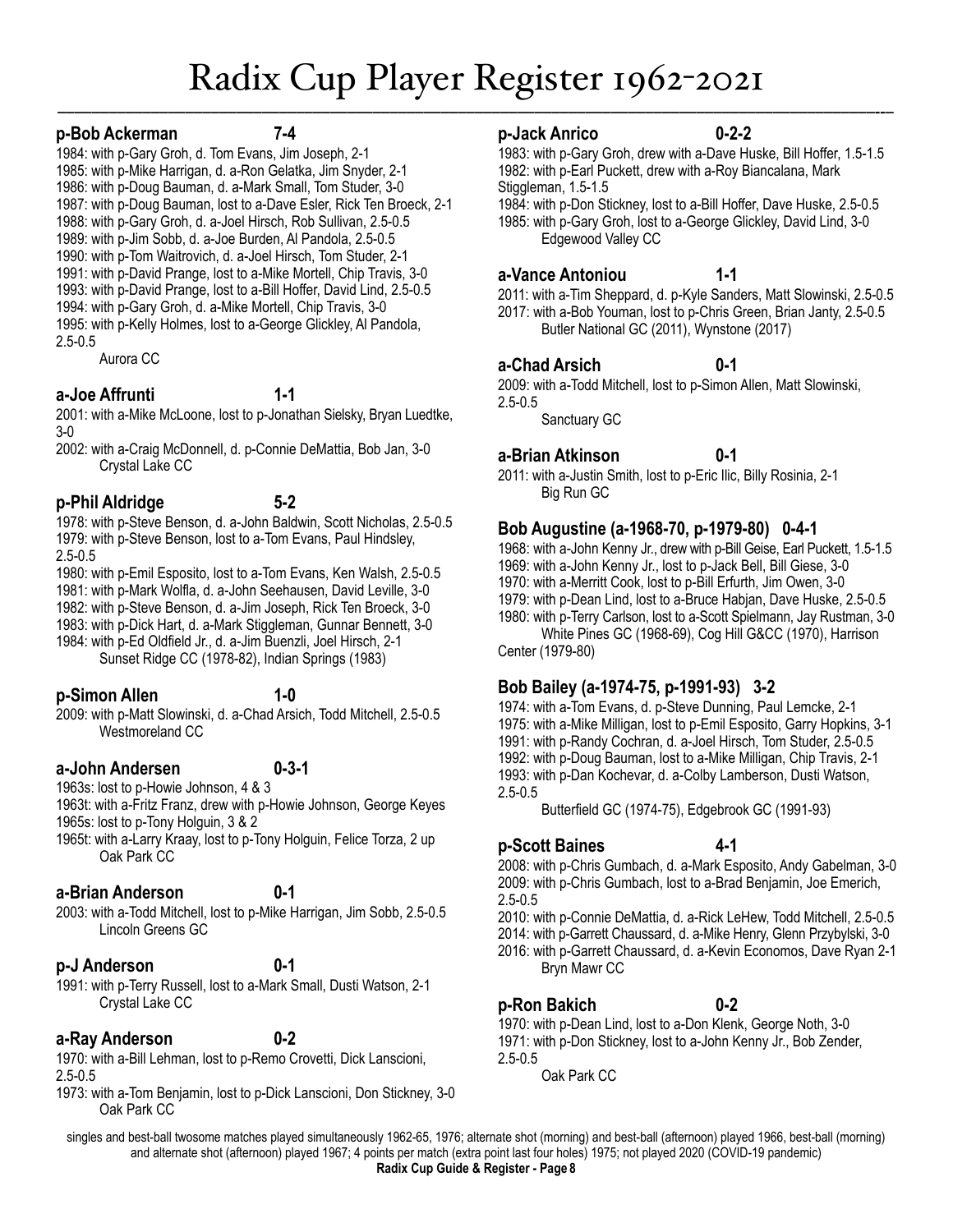# Radix Cup Player Register 1962-2021

### p-Bob Ackerman 7-4

1984: with p-Gary Groh, d. Tom Evans, Jim Joseph, 2-1
1985: with p-Mike Harrigan, d. a-Ron Gelatka, Jim Snyder, 2-1
1986: with p-Doug Bauman, d. a-Mark Small, Tom Studer, 3-0
1987: with p-Doug Bauman, lost to a-Dave Esler, Rick Ten Broeck, 2-1
1988: with p-Gary Groh, d. a-Joel Hirsch, Rob Sullivan, 2.5-0.5
1989: with p-Jim Sobb, d. a-Joe Burden, Al Pandola, 2.5-0.5
1990: with p-Tom Waitrovich, d. a-Joel Hirsch, Tom Studer, 2-1
1991: with p-David Prange, lost to a-Mike Mortell, Chip Travis, 3-0
1993: with p-David Prange, lost to a-Bill Hoffer, David Lind, 2.5-0.5
1994: with p-Gary Groh, d. a-Mike Mortell, Chip Travis, 3-0
1995: with p-Kelly Holmes, lost to a-George Glickley, Al Pandola, 2.5-0.5
Aurora CC

### a-Joe Affrunti 1-1

2001: with a-Mike McLoone, lost to p-Jonathan Sielsky, Bryan Luedtke, 3-0
2002: with a-Craig McDonnell, d. p-Connie DeMattia, Bob Jan, 3-0
Crystal Lake CC

### p-Phil Aldridge 5-2

1978: with p-Steve Benson, d. a-John Baldwin, Scott Nicholas, 2.5-0.5
1979: with p-Steve Benson, lost to a-Tom Evans, Paul Hindsley, 2.5-0.5
1980: with p-Emil Esposito, lost to a-Tom Evans, Ken Walsh, 2.5-0.5
1981: with p-Mark Wolfla, d. a-John Seehausen, David Leville, 3-0
1982: with p-Steve Benson, d. a-Jim Joseph, Rick Ten Broeck, 3-0
1983: with p-Dick Hart, d. a-Mark Stiggleman, Gunnar Bennett, 3-0
1984: with p-Ed Oldfield Jr., d. a-Jim Buenzli, Joel Hirsch, 2-1
Sunset Ridge CC (1978-82), Indian Springs (1983)

### p-Simon Allen 1-0

2009: with p-Matt Slowinski, d. a-Chad Arsich, Todd Mitchell, 2.5-0.5
Westmoreland CC

### a-John Andersen 0-3-1

1963s: lost to p-Howie Johnson, 4 & 3
1963t: with a-Fritz Franz, drew with p-Howie Johnson, George Keyes
1965s: lost to p-Tony Holguin, 3 & 2
1965t: with a-Larry Kraay, lost to p-Tony Holguin, Felice Torza, 2 up
Oak Park CC

### a-Brian Anderson 0-1

2003: with a-Todd Mitchell, lost to p-Mike Harrigan, Jim Sobb, 2.5-0.5
Lincoln Greens GC

### p-J Anderson 0-1

1991: with p-Terry Russell, lost to a-Mark Small, Dusti Watson, 2-1
Crystal Lake CC

### a-Ray Anderson 0-2

1970: with a-Bill Lehman, lost to p-Remo Crovetti, Dick Lanscioni, 2.5-0.5
1973: with a-Tom Benjamin, lost to p-Dick Lanscioni, Don Stickney, 3-0
Oak Park CC

### p-Jack Anrico 0-2-2

1983: with p-Gary Groh, drew with a-Dave Huske, Bill Hoffer, 1.5-1.5
1982: with p-Earl Puckett, drew with a-Roy Biancalana, Mark Stiggleman, 1.5-1.5
1984: with p-Don Stickney, lost to a-Bill Hoffer, Dave Huske, 2.5-0.5
1985: with p-Gary Groh, lost to a-George Glickley, David Lind, 3-0
Edgewood Valley CC

### a-Vance Antoniou 1-1

2011: with a-Tim Sheppard, d. p-Kyle Sanders, Matt Slowinski, 2.5-0.5
2017: with a-Bob Youman, lost to p-Chris Green, Brian Janty, 2.5-0.5
Butler National GC (2011), Wynstone (2017)

### a-Chad Arsich 0-1

2009: with a-Todd Mitchell, lost to p-Simon Allen, Matt Slowinski, 2.5-0.5
Sanctuary GC

### a-Brian Atkinson 0-1

2011: with a-Justin Smith, lost to p-Eric Ilic, Billy Rosinia, 2-1
Big Run GC

### Bob Augustine (a-1968-70, p-1979-80) 0-4-1

1968: with a-John Kenny Jr., drew with p-Bill Geise, Earl Puckett, 1.5-1.5
1969: with a-John Kenny Jr., lost to p-Jack Bell, Bill Giese, 3-0
1970: with a-Merritt Cook, lost to p-Bill Erfurth, Jim Owen, 3-0
1979: with p-Dean Lind, lost to a-Bruce Habjan, Dave Huske, 2.5-0.5
1980: with p-Terry Carlson, lost to a-Scott Spielmann, Jay Rustman, 3-0
White Pines GC (1968-69), Cog Hill G&CC (1970), Harrison Center (1979-80)

### Bob Bailey (a-1974-75, p-1991-93) 3-2

1974: with a-Tom Evans, d. p-Steve Dunning, Paul Lemcke, 2-1
1975: with a-Mike Milligan, lost to p-Emil Esposito, Garry Hopkins, 3-1
1991: with p-Randy Cochran, d. a-Joel Hirsch, Tom Studer, 2.5-0.5
1992: with p-Doug Bauman, lost to a-Mike Milligan, Chip Travis, 2-1
1993: with p-Dan Kochevar, d. a-Colby Lamberson, Dusti Watson, 2.5-0.5
Butterfield GC (1974-75), Edgebrook GC (1991-93)

### p-Scott Baines 4-1

2008: with p-Chris Gumbach, d. a-Mark Esposito, Andy Gabelman, 3-0
2009: with p-Chris Gumbach, lost to a-Brad Benjamin, Joe Emerich, 2.5-0.5
2010: with p-Connie DeMattia, d. a-Rick LeHew, Todd Mitchell, 2.5-0.5
2014: with p-Garrett Chaussard, d. a-Mike Henry, Glenn Przybylski, 3-0
2016: with p-Garrett Chaussard, d. a-Kevin Economos, Dave Ryan 2-1
Bryn Mawr CC

### p-Ron Bakich 0-2

1970: with p-Dean Lind, lost to a-Don Klenk, George Noth, 3-0
1971: with p-Don Stickney, lost to a-John Kenny Jr., Bob Zender, 2.5-0.5
Oak Park CC

singles and best-ball twosome matches played simultaneously 1962-65, 1976; alternate shot (morning) and best-ball (afternoon) played 1966, best-ball (morning) and alternate shot (afternoon) played 1967; 4 points per match (extra point last four holes) 1975; not played 2020 (COVID-19 pandemic)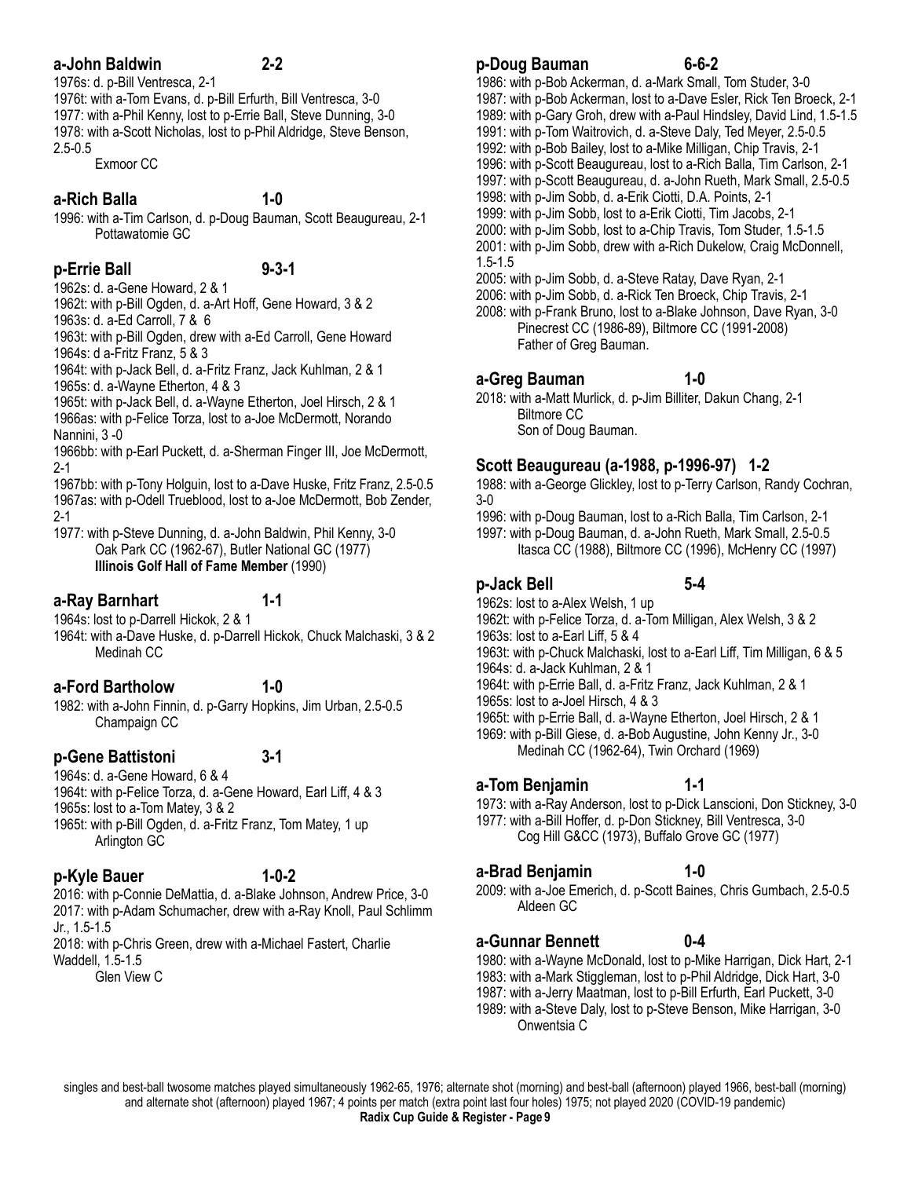### a-John Baldwin 2-2

1976s: d. p-Bill Ventresca, 2-1
1976t: with a-Tom Evans, d. p-Bill Erfurth, Bill Ventresca, 3-0
1977: with a-Phil Kenny, lost to p-Errie Ball, Steve Dunning, 3-0
1978: with a-Scott Nicholas, lost to p-Phil Aldridge, Steve Benson, 2.5-0.5
Exmoor CC

### a-Rich Balla 1-0

1996: with a-Tim Carlson, d. p-Doug Bauman, Scott Beaugureau, 2-1
Pottawatomie GC

### p-Errie Ball 9-3-1

1962s: d. a-Gene Howard, 2 & 1
1962t: with p-Bill Ogden, d. a-Art Hoff, Gene Howard, 3 & 2
1963s: d. a-Ed Carroll, 7 & 6
1963t: with p-Bill Ogden, drew with a-Ed Carroll, Gene Howard
1964s: d a-Fritz Franz, 5 & 3
1964t: with p-Jack Bell, d. a-Fritz Franz, Jack Kuhlman, 2 & 1
1965s: d. a-Wayne Etherton, 4 & 3
1965t: with p-Jack Bell, d. a-Wayne Etherton, Joel Hirsch, 2 & 1
1966as: with p-Felice Torza, lost to a-Joe McDermott, Norando Nannini, 3 -0
1966bb: with p-Earl Puckett, d. a-Sherman Finger III, Joe McDermott, 2-1
1967bb: with p-Tony Holguin, lost to a-Dave Huske, Fritz Franz, 2.5-0.5
1967as: with p-Odell Trueblood, lost to a-Joe McDermott, Bob Zender, 2-1
1977: with p-Steve Dunning, d. a-John Baldwin, Phil Kenny, 3-0
Oak Park CC (1962-67), Butler National GC (1977)
**Illinois Golf Hall of Fame Member** (1990)

### a-Ray Barnhart 1-1

1964s: lost to p-Darrell Hickok, 2 & 1
1964t: with a-Dave Huske, d. p-Darrell Hickok, Chuck Malchaski, 3 & 2
Medinah CC

### a-Ford Bartholow 1-0

1982: with a-John Finnin, d. p-Garry Hopkins, Jim Urban, 2.5-0.5
Champaign CC

### p-Gene Battistoni 3-1

1964s: d. a-Gene Howard, 6 & 4
1964t: with p-Felice Torza, d. a-Gene Howard, Earl Liff, 4 & 3
1965s: lost to a-Tom Matey, 3 & 2
1965t: with p-Bill Ogden, d. a-Fritz Franz, Tom Matey, 1 up
Arlington GC

### p-Kyle Bauer 1-0-2

2016: with p-Connie DeMattia, d. a-Blake Johnson, Andrew Price, 3-0
2017: with p-Adam Schumacher, drew with a-Ray Knoll, Paul Schlimm Jr., 1.5-1.5
2018: with p-Chris Green, drew with a-Michael Fastert, Charlie Waddell, 1.5-1.5
Glen View C

### p-Doug Bauman 6-6-2

1986: with p-Bob Ackerman, d. a-Mark Small, Tom Studer, 3-0
1987: with p-Bob Ackerman, lost to a-Dave Esler, Rick Ten Broeck, 2-1
1989: with p-Gary Groh, drew with a-Paul Hindsley, David Lind, 1.5-1.5
1991: with p-Tom Waitrovich, d. a-Steve Daly, Ted Meyer, 2.5-0.5
1992: with p-Bob Bailey, lost to a-Mike Milligan, Chip Travis, 2-1
1996: with p-Scott Beaugureau, lost to a-Rich Balla, Tim Carlson, 2-1
1997: with p-Scott Beaugureau, d. a-John Rueth, Mark Small, 2.5-0.5
1998: with p-Jim Sobb, d. a-Erik Ciotti, D.A. Points, 2-1
1999: with p-Jim Sobb, lost to a-Erik Ciotti, Tim Jacobs, 2-1
2000: with p-Jim Sobb, lost to a-Chip Travis, Tom Studer, 1.5-1.5
2001: with p-Jim Sobb, drew with a-Rich Dukelow, Craig McDonnell, 1.5-1.5
2005: with p-Jim Sobb, d. a-Steve Ratay, Dave Ryan, 2-1
2006: with p-Jim Sobb, d. a-Rick Ten Broeck, Chip Travis, 2-1
2008: with p-Frank Bruno, lost to a-Blake Johnson, Dave Ryan, 3-0
Pinecrest CC (1986-89), Biltmore CC (1991-2008)
Father of Greg Bauman.

### a-Greg Bauman 1-0

2018: with a-Matt Murlick, d. p-Jim Billiter, Dakun Chang, 2-1
Biltmore CC
Son of Doug Bauman.

### Scott Beaugureau (a-1988, p-1996-97) 1-2

1988: with a-George Glickley, lost to p-Terry Carlson, Randy Cochran, 3-0
1996: with p-Doug Bauman, lost to a-Rich Balla, Tim Carlson, 2-1
1997: with p-Doug Bauman, d. a-John Rueth, Mark Small, 2.5-0.5
Itasca CC (1988), Biltmore CC (1996), McHenry CC (1997)

### p-Jack Bell 5-4

1962s: lost to a-Alex Welsh, 1 up
1962t: with p-Felice Torza, d. a-Tom Milligan, Alex Welsh, 3 & 2
1963s: lost to a-Earl Liff, 5 & 4
1963t: with p-Chuck Malchaski, lost to a-Earl Liff, Tim Milligan, 6 & 5
1964s: d. a-Jack Kuhlman, 2 & 1
1964t: with p-Errie Ball, d. a-Fritz Franz, Jack Kuhlman, 2 & 1
1965s: lost to a-Joel Hirsch, 4 & 3
1965t: with p-Errie Ball, d. a-Wayne Etherton, Joel Hirsch, 2 & 1
1969: with p-Bill Giese, d. a-Bob Augustine, John Kenny Jr., 3-0
Medinah CC (1962-64), Twin Orchard (1969)

### a-Tom Benjamin 1-1

1973: with a-Ray Anderson, lost to p-Dick Lanscioni, Don Stickney, 3-0
1977: with a-Bill Hoffer, d. p-Don Stickney, Bill Ventresca, 3-0
Cog Hill G&CC (1973), Buffalo Grove GC (1977)

### a-Brad Benjamin 1-0

2009: with a-Joe Emerich, d. p-Scott Baines, Chris Gumbach, 2.5-0.5
Aldeen GC

### a-Gunnar Bennett 0-4

1980: with a-Wayne McDonald, lost to p-Mike Harrigan, Dick Hart, 2-1
1983: with a-Mark Stiggleman, lost to p-Phil Aldridge, Dick Hart, 3-0
1987: with a-Jerry Maatman, lost to p-Bill Erfurth, Earl Puckett, 3-0
1989: with a-Steve Daly, lost to p-Steve Benson, Mike Harrigan, 3-0
Onwentsia C

singles and best-ball twosome matches played simultaneously 1962-65, 1976; alternate shot (morning) and best-ball (afternoon) played 1966, best-ball (morning) and alternate shot (afternoon) played 1967; 4 points per match (extra point last four holes) 1975; not played 2020 (COVID-19 pandemic)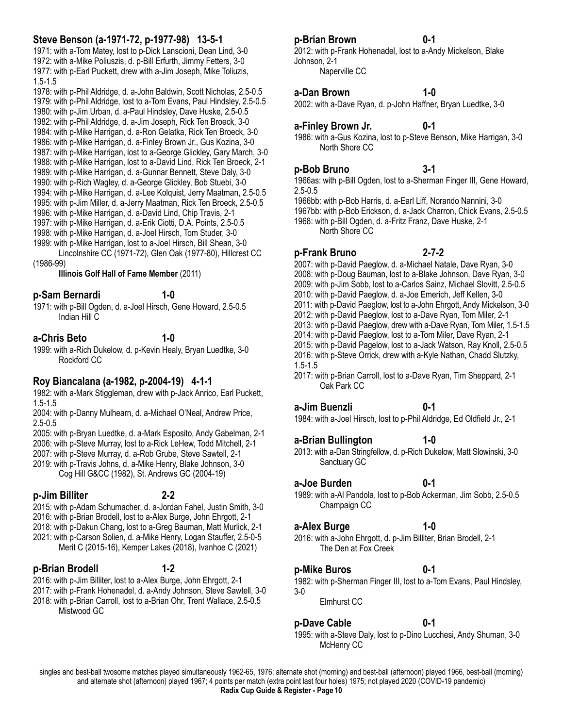### Steve Benson (a-1971-72, p-1977-98) 13-5-1

1971: with a-Tom Matey, lost to p-Dick Lanscioni, Dean Lind, 3-0
1972: with a-Mike Poliuszis, d. p-Bill Erfurth, Jimmy Fetters, 3-0
1977: with p-Earl Puckett, drew with a-Jim Joseph, Mike Toliuzis, 1.5-1.5
1978: with p-Phil Aldridge, d. a-John Baldwin, Scott Nicholas, 2.5-0.5
1979: with p-Phil Aldridge, lost to a-Tom Evans, Paul Hindsley, 2.5-0.5
1980: with p-Jim Urban, d. a-Paul Hindsley, Dave Huske, 2.5-0.5
1982: with p-Phil Aldridge, d. a-Jim Joseph, Rick Ten Broeck, 3-0
1984: with p-Mike Harrigan, d. a-Ron Gelatka, Rick Ten Broeck, 3-0
1986: with p-Mike Harrigan, d. a-Finley Brown Jr., Gus Kozina, 3-0
1987: with p-Mike Harrigan, lost to a-George Glickley, Gary March, 3-0
1988: with p-Mike Harrigan, lost to a-David Lind, Rick Ten Broeck, 2-1
1989: with p-Mike Harrigan, d. a-Gunnar Bennett, Steve Daly, 3-0
1990: with p-Rich Wagley, d. a-George Glickley, Bob Stuebi, 3-0
1994: with p-Mike Harrigan, d. a-Lee Kolquist, Jerry Maatman, 2.5-0.5
1995: with p-Jim Miller, d. a-Jerry Maatman, Rick Ten Broeck, 2.5-0.5
1996: with p-Mike Harrigan, d. a-David Lind, Chip Travis, 2-1
1997: with p-Mike Harrigan, d. a-Erik Ciotti, D.A. Points, 2.5-0.5
1998: with p-Mike Harrigan, d. a-Joel Hirsch, Tom Studer, 3-0
1999: with p-Mike Harrigan, lost to a-Joel Hirsch, Bill Shean, 3-0
Lincolnshire CC (1971-72), Glen Oak (1977-80), Hillcrest CC (1986-99)

**Illinois Golf Hall of Fame Member** (2011)

### p-Sam Bernardi 1-0

1971: with p-Bill Ogden, d. a-Joel Hirsch, Gene Howard, 2.5-0.5
Indian Hill C

### a-Chris Beto 1-0

1999: with a-Rich Dukelow, d. p-Kevin Healy, Bryan Luedtke, 3-0
Rockford CC

### Roy Biancalana (a-1982, p-2004-19) 4-1-1

1982: with a-Mark Stiggleman, drew with p-Jack Anrico, Earl Puckett, 1.5-1.5
2004: with p-Danny Mulhearn, d. a-Michael O'Neal, Andrew Price, 2.5-0.5
2005: with p-Bryan Luedtke, d. a-Mark Esposito, Andy Gabelman, 2-1
2006: with p-Steve Murray, lost to a-Rick LeHew, Todd Mitchell, 2-1
2007: with p-Steve Murray, d. a-Rob Grube, Steve Sawtell, 2-1
2019: with p-Travis Johns, d. a-Mike Henry, Blake Johnson, 3-0
Cog Hill G&CC (1982), St. Andrews GC (2004-19)

### p-Jim Billiter 2-2

2015: with p-Adam Schumacher, d. a-Jordan Fahel, Justin Smith, 3-0
2016: with p-Brian Brodell, lost to a-Alex Burge, John Ehrgott, 2-1
2018: with p-Dakun Chang, lost to a-Greg Bauman, Matt Murlick, 2-1
2021: with p-Carson Solien, d. a-Mike Henry, Logan Stauffer, 2.5-0-5
Merit C (2015-16), Kemper Lakes (2018), Ivanhoe C (2021)

### p-Brian Brodell 1-2

2016: with p-Jim Billiter, lost to a-Alex Burge, John Ehrgott, 2-1
2017: with p-Frank Hohenadel, d. a-Andy Johnson, Steve Sawtell, 3-0
2018: with p-Brian Carroll, lost to a-Brian Ohr, Trent Wallace, 2.5-0.5
Mistwood GC

### p-Brian Brown 0-1

2012: with p-Frank Hohenadel, lost to a-Andy Mickelson, Blake Johnson, 2-1
Naperville CC

### a-Dan Brown 1-0

2002: with a-Dave Ryan, d. p-John Haffner, Bryan Luedtke, 3-0

### a-Finley Brown Jr. 0-1

1986: with a-Gus Kozina, lost to p-Steve Benson, Mike Harrigan, 3-0
North Shore CC

### p-Bob Bruno 3-1

1966as: with p-Bill Ogden, lost to a-Sherman Finger III, Gene Howard, 2.5-0.5
1966bb: with p-Bob Harris, d. a-Earl Liff, Norando Nannini, 3-0
1967bb: with p-Bob Erickson, d. a-Jack Charron, Chick Evans, 2.5-0.5
1968: with p-Bill Ogden, d. a-Fritz Franz, Dave Huske, 2-1
North Shore CC

### p-Frank Bruno 2-7-2

2007: with p-David Paeglow, d. a-Michael Natale, Dave Ryan, 3-0
2008: with p-Doug Bauman, lost to a-Blake Johnson, Dave Ryan, 3-0
2009: with p-Jim Sobb, lost to a-Carlos Sainz, Michael Slovitt, 2.5-0.5
2010: with p-David Paeglow, d. a-Joe Emerich, Jeff Kellen, 3-0
2011: with p-David Paeglow, lost to a-John Ehrgott, Andy Mickelson, 3-0
2012: with p-David Paeglow, lost to a-Dave Ryan, Tom Miler, 2-1
2013: with p-David Paeglow, drew with a-Dave Ryan, Tom Miler, 1.5-1.5
2014: with p-David Paeglow, lost to a-Tom Miler, Dave Ryan, 2-1
2015: with p-David Pagelow, lost to a-Jack Watson, Ray Knoll, 2.5-0.5
2016: with p-Steve Orrick, drew with a-Kyle Nathan, Chadd Slutzky, 1.5-1.5
2017: with p-Brian Carroll, lost to a-Dave Ryan, Tim Sheppard, 2-1
Oak Park CC

### a-Jim Buenzli 0-1

1984: with a-Joel Hirsch, lost to p-Phil Aldridge, Ed Oldfield Jr., 2-1

### a-Brian Bullington 1-0

2013: with a-Dan Stringfellow, d. p-Rich Dukelow, Matt Slowinski, 3-0
Sanctuary GC

### a-Joe Burden 0-1

1989: with a-Al Pandola, lost to p-Bob Ackerman, Jim Sobb, 2.5-0.5
Champaign CC

### a-Alex Burge 1-0

2016: with a-John Ehrgott, d. p-Jim Billiter, Brian Brodell, 2-1
The Den at Fox Creek

### p-Mike Buros 0-1

1982: with p-Sherman Finger III, lost to a-Tom Evans, Paul Hindsley, 3-0
Elmhurst CC

### p-Dave Cable 0-1

1995: with a-Steve Daly, lost to p-Dino Lucchesi, Andy Shuman, 3-0
McHenry CC

singles and best-ball twosome matches played simultaneously 1962-65, 1976; alternate shot (morning) and best-ball (afternoon) played 1966, best-ball (morning) and alternate shot (afternoon) played 1967; 4 points per match (extra point last four holes) 1975; not played 2020 (COVID-19 pandemic)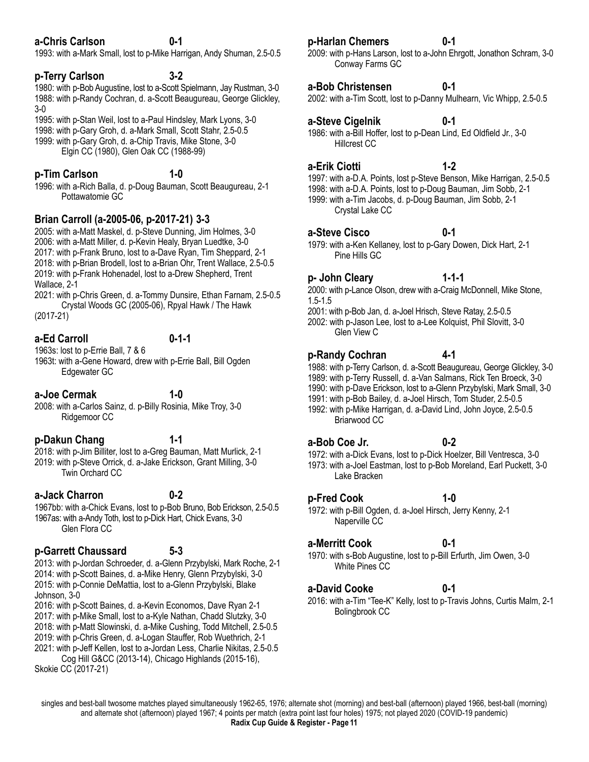### a-Chris Carlson 0-1

1993: with a-Mark Small, lost to p-Mike Harrigan, Andy Shuman, 2.5-0.5

### p-Terry Carlson 3-2

1980: with p-Bob Augustine, lost to a-Scott Spielmann, Jay Rustman, 3-0
1988: with p-Randy Cochran, d. a-Scott Beaugureau, George Glickley, 3-0
1995: with p-Stan Weil, lost to a-Paul Hindsley, Mark Lyons, 3-0
1998: with p-Gary Groh, d. a-Mark Small, Scott Stahr, 2.5-0.5
1999: with p-Gary Groh, d. a-Chip Travis, Mike Stone, 3-0
Elgin CC (1980), Glen Oak CC (1988-99)

### p-Tim Carlson 1-0

1996: with a-Rich Balla, d. p-Doug Bauman, Scott Beaugureau, 2-1
Pottawatomie GC

### Brian Carroll (a-2005-06, p-2017-21) 3-3

2005: with a-Matt Maskel, d. p-Steve Dunning, Jim Holmes, 3-0
2006: with a-Matt Miller, d. p-Kevin Healy, Bryan Luedtke, 3-0
2017: with p-Frank Bruno, lost to a-Dave Ryan, Tim Sheppard, 2-1
2018: with p-Brian Brodell, lost to a-Brian Ohr, Trent Wallace, 2.5-0.5
2019: with p-Frank Hohenadel, lost to a-Drew Shepherd, Trent Wallace, 2-1
2021: with p-Chris Green, d. a-Tommy Dunsire, Ethan Farnam, 2.5-0.5
Crystal Woods GC (2005-06), Rpyal Hawk / The Hawk (2017-21)

### a-Ed Carroll 0-1-1

1963s: lost to p-Errie Ball, 7 & 6
1963t: with a-Gene Howard, drew with p-Errie Ball, Bill Ogden
Edgewater GC

### a-Joe Cermak 1-0

2008: with a-Carlos Sainz, d. p-Billy Rosinia, Mike Troy, 3-0
Ridgemoor CC

### p-Dakun Chang 1-1

2018: with p-Jim Billiter, lost to a-Greg Bauman, Matt Murlick, 2-1
2019: with p-Steve Orrick, d. a-Jake Erickson, Grant Milling, 3-0
Twin Orchard CC

### a-Jack Charron 0-2

1967bb: with a-Chick Evans, lost to p-Bob Bruno, Bob Erickson, 2.5-0.5
1967as: with a-Andy Toth, lost to p-Dick Hart, Chick Evans, 3-0
Glen Flora CC

### p-Garrett Chaussard 5-3

2013: with p-Jordan Schroeder, d. a-Glenn Przybylski, Mark Roche, 2-1
2014: with p-Scott Baines, d. a-Mike Henry, Glenn Przybylski, 3-0
2015: with p-Connie DeMattia, lost to a-Glenn Przybylski, Blake Johnson, 3-0
2016: with p-Scott Baines, d. a-Kevin Economos, Dave Ryan 2-1
2017: with p-Mike Small, lost to a-Kyle Nathan, Chadd Slutzky, 3-0
2018: with p-Matt Slowinski, d. a-Mike Cushing, Todd Mitchell, 2.5-0.5
2019: with p-Chris Green, d. a-Logan Stauffer, Rob Wuethrich, 2-1
2021: with p-Jeff Kellen, lost to a-Jordan Less, Charlie Nikitas, 2.5-0.5
Cog Hill G&CC (2013-14), Chicago Highlands (2015-16), Skokie CC (2017-21)

### p-Harlan Chemers 0-1

2009: with p-Hans Larson, lost to a-John Ehrgott, Jonathon Schram, 3-0
Conway Farms GC

### a-Bob Christensen 0-1

2002: with a-Tim Scott, lost to p-Danny Mulhearn, Vic Whipp, 2.5-0.5

### a-Steve Cigelnik 0-1

1986: with a-Bill Hoffer, lost to p-Dean Lind, Ed Oldfield Jr., 3-0
Hillcrest CC

### a-Erik Ciotti 1-2

1997: with a-D.A. Points, lost p-Steve Benson, Mike Harrigan, 2.5-0.5
1998: with a-D.A. Points, lost to p-Doug Bauman, Jim Sobb, 2-1
1999: with a-Tim Jacobs, d. p-Doug Bauman, Jim Sobb, 2-1
Crystal Lake CC

### a-Steve Cisco 0-1

1979: with a-Ken Kellaney, lost to p-Gary Dowen, Dick Hart, 2-1
Pine Hills GC

### p- John Cleary 1-1-1

2000: with p-Lance Olson, drew with a-Craig McDonnell, Mike Stone, 1.5-1.5
2001: with p-Bob Jan, d. a-Joel Hrisch, Steve Ratay, 2.5-0.5
2002: with p-Jason Lee, lost to a-Lee Kolquist, Phil Slovitt, 3-0
Glen View C

### p-Randy Cochran 4-1

1988: with p-Terry Carlson, d. a-Scott Beaugureau, George Glickley, 3-0
1989: with p-Terry Russell, d. a-Van Salmans, Rick Ten Broeck, 3-0
1990: with p-Dave Erickson, lost to a-Glenn Przybylski, Mark Small, 3-0
1991: with p-Bob Bailey, d. a-Joel Hirsch, Tom Studer, 2.5-0.5
1992: with p-Mike Harrigan, d. a-David Lind, John Joyce, 2.5-0.5
Briarwood CC

### a-Bob Coe Jr. 0-2

1972: with a-Dick Evans, lost to p-Dick Hoelzer, Bill Ventresca, 3-0
1973: with a-Joel Eastman, lost to p-Bob Moreland, Earl Puckett, 3-0
Lake Bracken

### p-Fred Cook 1-0

1972: with p-Bill Ogden, d. a-Joel Hirsch, Jerry Kenny, 2-1
Naperville CC

### a-Merritt Cook 0-1

1970: with s-Bob Augustine, lost to p-Bill Erfurth, Jim Owen, 3-0
White Pines CC

### a-David Cooke 0-1

2016: with a-Tim "Tee-K" Kelly, lost to p-Travis Johns, Curtis Malm, 2-1
Bolingbrook CC

singles and best-ball twosome matches played simultaneously 1962-65, 1976; alternate shot (morning) and best-ball (afternoon) played 1966, best-ball (morning) and alternate shot (afternoon) played 1967; 4 points per match (extra point last four holes) 1975; not played 2020 (COVID-19 pandemic)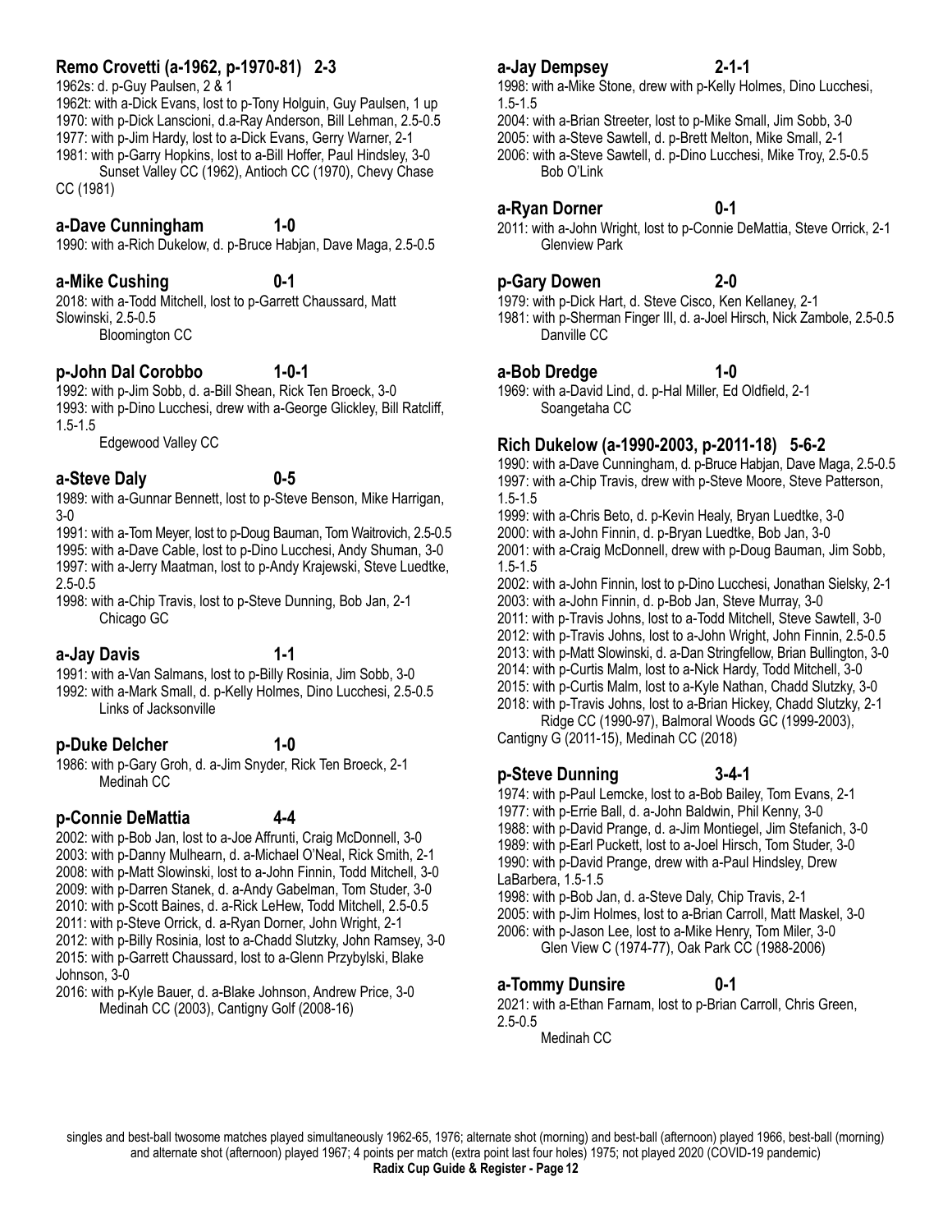**Remo Crovetti (a-1962, p-1970-81) 2-3**

1962s: d. p-Guy Paulsen, 2 & 1
1962t: with a-Dick Evans, lost to p-Tony Holguin, Guy Paulsen, 1 up
1970: with p-Dick Lanscioni, d.a-Ray Anderson, Bill Lehman, 2.5-0.5
1977: with p-Jim Hardy, lost to a-Dick Evans, Gerry Warner, 2-1
1981: with p-Garry Hopkins, lost to a-Bill Hoffer, Paul Hindsley, 3-0
Sunset Valley CC (1962), Antioch CC (1970), Chevy Chase CC (1981)

**a-Dave Cunningham 1-0**

1990: with a-Rich Dukelow, d. p-Bruce Habjan, Dave Maga, 2.5-0.5

**a-Mike Cushing 0-1**

2018: with a-Todd Mitchell, lost to p-Garrett Chaussard, Matt Slowinski, 2.5-0.5
Bloomington CC

**p-John Dal Corobbo 1-0-1**

1992: with p-Jim Sobb, d. a-Bill Shean, Rick Ten Broeck, 3-0
1993: with p-Dino Lucchesi, drew with a-George Glickley, Bill Ratcliff, 1.5-1.5
Edgewood Valley CC

**a-Steve Daly 0-5**

1989: with a-Gunnar Bennett, lost to p-Steve Benson, Mike Harrigan, 3-0
1991: with a-Tom Meyer, lost to p-Doug Bauman, Tom Waitrovich, 2.5-0.5
1995: with a-Dave Cable, lost to p-Dino Lucchesi, Andy Shuman, 3-0
1997: with a-Jerry Maatman, lost to p-Andy Krajewski, Steve Luedtke, 2.5-0.5
1998: with a-Chip Travis, lost to p-Steve Dunning, Bob Jan, 2-1
Chicago GC

**a-Jay Davis 1-1**

1991: with a-Van Salmans, lost to p-Billy Rosinia, Jim Sobb, 3-0
1992: with a-Mark Small, d. p-Kelly Holmes, Dino Lucchesi, 2.5-0.5
Links of Jacksonville

**p-Duke Delcher 1-0**

1986: with p-Gary Groh, d. a-Jim Snyder, Rick Ten Broeck, 2-1
Medinah CC

**p-Connie DeMattia 4-4**

2002: with p-Bob Jan, lost to a-Joe Affrunti, Craig McDonnell, 3-0
2003: with p-Danny Mulhearn, d. a-Michael O'Neal, Rick Smith, 2-1
2008: with p-Matt Slowinski, lost to a-John Finnin, Todd Mitchell, 3-0
2009: with p-Darren Stanek, d. a-Andy Gabelman, Tom Studer, 3-0
2010: with p-Scott Baines, d. a-Rick LeHew, Todd Mitchell, 2.5-0.5
2011: with p-Steve Orrick, d. a-Ryan Dorner, John Wright, 2-1
2012: with p-Billy Rosinia, lost to a-Chadd Slutzky, John Ramsey, 3-0
2015: with p-Garrett Chaussard, lost to a-Glenn Przybylski, Blake Johnson, 3-0
2016: with p-Kyle Bauer, d. a-Blake Johnson, Andrew Price, 3-0
Medinah CC (2003), Cantigny Golf (2008-16)

**a-Jay Dempsey 2-1-1**

1998: with a-Mike Stone, drew with p-Kelly Holmes, Dino Lucchesi, 1.5-1.5
2004: with a-Brian Streeter, lost to p-Mike Small, Jim Sobb, 3-0
2005: with a-Steve Sawtell, d. p-Brett Melton, Mike Small, 2-1
2006: with a-Steve Sawtell, d. p-Dino Lucchesi, Mike Troy, 2.5-0.5
Bob O'Link

**a-Ryan Dorner 0-1**

2011: with a-John Wright, lost to p-Connie DeMattia, Steve Orrick, 2-1
Glenview Park

**p-Gary Dowen 2-0**

1979: with p-Dick Hart, d. Steve Cisco, Ken Kellaney, 2-1
1981: with p-Sherman Finger III, d. a-Joel Hirsch, Nick Zambole, 2.5-0.5
Danville CC

**a-Bob Dredge 1-0**

1969: with a-David Lind, d. p-Hal Miller, Ed Oldfield, 2-1
Soangetaha CC

**Rich Dukelow (a-1990-2003, p-2011-18) 5-6-2**

1990: with a-Dave Cunningham, d. p-Bruce Habjan, Dave Maga, 2.5-0.5
1997: with a-Chip Travis, drew with p-Steve Moore, Steve Patterson, 1.5-1.5
1999: with a-Chris Beto, d. p-Kevin Healy, Bryan Luedtke, 3-0
2000: with a-John Finnin, d. p-Bryan Luedtke, Bob Jan, 3-0
2001: with a-Craig McDonnell, drew with p-Doug Bauman, Jim Sobb, 1.5-1.5
2002: with a-John Finnin, lost to p-Dino Lucchesi, Jonathan Sielsky, 2-1
2003: with a-John Finnin, d. p-Bob Jan, Steve Murray, 3-0
2011: with p-Travis Johns, lost to a-Todd Mitchell, Steve Sawtell, 3-0
2012: with p-Travis Johns, lost to a-John Wright, John Finnin, 2.5-0.5
2013: with p-Matt Slowinski, d. a-Dan Stringfellow, Brian Bullington, 3-0
2014: with p-Curtis Malm, lost to a-Nick Hardy, Todd Mitchell, 3-0
2015: with p-Curtis Malm, lost to a-Kyle Nathan, Chadd Slutzky, 3-0
2018: with p-Travis Johns, lost to a-Brian Hickey, Chadd Slutzky, 2-1
Ridge CC (1990-97), Balmoral Woods GC (1999-2003), Cantigny G (2011-15), Medinah CC (2018)

**p-Steve Dunning 3-4-1**

1974: with p-Paul Lemcke, lost to a-Bob Bailey, Tom Evans, 2-1
1977: with p-Errie Ball, d. a-John Baldwin, Phil Kenny, 3-0
1988: with p-David Prange, d. a-Jim Montiegel, Jim Stefanich, 3-0
1989: with p-Earl Puckett, lost to a-Joel Hirsch, Tom Studer, 3-0
1990: with p-David Prange, drew with a-Paul Hindsley, Drew LaBarbera, 1.5-1.5
1998: with p-Bob Jan, d. a-Steve Daly, Chip Travis, 2-1
2005: with p-Jim Holmes, lost to a-Brian Carroll, Matt Maskel, 3-0
2006: with p-Jason Lee, lost to a-Mike Henry, Tom Miler, 3-0
Glen View C (1974-77), Oak Park CC (1988-2006)

**a-Tommy Dunsire 0-1**

2021: with a-Ethan Farnam, lost to p-Brian Carroll, Chris Green, 2.5-0.5
Medinah CC

singles and best-ball twosome matches played simultaneously 1962-65, 1976; alternate shot (morning) and best-ball (afternoon) played 1966, best-ball (morning) and alternate shot (afternoon) played 1967; 4 points per match (extra point last four holes) 1975; not played 2020 (COVID-19 pandemic)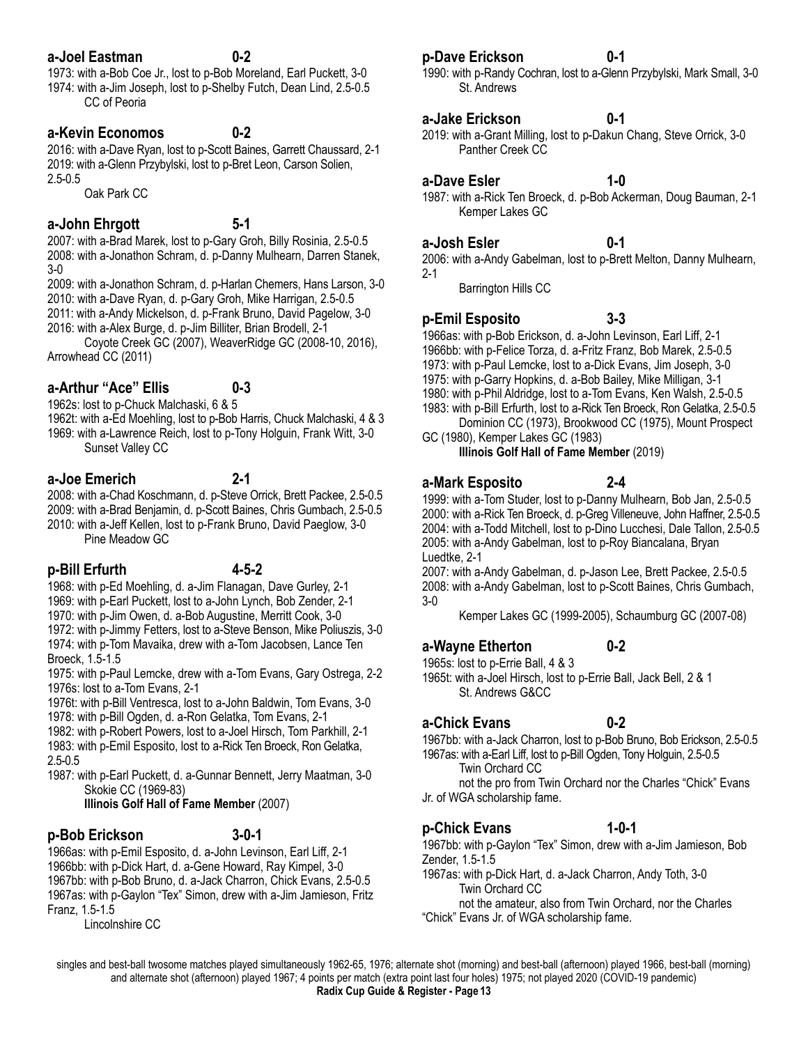### a-Joel Eastman 0-2

1973: with a-Bob Coe Jr., lost to p-Bob Moreland, Earl Puckett, 3-0
1974: with a-Jim Joseph, lost to p-Shelby Futch, Dean Lind, 2.5-0.5
CC of Peoria

### a-Kevin Economos 0-2

2016: with a-Dave Ryan, lost to p-Scott Baines, Garrett Chaussard, 2-1
2019: with a-Glenn Przybylski, lost to p-Bret Leon, Carson Solien, 2.5-0.5
Oak Park CC

### a-John Ehrgott 5-1

2007: with a-Brad Marek, lost to p-Gary Groh, Billy Rosinia, 2.5-0.5
2008: with a-Jonathon Schram, d. p-Danny Mulhearn, Darren Stanek, 3-0
2009: with a-Jonathon Schram, d. p-Harlan Chemers, Hans Larson, 3-0
2010: with a-Dave Ryan, d. p-Gary Groh, Mike Harrigan, 2.5-0.5
2011: with a-Andy Mickelson, d. p-Frank Bruno, David Pagelow, 3-0
2016: with a-Alex Burge, d. p-Jim Billiter, Brian Brodell, 2-1
Coyote Creek GC (2007), WeaverRidge GC (2008-10, 2016), Arrowhead CC (2011)

### a-Arthur "Ace" Ellis 0-3

1962s: lost to p-Chuck Malchaski, 6 & 5
1962t: with a-Ed Moehling, lost to p-Bob Harris, Chuck Malchaski, 4 & 3
1969: with a-Lawrence Reich, lost to p-Tony Holguin, Frank Witt, 3-0
Sunset Valley CC

### a-Joe Emerich 2-1

2008: with a-Chad Koschmann, d. p-Steve Orrick, Brett Packee, 2.5-0.5
2009: with a-Brad Benjamin, d. p-Scott Baines, Chris Gumbach, 2.5-0.5
2010: with a-Jeff Kellen, lost to p-Frank Bruno, David Paeglow, 3-0
Pine Meadow GC

### p-Bill Erfurth 4-5-2

1968: with p-Ed Moehling, d. a-Jim Flanagan, Dave Gurley, 2-1
1969: with p-Earl Puckett, lost to a-John Lynch, Bob Zender, 2-1
1970: with p-Jim Owen, d. a-Bob Augustine, Merritt Cook, 3-0
1972: with p-Jimmy Fetters, lost to a-Steve Benson, Mike Poliuszis, 3-0
1974: with p-Tom Mavaika, drew with a-Tom Jacobsen, Lance Ten Broeck, 1.5-1.5
1975: with p-Paul Lemcke, drew with a-Tom Evans, Gary Ostrega, 2-2
1976s: lost to a-Tom Evans, 2-1
1976t: with p-Bill Ventresca, lost to a-John Baldwin, Tom Evans, 3-0
1978: with p-Bill Ogden, d. a-Ron Gelatka, Tom Evans, 2-1
1982: with p-Robert Powers, lost to a-Joel Hirsch, Tom Parkhill, 2-1
1983: with p-Emil Esposito, lost to a-Rick Ten Broeck, Ron Gelatka, 2.5-0.5
1987: with p-Earl Puckett, d. a-Gunnar Bennett, Jerry Maatman, 3-0
Skokie CC (1969-83)
**Illinois Golf Hall of Fame Member** (2007)

### p-Bob Erickson 3-0-1

1966as: with p-Emil Esposito, d. a-John Levinson, Earl Liff, 2-1
1966bb: with p-Dick Hart, d. a-Gene Howard, Ray Kimpel, 3-0
1967bb: with p-Bob Bruno, d. a-Jack Charron, Chick Evans, 2.5-0.5
1967as: with p-Gaylon "Tex" Simon, drew with a-Jim Jamieson, Fritz Franz, 1.5-1.5
Lincolnshire CC

### p-Dave Erickson 0-1

1990: with p-Randy Cochran, lost to a-Glenn Przybylski, Mark Small, 3-0
St. Andrews

### a-Jake Erickson 0-1

2019: with a-Grant Milling, lost to p-Dakun Chang, Steve Orrick, 3-0
Panther Creek CC

### a-Dave Esler 1-0

1987: with a-Rick Ten Broeck, d. p-Bob Ackerman, Doug Bauman, 2-1
Kemper Lakes GC

### a-Josh Esler 0-1

2006: with a-Andy Gabelman, lost to p-Brett Melton, Danny Mulhearn, 2-1
Barrington Hills CC

### p-Emil Esposito 3-3

1966as: with p-Bob Erickson, d. a-John Levinson, Earl Liff, 2-1
1966bb: with p-Felice Torza, d. a-Fritz Franz, Bob Marek, 2.5-0.5
1973: with p-Paul Lemcke, lost to a-Dick Evans, Jim Joseph, 3-0
1975: with p-Garry Hopkins, d. a-Bob Bailey, Mike Milligan, 3-1
1980: with p-Phil Aldridge, lost to a-Tom Evans, Ken Walsh, 2.5-0.5
1983: with p-Bill Erfurth, lost to a-Rick Ten Broeck, Ron Gelatka, 2.5-0.5
Dominion CC (1973), Brookwood CC (1975), Mount Prospect GC (1980), Kemper Lakes GC (1983)
**Illinois Golf Hall of Fame Member** (2019)

### a-Mark Esposito 2-4

1999: with a-Tom Studer, lost to p-Danny Mulhearn, Bob Jan, 2.5-0.5
2000: with a-Rick Ten Broeck, d. p-Greg Villeneuve, John Haffner, 2.5-0.5
2004: with a-Todd Mitchell, lost to p-Dino Lucchesi, Dale Tallon, 2.5-0.5
2005: with a-Andy Gabelman, lost to p-Roy Biancalana, Bryan Luedtke, 2-1
2007: with a-Andy Gabelman, d. p-Jason Lee, Brett Packee, 2.5-0.5
2008: with a-Andy Gabelman, lost to p-Scott Baines, Chris Gumbach, 3-0
Kemper Lakes GC (1999-2005), Schaumburg GC (2007-08)

### a-Wayne Etherton 0-2

1965s: lost to p-Errie Ball, 4 & 3
1965t: with a-Joel Hirsch, lost to p-Errie Ball, Jack Bell, 2 & 1
St. Andrews G&CC

### a-Chick Evans 0-2

1967bb: with a-Jack Charron, lost to p-Bob Bruno, Bob Erickson, 2.5-0.5
1967as: with a-Earl Liff, lost to p-Bill Ogden, Tony Holguin, 2.5-0.5
Twin Orchard CC
not the pro from Twin Orchard nor the Charles "Chick" Evans Jr. of WGA scholarship fame.

### p-Chick Evans 1-0-1

1967bb: with p-Gaylon "Tex" Simon, drew with a-Jim Jamieson, Bob Zender, 1.5-1.5
1967as: with p-Dick Hart, d. a-Jack Charron, Andy Toth, 3-0
Twin Orchard CC
not the amateur, also from Twin Orchard, nor the Charles "Chick" Evans Jr. of WGA scholarship fame.

singles and best-ball twosome matches played simultaneously 1962-65, 1976; alternate shot (morning) and best-ball (afternoon) played 1966, best-ball (morning) and alternate shot (afternoon) played 1967; 4 points per match (extra point last four holes) 1975; not played 2020 (COVID-19 pandemic)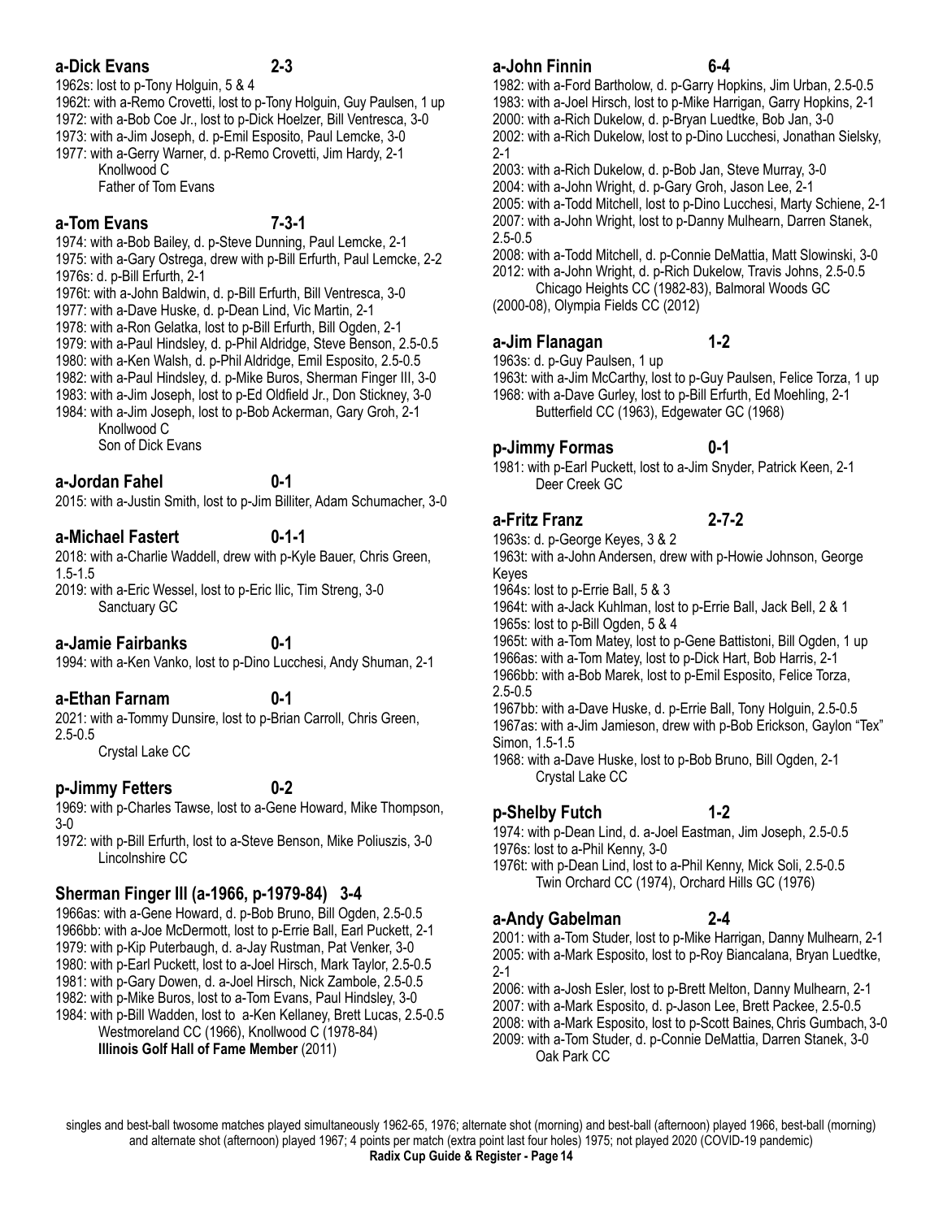**a-Dick Evans 2-3**

1962s: lost to p-Tony Holguin, 5 & 4
1962t: with a-Remo Crovetti, lost to p-Tony Holguin, Guy Paulsen, 1 up
1972: with a-Bob Coe Jr., lost to p-Dick Hoelzer, Bill Ventresca, 3-0
1973: with a-Jim Joseph, d. p-Emil Esposito, Paul Lemcke, 3-0
1977: with a-Gerry Warner, d. p-Remo Crovetti, Jim Hardy, 2-1
Knollwood C
Father of Tom Evans

**a-Tom Evans 7-3-1**

1974: with a-Bob Bailey, d. p-Steve Dunning, Paul Lemcke, 2-1
1975: with a-Gary Ostrega, drew with p-Bill Erfurth, Paul Lemcke, 2-2
1976s: d. p-Bill Erfurth, 2-1
1976t: with a-John Baldwin, d. p-Bill Erfurth, Bill Ventresca, 3-0
1977: with a-Dave Huske, d. p-Dean Lind, Vic Martin, 2-1
1978: with a-Ron Gelatka, lost to p-Bill Erfurth, Bill Ogden, 2-1
1979: with a-Paul Hindsley, d. p-Phil Aldridge, Steve Benson, 2.5-0.5
1980: with a-Ken Walsh, d. p-Phil Aldridge, Emil Esposito, 2.5-0.5
1982: with a-Paul Hindsley, d. p-Mike Buros, Sherman Finger III, 3-0
1983: with a-Jim Joseph, lost to p-Ed Oldfield Jr., Don Stickney, 3-0
1984: with a-Jim Joseph, lost to p-Bob Ackerman, Gary Groh, 2-1
Knollwood C
Son of Dick Evans

**a-Jordan Fahel 0-1**

2015: with a-Justin Smith, lost to p-Jim Billiter, Adam Schumacher, 3-0

**a-Michael Fastert 0-1-1**

2018: with a-Charlie Waddell, drew with p-Kyle Bauer, Chris Green, 1.5-1.5
2019: with a-Eric Wessel, lost to p-Eric Ilic, Tim Streng, 3-0
Sanctuary GC

**a-Jamie Fairbanks 0-1**

1994: with a-Ken Vanko, lost to p-Dino Lucchesi, Andy Shuman, 2-1

**a-Ethan Farnam 0-1**

2021: with a-Tommy Dunsire, lost to p-Brian Carroll, Chris Green, 2.5-0.5
Crystal Lake CC

**p-Jimmy Fetters 0-2**

1969: with p-Charles Tawse, lost to a-Gene Howard, Mike Thompson, 3-0
1972: with p-Bill Erfurth, lost to a-Steve Benson, Mike Poliuszis, 3-0
Lincolnshire CC

**Sherman Finger III (a-1966, p-1979-84) 3-4**

1966as: with a-Gene Howard, d. p-Bob Bruno, Bill Ogden, 2.5-0.5
1966bb: with a-Joe McDermott, lost to p-Errie Ball, Earl Puckett, 2-1
1979: with p-Kip Puterbaugh, d. a-Jay Rustman, Pat Venker, 3-0
1980: with p-Earl Puckett, lost to a-Joel Hirsch, Mark Taylor, 2.5-0.5
1981: with p-Gary Dowen, d. a-Joel Hirsch, Nick Zambole, 2.5-0.5
1982: with p-Mike Buros, lost to a-Tom Evans, Paul Hindsley, 3-0
1984: with p-Bill Wadden, lost to a-Ken Kellaney, Brett Lucas, 2.5-0.5
Westmoreland CC (1966), Knollwood C (1978-84)
**Illinois Golf Hall of Fame Member** (2011)

**a-John Finnin 6-4**

1982: with a-Ford Bartholow, d. p-Garry Hopkins, Jim Urban, 2.5-0.5
1983: with a-Joel Hirsch, lost to p-Mike Harrigan, Garry Hopkins, 2-1
2000: with a-Rich Dukelow, d. p-Bryan Luedtke, Bob Jan, 3-0
2002: with a-Rich Dukelow, lost to p-Dino Lucchesi, Jonathan Sielsky, 2-1
2003: with a-Rich Dukelow, d. p-Bob Jan, Steve Murray, 3-0
2004: with a-John Wright, d. p-Gary Groh, Jason Lee, 2-1
2005: with a-Todd Mitchell, lost to p-Dino Lucchesi, Marty Schiene, 2-1
2007: with a-John Wright, lost to p-Danny Mulhearn, Darren Stanek, 2.5-0.5
2008: with a-Todd Mitchell, d. p-Connie DeMattia, Matt Slowinski, 3-0
2012: with a-John Wright, d. p-Rich Dukelow, Travis Johns, 2.5-0.5
Chicago Heights CC (1982-83), Balmoral Woods GC (2000-08), Olympia Fields CC (2012)

**a-Jim Flanagan 1-2**

1963s: d. p-Guy Paulsen, 1 up
1963t: with a-Jim McCarthy, lost to p-Guy Paulsen, Felice Torza, 1 up
1968: with a-Dave Gurley, lost to p-Bill Erfurth, Ed Moehling, 2-1
Butterfield CC (1963), Edgewater GC (1968)

**p-Jimmy Formas 0-1**

1981: with p-Earl Puckett, lost to a-Jim Snyder, Patrick Keen, 2-1
Deer Creek GC

**a-Fritz Franz 2-7-2**

1963s: d. p-George Keyes, 3 & 2
1963t: with a-John Andersen, drew with p-Howie Johnson, George Keyes
1964s: lost to p-Errie Ball, 5 & 3
1964t: with a-Jack Kuhlman, lost to p-Errie Ball, Jack Bell, 2 & 1
1965s: lost to p-Bill Ogden, 5 & 4
1965t: with a-Tom Matey, lost to p-Gene Battistoni, Bill Ogden, 1 up
1966as: with a-Tom Matey, lost to p-Dick Hart, Bob Harris, 2-1
1966bb: with a-Bob Marek, lost to p-Emil Esposito, Felice Torza, 2.5-0.5
1967bb: with a-Dave Huske, d. p-Errie Ball, Tony Holguin, 2.5-0.5
1967as: with a-Jim Jamieson, drew with p-Bob Erickson, Gaylon "Tex" Simon, 1.5-1.5
1968: with a-Dave Huske, lost to p-Bob Bruno, Bill Ogden, 2-1
Crystal Lake CC

**p-Shelby Futch 1-2**

1974: with p-Dean Lind, d. a-Joel Eastman, Jim Joseph, 2.5-0.5
1976s: lost to a-Phil Kenny, 3-0
1976t: with p-Dean Lind, lost to a-Phil Kenny, Mick Soli, 2.5-0.5
Twin Orchard CC (1974), Orchard Hills GC (1976)

**a-Andy Gabelman 2-4**

2001: with a-Tom Studer, lost to p-Mike Harrigan, Danny Mulhearn, 2-1
2005: with a-Mark Esposito, lost to p-Roy Biancalana, Bryan Luedtke, 2-1
2006: with a-Josh Esler, lost to p-Brett Melton, Danny Mulhearn, 2-1
2007: with a-Mark Esposito, d. p-Jason Lee, Brett Packee, 2.5-0.5
2008: with a-Mark Esposito, lost to p-Scott Baines, Chris Gumbach, 3-0
2009: with a-Tom Studer, d. p-Connie DeMattia, Darren Stanek, 3-0
Oak Park CC

singles and best-ball twosome matches played simultaneously 1962-65, 1976; alternate shot (morning) and best-ball (afternoon) played 1966, best-ball (morning) and alternate shot (afternoon) played 1967; 4 points per match (extra point last four holes) 1975; not played 2020 (COVID-19 pandemic)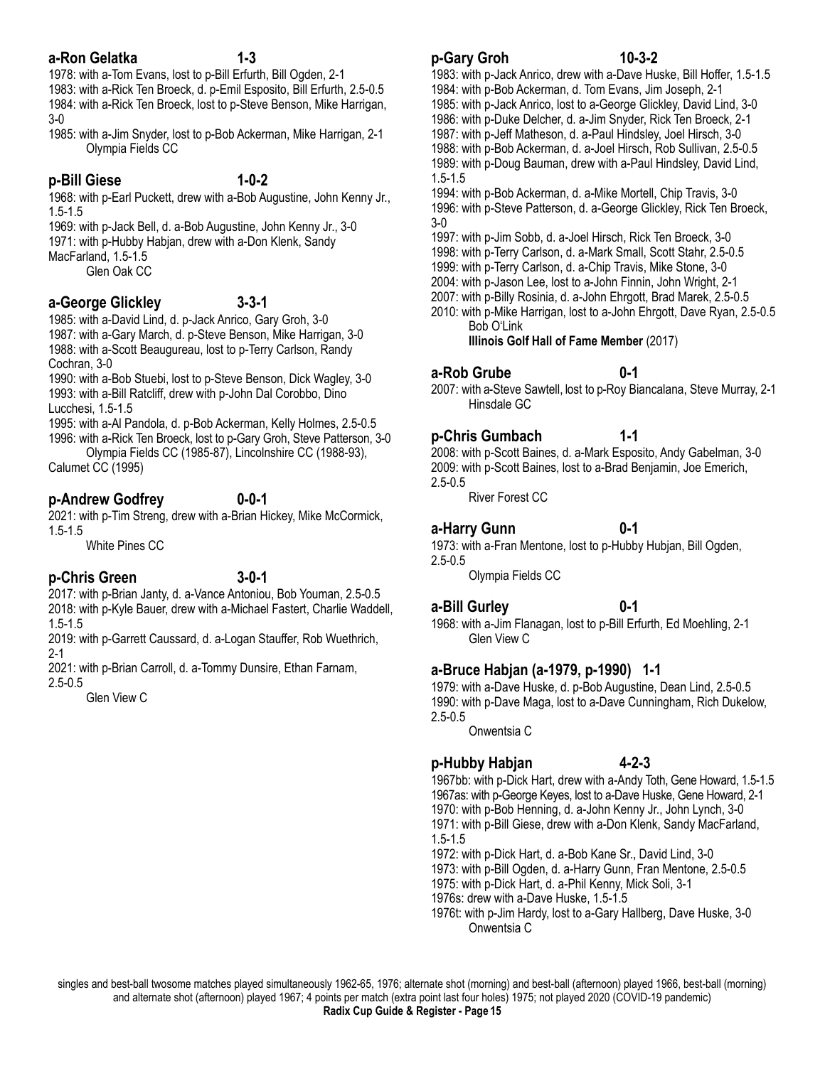### a-Ron Gelatka 1-3

1978: with a-Tom Evans, lost to p-Bill Erfurth, Bill Ogden, 2-1
1983: with a-Rick Ten Broeck, d. p-Emil Esposito, Bill Erfurth, 2.5-0.5
1984: with a-Rick Ten Broeck, lost to p-Steve Benson, Mike Harrigan, 3-0
1985: with a-Jim Snyder, lost to p-Bob Ackerman, Mike Harrigan, 2-1
Olympia Fields CC

### p-Bill Giese 1-0-2

1968: with p-Earl Puckett, drew with a-Bob Augustine, John Kenny Jr., 1.5-1.5
1969: with p-Jack Bell, d. a-Bob Augustine, John Kenny Jr., 3-0
1971: with p-Hubby Habjan, drew with a-Don Klenk, Sandy MacFarland, 1.5-1.5
Glen Oak CC

### a-George Glickley 3-3-1

1985: with a-David Lind, d. p-Jack Anrico, Gary Groh, 3-0
1987: with a-Gary March, d. p-Steve Benson, Mike Harrigan, 3-0
1988: with a-Scott Beaugureau, lost to p-Terry Carlson, Randy Cochran, 3-0
1990: with a-Bob Stuebi, lost to p-Steve Benson, Dick Wagley, 3-0
1993: with a-Bill Ratcliff, drew with p-John Dal Corobbo, Dino Lucchesi, 1.5-1.5
1995: with a-Al Pandola, d. p-Bob Ackerman, Kelly Holmes, 2.5-0.5
1996: with a-Rick Ten Broeck, lost to p-Gary Groh, Steve Patterson, 3-0
Olympia Fields CC (1985-87), Lincolnshire CC (1988-93), Calumet CC (1995)

### p-Andrew Godfrey 0-0-1

2021: with p-Tim Streng, drew with a-Brian Hickey, Mike McCormick, 1.5-1.5
White Pines CC

### p-Chris Green 3-0-1

2017: with p-Brian Janty, d. a-Vance Antoniou, Bob Youman, 2.5-0.5
2018: with p-Kyle Bauer, drew with a-Michael Fastert, Charlie Waddell, 1.5-1.5
2019: with p-Garrett Caussard, d. a-Logan Stauffer, Rob Wuethrich, 2-1
2021: with p-Brian Carroll, d. a-Tommy Dunsire, Ethan Farnam, 2.5-0.5
Glen View C

### p-Gary Groh 10-3-2

1983: with p-Jack Anrico, drew with a-Dave Huske, Bill Hoffer, 1.5-1.5
1984: with p-Bob Ackerman, d. Tom Evans, Jim Joseph, 2-1
1985: with p-Jack Anrico, lost to a-George Glickley, David Lind, 3-0
1986: with p-Duke Delcher, d. a-Jim Snyder, Rick Ten Broeck, 2-1
1987: with p-Jeff Matheson, d. a-Paul Hindsley, Joel Hirsch, 3-0
1988: with p-Bob Ackerman, d. a-Joel Hirsch, Rob Sullivan, 2.5-0.5
1989: with p-Doug Bauman, drew with a-Paul Hindsley, David Lind, 1.5-1.5
1994: with p-Bob Ackerman, d. a-Mike Mortell, Chip Travis, 3-0
1996: with p-Steve Patterson, d. a-George Glickley, Rick Ten Broeck, 3-0
1997: with p-Jim Sobb, d. a-Joel Hirsch, Rick Ten Broeck, 3-0
1998: with p-Terry Carlson, d. a-Mark Small, Scott Stahr, 2.5-0.5
1999: with p-Terry Carlson, d. a-Chip Travis, Mike Stone, 3-0
2004: with p-Jason Lee, lost to a-John Finnin, John Wright, 2-1
2007: with p-Billy Rosinia, d. a-John Ehrgott, Brad Marek, 2.5-0.5
2010: with p-Mike Harrigan, lost to a-John Ehrgott, Dave Ryan, 2.5-0.5
Bob O'Link
**Illinois Golf Hall of Fame Member** (2017)

### a-Rob Grube 0-1

2007: with a-Steve Sawtell, lost to p-Roy Biancalana, Steve Murray, 2-1
Hinsdale GC

### p-Chris Gumbach 1-1

2008: with p-Scott Baines, d. a-Mark Esposito, Andy Gabelman, 3-0
2009: with p-Scott Baines, lost to a-Brad Benjamin, Joe Emerich, 2.5-0.5
River Forest CC

### a-Harry Gunn 0-1

1973: with a-Fran Mentone, lost to p-Hubby Hubjan, Bill Ogden, 2.5-0.5
Olympia Fields CC

### a-Bill Gurley 0-1

1968: with a-Jim Flanagan, lost to p-Bill Erfurth, Ed Moehling, 2-1
Glen View C

### a-Bruce Habjan (a-1979, p-1990) 1-1

1979: with a-Dave Huske, d. p-Bob Augustine, Dean Lind, 2.5-0.5
1990: with p-Dave Maga, lost to a-Dave Cunningham, Rich Dukelow, 2.5-0.5
Onwentsia C

### p-Hubby Habjan 4-2-3

1967bb: with p-Dick Hart, drew with a-Andy Toth, Gene Howard, 1.5-1.5
1967as: with p-George Keyes, lost to a-Dave Huske, Gene Howard, 2-1
1970: with p-Bob Henning, d. a-John Kenny Jr., John Lynch, 3-0
1971: with p-Bill Giese, drew with a-Don Klenk, Sandy MacFarland, 1.5-1.5
1972: with p-Dick Hart, d. a-Bob Kane Sr., David Lind, 3-0
1973: with p-Bill Ogden, d. a-Harry Gunn, Fran Mentone, 2.5-0.5
1975: with p-Dick Hart, d. a-Phil Kenny, Mick Soli, 3-1
1976s: drew with a-Dave Huske, 1.5-1.5
1976t: with p-Jim Hardy, lost to a-Gary Hallberg, Dave Huske, 3-0
Onwentsia C

singles and best-ball twosome matches played simultaneously 1962-65, 1976; alternate shot (morning) and best-ball (afternoon) played 1966, best-ball (morning) and alternate shot (afternoon) played 1967; 4 points per match (extra point last four holes) 1975; not played 2020 (COVID-19 pandemic)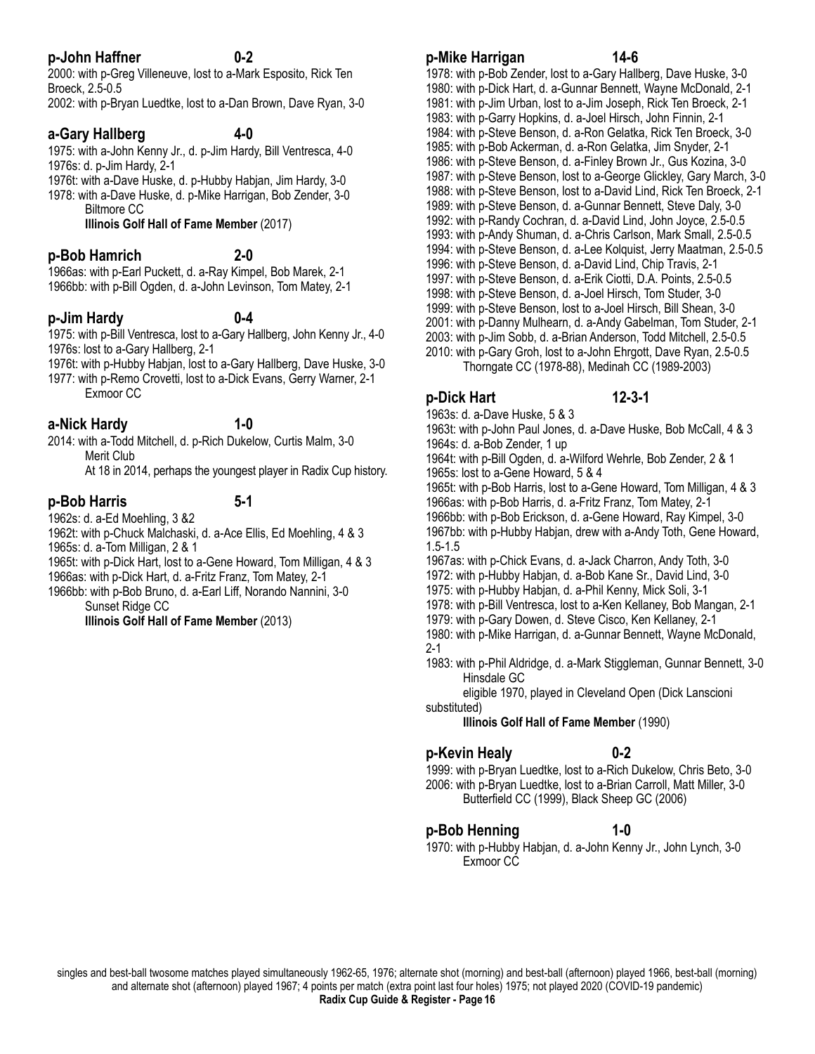### p-John Haffner 0-2

2000: with p-Greg Villeneuve, lost to a-Mark Esposito, Rick Ten Broeck, 2.5-0.5
2002: with p-Bryan Luedtke, lost to a-Dan Brown, Dave Ryan, 3-0

### a-Gary Hallberg 4-0

1975: with a-John Kenny Jr., d. p-Jim Hardy, Bill Ventresca, 4-0
1976s: d. p-Jim Hardy, 2-1
1976t: with a-Dave Huske, d. p-Hubby Habjan, Jim Hardy, 3-0
1978: with a-Dave Huske, d. p-Mike Harrigan, Bob Zender, 3-0
Biltmore CC
**Illinois Golf Hall of Fame Member** (2017)

### p-Bob Hamrich 2-0

1966as: with p-Earl Puckett, d. a-Ray Kimpel, Bob Marek, 2-1
1966bb: with p-Bill Ogden, d. a-John Levinson, Tom Matey, 2-1

### p-Jim Hardy 0-4

1975: with p-Bill Ventresca, lost to a-Gary Hallberg, John Kenny Jr., 4-0
1976s: lost to a-Gary Hallberg, 2-1
1976t: with p-Hubby Habjan, lost to a-Gary Hallberg, Dave Huske, 3-0
1977: with p-Remo Crovetti, lost to a-Dick Evans, Gerry Warner, 2-1
Exmoor CC

### a-Nick Hardy 1-0

2014: with a-Todd Mitchell, d. p-Rich Dukelow, Curtis Malm, 3-0
Merit Club
At 18 in 2014, perhaps the youngest player in Radix Cup history.

### p-Bob Harris 5-1

1962s: d. a-Ed Moehling, 3 &2
1962t: with p-Chuck Malchaski, d. a-Ace Ellis, Ed Moehling, 4 & 3
1965s: d. a-Tom Milligan, 2 & 1
1965t: with p-Dick Hart, lost to a-Gene Howard, Tom Milligan, 4 & 3
1966as: with p-Dick Hart, d. a-Fritz Franz, Tom Matey, 2-1
1966bb: with p-Bob Bruno, d. a-Earl Liff, Norando Nannini, 3-0
Sunset Ridge CC
**Illinois Golf Hall of Fame Member** (2013)

### p-Mike Harrigan 14-6

1978: with p-Bob Zender, lost to a-Gary Hallberg, Dave Huske, 3-0
1980: with p-Dick Hart, d. a-Gunnar Bennett, Wayne McDonald, 2-1
1981: with p-Jim Urban, lost to a-Jim Joseph, Rick Ten Broeck, 2-1
1983: with p-Garry Hopkins, d. a-Joel Hirsch, John Finnin, 2-1
1984: with p-Steve Benson, d. a-Ron Gelatka, Rick Ten Broeck, 3-0
1985: with p-Bob Ackerman, d. a-Ron Gelatka, Jim Snyder, 2-1
1986: with p-Steve Benson, d. a-Finley Brown Jr., Gus Kozina, 3-0
1987: with p-Steve Benson, lost to a-George Glickley, Gary March, 3-0
1988: with p-Steve Benson, lost to a-David Lind, Rick Ten Broeck, 2-1
1989: with p-Steve Benson, d. a-Gunnar Bennett, Steve Daly, 3-0
1992: with p-Randy Cochran, d. a-David Lind, John Joyce, 2.5-0.5
1993: with p-Andy Shuman, d. a-Chris Carlson, Mark Small, 2.5-0.5
1994: with p-Steve Benson, d. a-Lee Kolquist, Jerry Maatman, 2.5-0.5
1996: with p-Steve Benson, d. a-David Lind, Chip Travis, 2-1
1997: with p-Steve Benson, d. a-Erik Ciotti, D.A. Points, 2.5-0.5
1998: with p-Steve Benson, d. a-Joel Hirsch, Tom Studer, 3-0
1999: with p-Steve Benson, lost to a-Joel Hirsch, Bill Shean, 3-0
2001: with p-Danny Mulhearn, d. a-Andy Gabelman, Tom Studer, 2-1
2003: with p-Jim Sobb, d. a-Brian Anderson, Todd Mitchell, 2.5-0.5
2010: with p-Gary Groh, lost to a-John Ehrgott, Dave Ryan, 2.5-0.5
Thorngate CC (1978-88), Medinah CC (1989-2003)

### p-Dick Hart 12-3-1

1963s: d. a-Dave Huske, 5 & 3
1963t: with p-John Paul Jones, d. a-Dave Huske, Bob McCall, 4 & 3
1964s: d. a-Bob Zender, 1 up
1964t: with p-Bill Ogden, d. a-Wilford Wehrle, Bob Zender, 2 & 1
1965s: lost to a-Gene Howard, 5 & 4
1965t: with p-Bob Harris, lost to a-Gene Howard, Tom Milligan, 4 & 3
1966as: with p-Bob Harris, d. a-Fritz Franz, Tom Matey, 2-1
1966bb: with p-Bob Erickson, d. a-Gene Howard, Ray Kimpel, 3-0
1967bb: with p-Hubby Habjan, drew with a-Andy Toth, Gene Howard, 1.5-1.5
1967as: with p-Chick Evans, d. a-Jack Charron, Andy Toth, 3-0
1972: with p-Hubby Habjan, d. a-Bob Kane Sr., David Lind, 3-0
1975: with p-Hubby Habjan, d. a-Phil Kenny, Mick Soli, 3-1
1978: with p-Bill Ventresca, lost to a-Ken Kellaney, Bob Mangan, 2-1
1979: with p-Gary Dowen, d. Steve Cisco, Ken Kellaney, 2-1
1980: with p-Mike Harrigan, d. a-Gunnar Bennett, Wayne McDonald, 2-1
1983: with p-Phil Aldridge, d. a-Mark Stiggleman, Gunnar Bennett, 3-0
Hinsdale GC
eligible 1970, played in Cleveland Open (Dick Lanscioni substituted)
**Illinois Golf Hall of Fame Member** (1990)

### p-Kevin Healy 0-2

1999: with p-Bryan Luedtke, lost to a-Rich Dukelow, Chris Beto, 3-0
2006: with p-Bryan Luedtke, lost to a-Brian Carroll, Matt Miller, 3-0
Butterfield CC (1999), Black Sheep GC (2006)

### p-Bob Henning 1-0

1970: with p-Hubby Habjan, d. a-John Kenny Jr., John Lynch, 3-0
Exmoor CC

singles and best-ball twosome matches played simultaneously 1962-65, 1976; alternate shot (morning) and best-ball (afternoon) played 1966, best-ball (morning) and alternate shot (afternoon) played 1967; 4 points per match (extra point last four holes) 1975; not played 2020 (COVID-19 pandemic)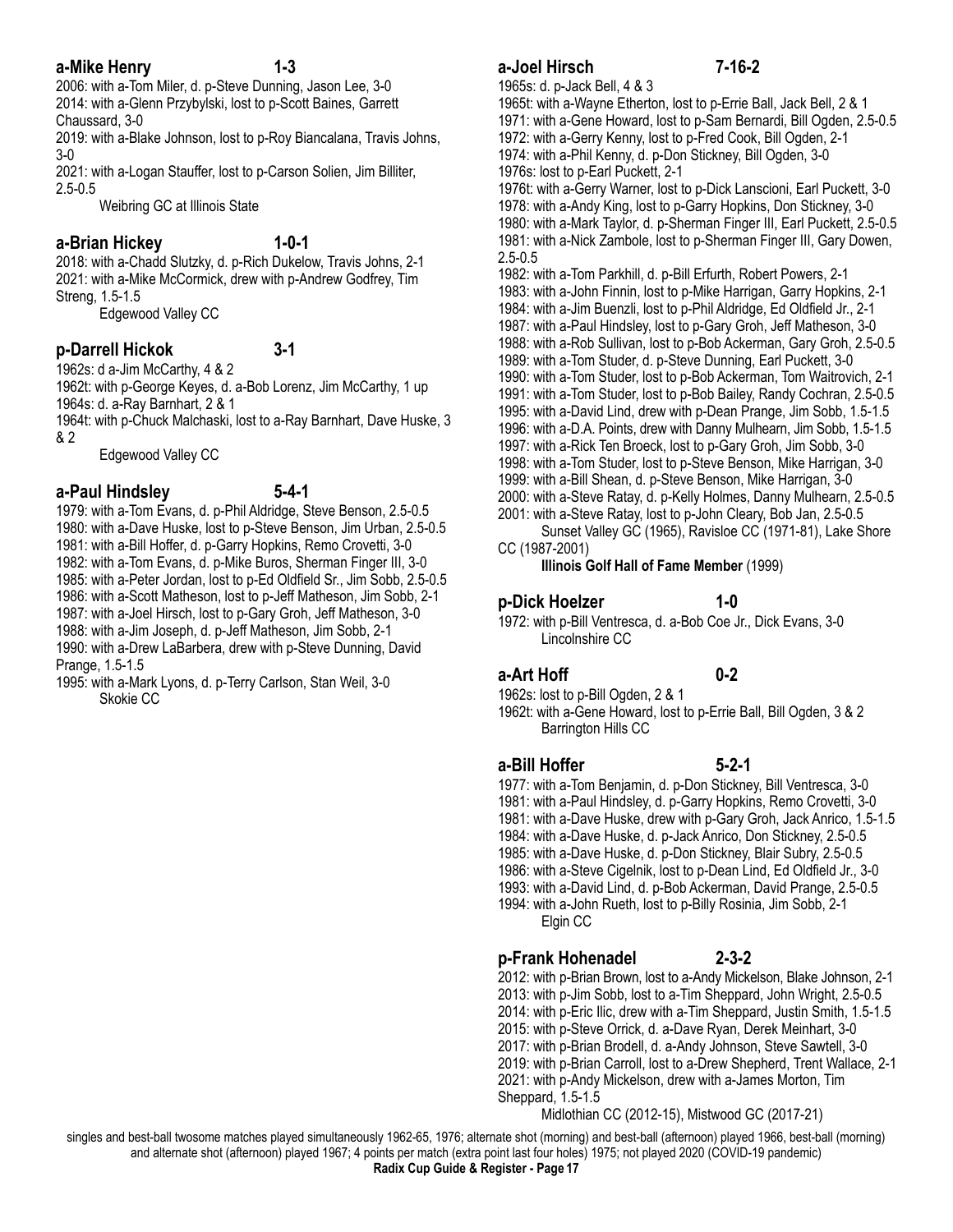## a-Mike Henry 1-3

2006: with a-Tom Miler, d. p-Steve Dunning, Jason Lee, 3-0
2014: with a-Glenn Przybylski, lost to p-Scott Baines, Garrett Chaussard, 3-0
2019: with a-Blake Johnson, lost to p-Roy Biancalana, Travis Johns, 3-0
2021: with a-Logan Stauffer, lost to p-Carson Solien, Jim Billiter, 2.5-0.5
Weibring GC at Illinois State

## a-Brian Hickey 1-0-1

2018: with a-Chadd Slutzky, d. p-Rich Dukelow, Travis Johns, 2-1
2021: with a-Mike McCormick, drew with p-Andrew Godfrey, Tim Streng, 1.5-1.5
Edgewood Valley CC

## p-Darrell Hickok 3-1

1962s: d a-Jim McCarthy, 4 & 2
1962t: with p-George Keyes, d. a-Bob Lorenz, Jim McCarthy, 1 up
1964s: d. a-Ray Barnhart, 2 & 1
1964t: with p-Chuck Malchaski, lost to a-Ray Barnhart, Dave Huske, 3 & 2
Edgewood Valley CC

## a-Paul Hindsley 5-4-1

1979: with a-Tom Evans, d. p-Phil Aldridge, Steve Benson, 2.5-0.5
1980: with a-Dave Huske, lost to p-Steve Benson, Jim Urban, 2.5-0.5
1981: with a-Bill Hoffer, d. p-Garry Hopkins, Remo Crovetti, 3-0
1982: with a-Tom Evans, d. p-Mike Buros, Sherman Finger III, 3-0
1985: with a-Peter Jordan, lost to p-Ed Oldfield Sr., Jim Sobb, 2.5-0.5
1986: with a-Scott Matheson, lost to p-Jeff Matheson, Jim Sobb, 2-1
1987: with a-Joel Hirsch, lost to p-Gary Groh, Jeff Matheson, 3-0
1988: with a-Jim Joseph, d. p-Jeff Matheson, Jim Sobb, 2-1
1990: with a-Drew LaBarbera, drew with p-Steve Dunning, David Prange, 1.5-1.5
1995: with a-Mark Lyons, d. p-Terry Carlson, Stan Weil, 3-0
Skokie CC

## a-Joel Hirsch 7-16-2

1965s: d. p-Jack Bell, 4 & 3
1965t: with a-Wayne Etherton, lost to p-Errie Ball, Jack Bell, 2 & 1
1971: with a-Gene Howard, lost to p-Sam Bernardi, Bill Ogden, 2.5-0.5
1972: with a-Gerry Kenny, lost to p-Fred Cook, Bill Ogden, 2-1
1974: with a-Phil Kenny, d. p-Don Stickney, Bill Ogden, 3-0
1976s: lost to p-Earl Puckett, 2-1
1976t: with a-Gerry Warner, lost to p-Dick Lanscioni, Earl Puckett, 3-0
1978: with a-Andy King, lost to p-Garry Hopkins, Don Stickney, 3-0
1980: with a-Mark Taylor, d. p-Sherman Finger III, Earl Puckett, 2.5-0.5
1981: with a-Nick Zambole, lost to p-Sherman Finger III, Gary Dowen, 2.5-0.5
1982: with a-Tom Parkhill, d. p-Bill Erfurth, Robert Powers, 2-1
1983: with a-John Finnin, lost to p-Mike Harrigan, Garry Hopkins, 2-1
1984: with a-Jim Buenzli, lost to p-Phil Aldridge, Ed Oldfield Jr., 2-1
1987: with a-Paul Hindsley, lost to p-Gary Groh, Jeff Matheson, 3-0
1988: with a-Rob Sullivan, lost to p-Bob Ackerman, Gary Groh, 2.5-0.5
1989: with a-Tom Studer, d. p-Steve Dunning, Earl Puckett, 3-0
1990: with a-Tom Studer, lost to p-Bob Ackerman, Tom Waitrovich, 2-1
1991: with a-Tom Studer, lost to p-Bob Bailey, Randy Cochran, 2.5-0.5
1995: with a-David Lind, drew with p-Dean Prange, Jim Sobb, 1.5-1.5
1996: with a-D.A. Points, drew with Danny Mulhearn, Jim Sobb, 1.5-1.5
1997: with a-Rick Ten Broeck, lost to p-Gary Groh, Jim Sobb, 3-0
1998: with a-Tom Studer, lost to p-Steve Benson, Mike Harrigan, 3-0
1999: with a-Bill Shean, d. p-Steve Benson, Mike Harrigan, 3-0
2000: with a-Steve Ratay, d. p-Kelly Holmes, Danny Mulhearn, 2.5-0.5
2001: with a-Steve Ratay, lost to p-John Cleary, Bob Jan, 2.5-0.5
Sunset Valley GC (1965), Ravisloe CC (1971-81), Lake Shore CC (1987-2001)
**Illinois Golf Hall of Fame Member** (1999)

## p-Dick Hoelzer 1-0

1972: with p-Bill Ventresca, d. a-Bob Coe Jr., Dick Evans, 3-0
Lincolnshire CC

## a-Art Hoff 0-2

1962s: lost to p-Bill Ogden, 2 & 1
1962t: with a-Gene Howard, lost to p-Errie Ball, Bill Ogden, 3 & 2
Barrington Hills CC

## a-Bill Hoffer 5-2-1

1977: with a-Tom Benjamin, d. p-Don Stickney, Bill Ventresca, 3-0
1981: with a-Paul Hindsley, d. p-Garry Hopkins, Remo Crovetti, 3-0
1981: with a-Dave Huske, drew with p-Gary Groh, Jack Anrico, 1.5-1.5
1984: with a-Dave Huske, d. p-Jack Anrico, Don Stickney, 2.5-0.5
1985: with a-Dave Huske, d. p-Don Stickney, Blair Subry, 2.5-0.5
1986: with a-Steve Cigelnik, lost to p-Dean Lind, Ed Oldfield Jr., 3-0
1993: with a-David Lind, d. p-Bob Ackerman, David Prange, 2.5-0.5
1994: with a-John Rueth, lost to p-Billy Rosinia, Jim Sobb, 2-1
Elgin CC

## p-Frank Hohenadel 2-3-2

2012: with p-Brian Brown, lost to a-Andy Mickelson, Blake Johnson, 2-1
2013: with p-Jim Sobb, lost to a-Tim Sheppard, John Wright, 2.5-0.5
2014: with p-Eric Ilic, drew with a-Tim Sheppard, Justin Smith, 1.5-1.5
2015: with p-Steve Orrick, d. a-Dave Ryan, Derek Meinhart, 3-0
2017: with p-Brian Brodell, d. a-Andy Johnson, Steve Sawtell, 3-0
2019: with p-Brian Carroll, lost to a-Drew Shepherd, Trent Wallace, 2-1
2021: with p-Andy Mickelson, drew with a-James Morton, Tim Sheppard, 1.5-1.5
Midlothian CC (2012-15), Mistwood GC (2017-21)

singles and best-ball twosome matches played simultaneously 1962-65, 1976; alternate shot (morning) and best-ball (afternoon) played 1966, best-ball (morning) and alternate shot (afternoon) played 1967; 4 points per match (extra point last four holes) 1975; not played 2020 (COVID-19 pandemic)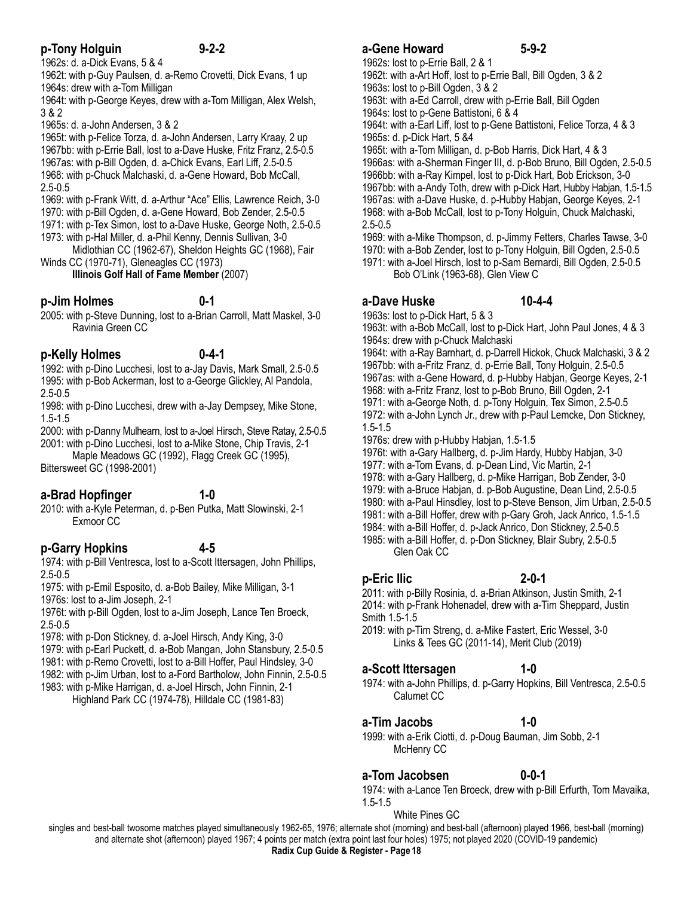### p-Tony Holguin 9-2-2

1962s: d. a-Dick Evans, 5 & 4
1962t: with p-Guy Paulsen, d. a-Remo Crovetti, Dick Evans, 1 up
1964s: drew with a-Tom Milligan
1964t: with p-George Keyes, drew with a-Tom Milligan, Alex Welsh, 3 & 2
1965s: d. a-John Andersen, 3 & 2
1965t: with p-Felice Torza, d. a-John Andersen, Larry Kraay, 2 up
1967bb: with p-Errie Ball, lost to a-Dave Huske, Fritz Franz, 2.5-0.5
1967as: with p-Bill Ogden, d. a-Chick Evans, Earl Liff, 2.5-0.5
1968: with p-Chuck Malchaski, d. a-Gene Howard, Bob McCall, 2.5-0.5
1969: with p-Frank Witt, d. a-Arthur “Ace” Ellis, Lawrence Reich, 3-0
1970: with p-Bill Ogden, d. a-Gene Howard, Bob Zender, 2.5-0.5
1971: with p-Tex Simon, lost to a-Dave Huske, George Noth, 2.5-0.5
1973: with p-Hal Miller, d. a-Phil Kenny, Dennis Sullivan, 3-0
Midlothian CC (1962-67), Sheldon Heights GC (1968), Fair Winds CC (1970-71), Gleneagles CC (1973)
**Illinois Golf Hall of Fame Member** (2007)

### p-Jim Holmes 0-1

2005: with p-Steve Dunning, lost to a-Brian Carroll, Matt Maskel, 3-0
Ravinia Green CC

### p-Kelly Holmes 0-4-1

1992: with p-Dino Lucchesi, lost to a-Jay Davis, Mark Small, 2.5-0.5
1995: with p-Bob Ackerman, lost to a-George Glickley, Al Pandola, 2.5-0.5
1998: with p-Dino Lucchesi, drew with a-Jay Dempsey, Mike Stone, 1.5-1.5
2000: with p-Danny Mulhearn, lost to a-Joel Hirsch, Steve Ratay, 2.5-0.5
2001: with p-Dino Lucchesi, lost to a-Mike Stone, Chip Travis, 2-1
Maple Meadows GC (1992), Flagg Creek GC (1995), Bittersweet GC (1998-2001)

### a-Brad Hopfinger 1-0

2010: with a-Kyle Peterman, d. p-Ben Putka, Matt Slowinski, 2-1
Exmoor CC

### p-Garry Hopkins 4-5

1974: with p-Bill Ventresca, lost to a-Scott Ittersagen, John Phillips, 2.5-0.5
1975: with p-Emil Esposito, d. a-Bob Bailey, Mike Milligan, 3-1
1976s: lost to a-Jim Joseph, 2-1
1976t: with p-Bill Ogden, lost to a-Jim Joseph, Lance Ten Broeck, 2.5-0.5
1978: with p-Don Stickney, d. a-Joel Hirsch, Andy King, 3-0
1979: with p-Earl Puckett, d. a-Bob Mangan, John Stansbury, 2.5-0.5
1981: with p-Remo Crovetti, lost to a-Bill Hoffer, Paul Hindsley, 3-0
1982: with p-Jim Urban, lost to a-Ford Bartholow, John Finnin, 2.5-0.5
1983: with p-Mike Harrigan, d. a-Joel Hirsch, John Finnin, 2-1
Highland Park CC (1974-78), Hilldale CC (1981-83)

### a-Gene Howard 5-9-2

1962s: lost to p-Errie Ball, 2 & 1
1962t: with a-Art Hoff, lost to p-Errie Ball, Bill Ogden, 3 & 2
1963s: lost to p-Bill Ogden, 3 & 2
1963t: with a-Ed Carroll, drew with p-Errie Ball, Bill Ogden
1964s: lost to p-Gene Battistoni, 6 & 4
1964t: with a-Earl Liff, lost to p-Gene Battistoni, Felice Torza, 4 & 3
1965s: d. p-Dick Hart, 5 &4
1965t: with a-Tom Milligan, d. p-Bob Harris, Dick Hart, 4 & 3
1966as: with a-Sherman Finger III, d. p-Bob Bruno, Bill Ogden, 2.5-0.5
1966bb: with a-Ray Kimpel, lost to p-Dick Hart, Bob Erickson, 3-0
1967bb: with a-Andy Toth, drew with p-Dick Hart, Hubby Habjan, 1.5-1.5
1967as: with a-Dave Huske, d. p-Hubby Habjan, George Keyes, 2-1
1968: with a-Bob McCall, lost to p-Tony Holguin, Chuck Malchaski, 2.5-0.5
1969: with a-Mike Thompson, d. p-Jimmy Fetters, Charles Tawse, 3-0
1970: with a-Bob Zender, lost to p-Tony Holguin, Bill Ogden, 2.5-0.5
1971: with a-Joel Hirsch, lost to p-Sam Bernardi, Bill Ogden, 2.5-0.5
Bob O’Link (1963-68), Glen View C

### a-Dave Huske 10-4-4

1963s: lost to p-Dick Hart, 5 & 3
1963t: with a-Bob McCall, lost to p-Dick Hart, John Paul Jones, 4 & 3
1964s: drew with p-Chuck Malchaski
1964t: with a-Ray Barnhart, d. p-Darrell Hickok, Chuck Malchaski, 3 & 2
1967bb: with a-Fritz Franz, d. p-Errie Ball, Tony Holguin, 2.5-0.5
1967as: with a-Gene Howard, d. p-Hubby Habjan, George Keyes, 2-1
1968: with a-Fritz Franz, lost to p-Bob Bruno, Bill Ogden, 2-1
1971: with a-George Noth, d. p-Tony Holguin, Tex Simon, 2.5-0.5
1972: with a-John Lynch Jr., drew with p-Paul Lemcke, Don Stickney, 1.5-1.5
1976s: drew with p-Hubby Habjan, 1.5-1.5
1976t: with a-Gary Hallberg, d. p-Jim Hardy, Hubby Habjan, 3-0
1977: with a-Tom Evans, d. p-Dean Lind, Vic Martin, 2-1
1978: with a-Gary Hallberg, d. p-Mike Harrigan, Bob Zender, 3-0
1979: with a-Bruce Habjan, d. p-Bob Augustine, Dean Lind, 2.5-0.5
1980: with a-Paul Hinsdley, lost to p-Steve Benson, Jim Urban, 2.5-0.5
1981: with a-Bill Hoffer, drew with p-Gary Groh, Jack Anrico, 1.5-1.5
1984: with a-Bill Hoffer, d. p-Jack Anrico, Don Stickney, 2.5-0.5
1985: with a-Bill Hoffer, d. p-Don Stickney, Blair Subry, 2.5-0.5
Glen Oak CC

### p-Eric Ilic 2-0-1

2011: with p-Billy Rosinia, d. a-Brian Atkinson, Justin Smith, 2-1
2014: with p-Frank Hohenadel, drew with a-Tim Sheppard, Justin Smith 1.5-1.5
2019: with p-Tim Streng, d. a-Mike Fastert, Eric Wessel, 3-0
Links & Tees GC (2011-14), Merit Club (2019)

### a-Scott Ittersagen 1-0

1974: with a-John Phillips, d. p-Garry Hopkins, Bill Ventresca, 2.5-0.5
Calumet CC

### a-Tim Jacobs 1-0

1999: with a-Erik Ciotti, d. p-Doug Bauman, Jim Sobb, 2-1
McHenry CC

### a-Tom Jacobsen 0-0-1

1974: with a-Lance Ten Broeck, drew with p-Bill Erfurth, Tom Mavaika, 1.5-1.5
White Pines GC

singles and best-ball twosome matches played simultaneously 1962-65, 1976; alternate shot (morning) and best-ball (afternoon) played 1966, best-ball (morning) and alternate shot (afternoon) played 1967; 4 points per match (extra point last four holes) 1975; not played 2020 (COVID-19 pandemic)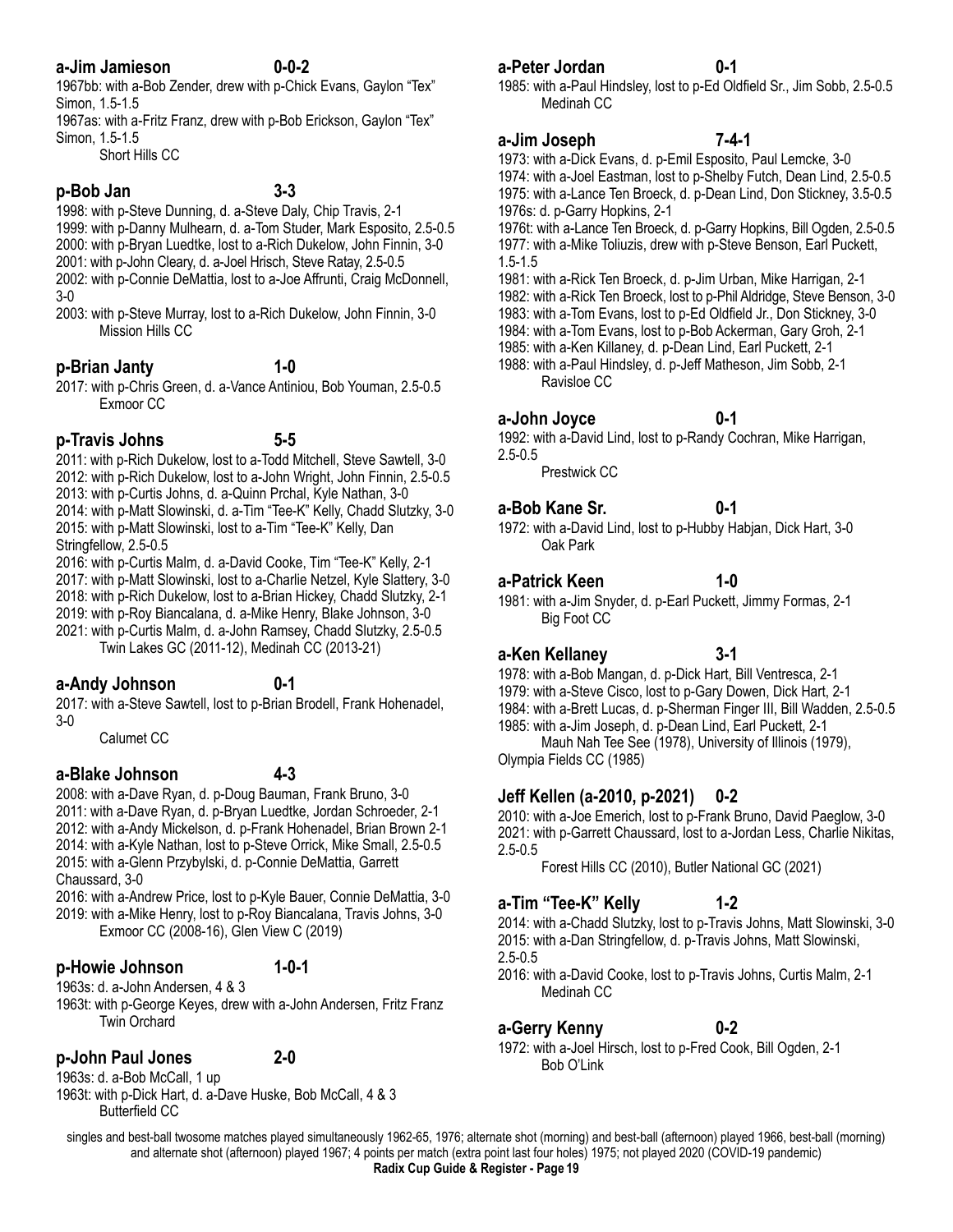### a-Jim Jamieson 0-0-2

1967bb: with a-Bob Zender, drew with p-Chick Evans, Gaylon "Tex" Simon, 1.5-1.5
1967as: with a-Fritz Franz, drew with p-Bob Erickson, Gaylon "Tex" Simon, 1.5-1.5
Short Hills CC

### p-Bob Jan 3-3

1998: with p-Steve Dunning, d. a-Steve Daly, Chip Travis, 2-1
1999: with p-Danny Mulhearn, d. a-Tom Studer, Mark Esposito, 2.5-0.5
2000: with p-Bryan Luedtke, lost to a-Rich Dukelow, John Finnin, 3-0
2001: with p-John Cleary, d. a-Joel Hrisch, Steve Ratay, 2.5-0.5
2002: with p-Connie DeMattia, lost to a-Joe Affrunti, Craig McDonnell, 3-0
2003: with p-Steve Murray, lost to a-Rich Dukelow, John Finnin, 3-0
Mission Hills CC

### p-Brian Janty 1-0

2017: with p-Chris Green, d. a-Vance Antiniou, Bob Youman, 2.5-0.5
Exmoor CC

### p-Travis Johns 5-5

2011: with p-Rich Dukelow, lost to a-Todd Mitchell, Steve Sawtell, 3-0
2012: with p-Rich Dukelow, lost to a-John Wright, John Finnin, 2.5-0.5
2013: with p-Curtis Johns, d. a-Quinn Prchal, Kyle Nathan, 3-0
2014: with p-Matt Slowinski, d. a-Tim "Tee-K" Kelly, Chadd Slutzky, 3-0
2015: with p-Matt Slowinski, lost to a-Tim "Tee-K" Kelly, Dan Stringfellow, 2.5-0.5
2016: with p-Curtis Malm, d. a-David Cooke, Tim "Tee-K" Kelly, 2-1
2017: with p-Matt Slowinski, lost to a-Charlie Netzel, Kyle Slattery, 3-0
2018: with p-Rich Dukelow, lost to a-Brian Hickey, Chadd Slutzky, 2-1
2019: with p-Roy Biancalana, d. a-Mike Henry, Blake Johnson, 3-0
2021: with p-Curtis Malm, d. a-John Ramsey, Chadd Slutzky, 2.5-0.5
Twin Lakes GC (2011-12), Medinah CC (2013-21)

### a-Andy Johnson 0-1

2017: with a-Steve Sawtell, lost to p-Brian Brodell, Frank Hohenadel, 3-0
Calumet CC

### a-Blake Johnson 4-3

2008: with a-Dave Ryan, d. p-Doug Bauman, Frank Bruno, 3-0
2011: with a-Dave Ryan, d. p-Bryan Luedtke, Jordan Schroeder, 2-1
2012: with a-Andy Mickelson, d. p-Frank Hohenadel, Brian Brown 2-1
2014: with a-Kyle Nathan, lost to p-Steve Orrick, Mike Small, 2.5-0.5
2015: with a-Glenn Przybylski, d. p-Connie DeMattia, Garrett Chaussard, 3-0
2016: with a-Andrew Price, lost to p-Kyle Bauer, Connie DeMattia, 3-0
2019: with a-Mike Henry, lost to p-Roy Biancalana, Travis Johns, 3-0
Exmoor CC (2008-16), Glen View C (2019)

### p-Howie Johnson 1-0-1

1963s: d. a-John Andersen, 4 & 3
1963t: with p-George Keyes, drew with a-John Andersen, Fritz Franz
Twin Orchard

### p-John Paul Jones 2-0

1963s: d. a-Bob McCall, 1 up
1963t: with p-Dick Hart, d. a-Dave Huske, Bob McCall, 4 & 3
Butterfield CC

### a-Peter Jordan 0-1

1985: with a-Paul Hindsley, lost to p-Ed Oldfield Sr., Jim Sobb, 2.5-0.5
Medinah CC

### a-Jim Joseph 7-4-1

1973: with a-Dick Evans, d. p-Emil Esposito, Paul Lemcke, 3-0
1974: with a-Joel Eastman, lost to p-Shelby Futch, Dean Lind, 2.5-0.5
1975: with a-Lance Ten Broeck, d. p-Dean Lind, Don Stickney, 3.5-0.5
1976s: d. p-Garry Hopkins, 2-1
1976t: with a-Lance Ten Broeck, d. p-Garry Hopkins, Bill Ogden, 2.5-0.5
1977: with a-Mike Toliuzis, drew with p-Steve Benson, Earl Puckett, 1.5-1.5
1981: with a-Rick Ten Broeck, d. p-Jim Urban, Mike Harrigan, 2-1
1982: with a-Rick Ten Broeck, lost to p-Phil Aldridge, Steve Benson, 3-0
1983: with a-Tom Evans, lost to p-Ed Oldfield Jr., Don Stickney, 3-0
1984: with a-Tom Evans, lost to p-Bob Ackerman, Gary Groh, 2-1
1985: with a-Ken Killaney, d. p-Dean Lind, Earl Puckett, 2-1
1988: with a-Paul Hindsley, d. p-Jeff Matheson, Jim Sobb, 2-1
Ravisloe CC

### a-John Joyce 0-1

1992: with a-David Lind, lost to p-Randy Cochran, Mike Harrigan, 2.5-0.5
Prestwick CC

### a-Bob Kane Sr. 0-1

1972: with a-David Lind, lost to p-Hubby Habjan, Dick Hart, 3-0
Oak Park

### a-Patrick Keen 1-0

1981: with a-Jim Snyder, d. p-Earl Puckett, Jimmy Formas, 2-1
Big Foot CC

### a-Ken Kellaney 3-1

1978: with a-Bob Mangan, d. p-Dick Hart, Bill Ventresca, 2-1
1979: with a-Steve Cisco, lost to p-Gary Dowen, Dick Hart, 2-1
1984: with a-Brett Lucas, d. p-Sherman Finger III, Bill Wadden, 2.5-0.5
1985: with a-Jim Joseph, d. p-Dean Lind, Earl Puckett, 2-1
Mauh Nah Tee See (1978), University of Illinois (1979), Olympia Fields CC (1985)

### Jeff Kellen (a-2010, p-2021) 0-2

2010: with a-Joe Emerich, lost to p-Frank Bruno, David Paeglow, 3-0
2021: with p-Garrett Chaussard, lost to a-Jordan Less, Charlie Nikitas, 2.5-0.5
Forest Hills CC (2010), Butler National GC (2021)

### a-Tim "Tee-K" Kelly 1-2

2014: with a-Chadd Slutzky, lost to p-Travis Johns, Matt Slowinski, 3-0
2015: with a-Dan Stringfellow, d. p-Travis Johns, Matt Slowinski, 2.5-0.5
2016: with a-David Cooke, lost to p-Travis Johns, Curtis Malm, 2-1
Medinah CC

### a-Gerry Kenny 0-2

1972: with a-Joel Hirsch, lost to p-Fred Cook, Bill Ogden, 2-1
Bob O'Link

singles and best-ball twosome matches played simultaneously 1962-65, 1976; alternate shot (morning) and best-ball (afternoon) played 1966, best-ball (morning) and alternate shot (afternoon) played 1967; 4 points per match (extra point last four holes) 1975; not played 2020 (COVID-19 pandemic)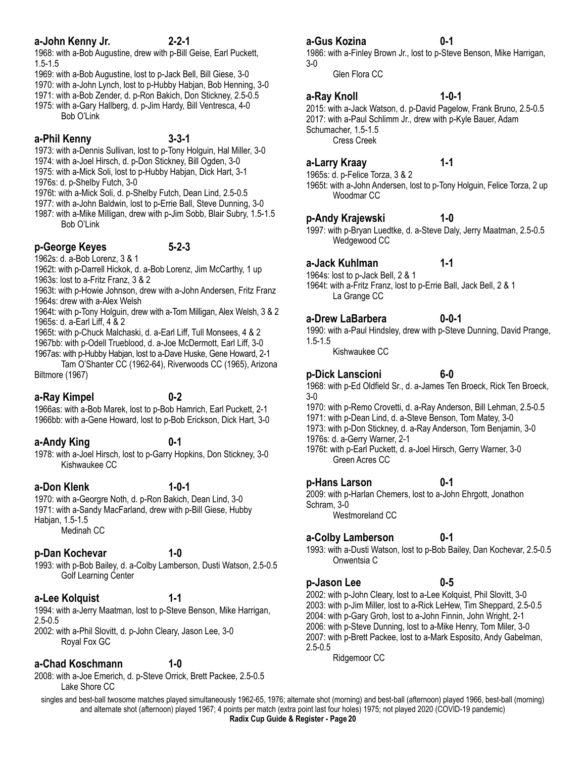### a-John Kenny Jr. 2-2-1

1968: with a-Bob Augustine, drew with p-Bill Geise, Earl Puckett, 1.5-1.5
1969: with a-Bob Augustine, lost to p-Jack Bell, Bill Giese, 3-0
1970: with a-John Lynch, lost to p-Hubby Habjan, Bob Henning, 3-0
1971: with a-Bob Zender, d. p-Ron Bakich, Don Stickney, 2.5-0.5
1975: with a-Gary Hallberg, d. p-Jim Hardy, Bill Ventresca, 4-0
Bob O'Link

### a-Phil Kenny 3-3-1

1973: with a-Dennis Sullivan, lost to p-Tony Holguin, Hal Miller, 3-0
1974: with a-Joel Hirsch, d. p-Don Stickney, Bill Ogden, 3-0
1975: with a-Mick Soli, lost to p-Hubby Habjan, Dick Hart, 3-1
1976s: d. p-Shelby Futch, 3-0
1976t: with a-Mick Soli, d. p-Shelby Futch, Dean Lind, 2.5-0.5
1977: with a-John Baldwin, lost to p-Errie Ball, Steve Dunning, 3-0
1987: with a-Mike Milligan, drew with p-Jim Sobb, Blair Subry, 1.5-1.5
Bob O'Link

### p-George Keyes 5-2-3

1962s: d. a-Bob Lorenz, 3 & 1
1962t: with p-Darrell Hickok, d. a-Bob Lorenz, Jim McCarthy, 1 up
1963s: lost to a-Fritz Franz, 3 & 2
1963t: with p-Howie Johnson, drew with a-John Andersen, Fritz Franz
1964s: drew with a-Alex Welsh
1964t: with p-Tony Holguin, drew with a-Tom Milligan, Alex Welsh, 3 & 2
1965s: d. a-Earl Liff, 4 & 2
1965t: with p-Chuck Malchaski, d. a-Earl Liff, Tull Monsees, 4 & 2
1967bb: with p-Odell Trueblood, d. a-Joe McDermott, Earl Liff, 3-0
1967as: with p-Hubby Habjan, lost to a-Dave Huske, Gene Howard, 2-1
Tam O'Shanter CC (1962-64), Riverwoods CC (1965), Arizona Biltmore (1967)

### a-Ray Kimpel 0-2

1966as: with a-Bob Marek, lost to p-Bob Hamrich, Earl Puckett, 2-1
1966bb: with a-Gene Howard, lost to p-Bob Erickson, Dick Hart, 3-0

### a-Andy King 0-1

1978: with a-Joel Hirsch, lost to p-Garry Hopkins, Don Stickney, 3-0
Kishwaukee CC

### a-Don Klenk 1-0-1

1970: with a-Georgre Noth, d. p-Ron Bakich, Dean Lind, 3-0
1971: with a-Sandy MacFarland, drew with p-Bill Giese, Hubby Habjan, 1.5-1.5
Medinah CC

### p-Dan Kochevar 1-0

1993: with p-Bob Bailey, d. a-Colby Lamberson, Dusti Watson, 2.5-0.5
Golf Learning Center

### a-Lee Kolquist 1-1

1994: with a-Jerry Maatman, lost to p-Steve Benson, Mike Harrigan, 2.5-0.5
2002: with a-Phil Slovitt, d. p-John Cleary, Jason Lee, 3-0
Royal Fox GC

### a-Chad Koschmann 1-0

2008: with a-Joe Emerich, d. p-Steve Orrick, Brett Packee, 2.5-0.5
Lake Shore CC

### a-Gus Kozina 0-1

1986: with a-Finley Brown Jr., lost to p-Steve Benson, Mike Harrigan, 3-0
Glen Flora CC

### a-Ray Knoll 1-0-1

2015: with a-Jack Watson, d. p-David Pagelow, Frank Bruno, 2.5-0.5
2017: with a-Paul Schlimm Jr., drew with p-Kyle Bauer, Adam Schumacher, 1.5-1.5
Cress Creek

### a-Larry Kraay 1-1

1965s: d. p-Felice Torza, 3 & 2
1965t: with a-John Andersen, lost to p-Tony Holguin, Felice Torza, 2 up
Woodmar CC

### p-Andy Krajewski 1-0

1997: with p-Bryan Luedtke, d. a-Steve Daly, Jerry Maatman, 2.5-0.5
Wedgewood CC

### a-Jack Kuhlman 1-1

1964s: lost to p-Jack Bell, 2 & 1
1964t: with a-Fritz Franz, lost to p-Errie Ball, Jack Bell, 2 & 1
La Grange CC

### a-Drew LaBarbera 0-0-1

1990: with a-Paul Hindsley, drew with p-Steve Dunning, David Prange, 1.5-1.5
Kishwaukee CC

### p-Dick Lanscioni 6-0

1968: with p-Ed Oldfield Sr., d. a-James Ten Broeck, Rick Ten Broeck, 3-0
1970: with p-Remo Crovetti, d. a-Ray Anderson, Bill Lehman, 2.5-0.5
1971: with p-Dean Lind, d. a-Steve Benson, Tom Matey, 3-0
1973: with p-Don Stickney, d. a-Ray Anderson, Tom Benjamin, 3-0
1976s: d. a-Gerry Warner, 2-1
1976t: with p-Earl Puckett, d. a-Joel Hirsch, Gerry Warner, 3-0
Green Acres CC

### p-Hans Larson 0-1

2009: with p-Harlan Chemers, lost to a-John Ehrgott, Jonathon Schram, 3-0
Westmoreland CC

### a-Colby Lamberson 0-1

1993: with a-Dusti Watson, lost to p-Bob Bailey, Dan Kochevar, 2.5-0.5
Onwentsia C

### p-Jason Lee 0-5

2002: with p-John Cleary, lost to a-Lee Kolquist, Phil Slovitt, 3-0
2003: with p-Jim Miller, lost to a-Rick LeHew, Tim Sheppard, 2.5-0.5
2004: with p-Gary Groh, lost to a-John Finnin, John Wright, 2-1
2006: with p-Steve Dunning, lost to a-Mike Henry, Tom Miler, 3-0
2007: with p-Brett Packee, lost to a-Mark Esposito, Andy Gabelman, 2.5-0.5
Ridgemoor CC

singles and best-ball twosome matches played simultaneously 1962-65, 1976; alternate shot (morning) and best-ball (afternoon) played 1966, best-ball (morning) and alternate shot (afternoon) played 1967; 4 points per match (extra point last four holes) 1975; not played 2020 (COVID-19 pandemic)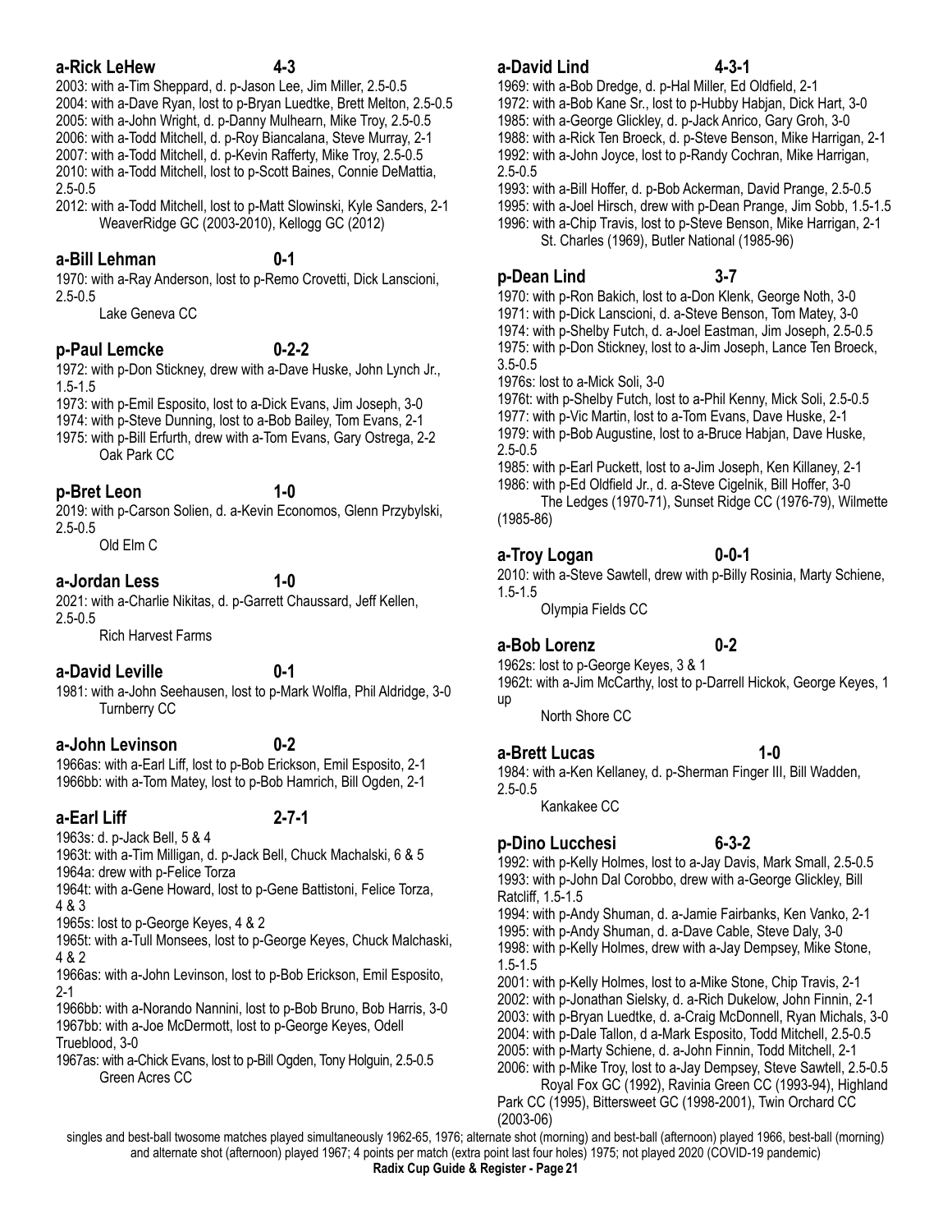### a-Rick LeHew 4-3

2003: with a-Tim Sheppard, d. p-Jason Lee, Jim Miller, 2.5-0.5
2004: with a-Dave Ryan, lost to p-Bryan Luedtke, Brett Melton, 2.5-0.5
2005: with a-John Wright, d. p-Danny Mulhearn, Mike Troy, 2.5-0.5
2006: with a-Todd Mitchell, d. p-Roy Biancalana, Steve Murray, 2-1
2007: with a-Todd Mitchell, d. p-Kevin Rafferty, Mike Troy, 2.5-0.5
2010: with a-Todd Mitchell, lost to p-Scott Baines, Connie DeMattia, 2.5-0.5
2012: with a-Todd Mitchell, lost to p-Matt Slowinski, Kyle Sanders, 2-1
WeaverRidge GC (2003-2010), Kellogg GC (2012)

### a-Bill Lehman 0-1

1970: with a-Ray Anderson, lost to p-Remo Crovetti, Dick Lanscioni, 2.5-0.5
Lake Geneva CC

### p-Paul Lemcke 0-2-2

1972: with p-Don Stickney, drew with a-Dave Huske, John Lynch Jr., 1.5-1.5
1973: with p-Emil Esposito, lost to a-Dick Evans, Jim Joseph, 3-0
1974: with p-Steve Dunning, lost to a-Bob Bailey, Tom Evans, 2-1
1975: with p-Bill Erfurth, drew with a-Tom Evans, Gary Ostrega, 2-2
Oak Park CC

### p-Bret Leon 1-0

2019: with p-Carson Solien, d. a-Kevin Economos, Glenn Przybylski, 2.5-0.5
Old Elm C

### a-Jordan Less 1-0

2021: with a-Charlie Nikitas, d. p-Garrett Chaussard, Jeff Kellen, 2.5-0.5
Rich Harvest Farms

### a-David Leville 0-1

1981: with a-John Seehausen, lost to p-Mark Wolfla, Phil Aldridge, 3-0
Turnberry CC

### a-John Levinson 0-2

1966as: with a-Earl Liff, lost to p-Bob Erickson, Emil Esposito, 2-1
1966bb: with a-Tom Matey, lost to p-Bob Hamrich, Bill Ogden, 2-1

### a-Earl Liff 2-7-1

1963s: d. p-Jack Bell, 5 & 4
1963t: with a-Tim Milligan, d. p-Jack Bell, Chuck Machalski, 6 & 5
1964a: drew with p-Felice Torza
1964t: with a-Gene Howard, lost to p-Gene Battistoni, Felice Torza, 4 & 3
1965s: lost to p-George Keyes, 4 & 2
1965t: with a-Tull Monsees, lost to p-George Keyes, Chuck Malchaski, 4 & 2
1966as: with a-John Levinson, lost to p-Bob Erickson, Emil Esposito, 2-1
1966bb: with a-Norando Nannini, lost to p-Bob Bruno, Bob Harris, 3-0
1967bb: with a-Joe McDermott, lost to p-George Keyes, Odell Trueblood, 3-0
1967as: with a-Chick Evans, lost to p-Bill Ogden, Tony Holguin, 2.5-0.5
Green Acres CC

### a-David Lind 4-3-1

1969: with a-Bob Dredge, d. p-Hal Miller, Ed Oldfield, 2-1
1972: with a-Bob Kane Sr., lost to p-Hubby Habjan, Dick Hart, 3-0
1985: with a-George Glickley, d. p-Jack Anrico, Gary Groh, 3-0
1988: with a-Rick Ten Broeck, d. p-Steve Benson, Mike Harrigan, 2-1
1992: with a-John Joyce, lost to p-Randy Cochran, Mike Harrigan, 2.5-0.5
1993: with a-Bill Hoffer, d. p-Bob Ackerman, David Prange, 2.5-0.5
1995: with a-Joel Hirsch, drew with p-Dean Prange, Jim Sobb, 1.5-1.5
1996: with a-Chip Travis, lost to p-Steve Benson, Mike Harrigan, 2-1
St. Charles (1969), Butler National (1985-96)

### p-Dean Lind 3-7

1970: with p-Ron Bakich, lost to a-Don Klenk, George Noth, 3-0
1971: with p-Dick Lanscioni, d. a-Steve Benson, Tom Matey, 3-0
1974: with p-Shelby Futch, d. a-Joel Eastman, Jim Joseph, 2.5-0.5
1975: with p-Don Stickney, lost to a-Jim Joseph, Lance Ten Broeck, 3.5-0.5
1976s: lost to a-Mick Soli, 3-0
1976t: with p-Shelby Futch, lost to a-Phil Kenny, Mick Soli, 2.5-0.5
1977: with p-Vic Martin, lost to a-Tom Evans, Dave Huske, 2-1
1979: with p-Bob Augustine, lost to a-Bruce Habjan, Dave Huske, 2.5-0.5
1985: with p-Earl Puckett, lost to a-Jim Joseph, Ken Killaney, 2-1
1986: with p-Ed Oldfield Jr., d. a-Steve Cigelnik, Bill Hoffer, 3-0
The Ledges (1970-71), Sunset Ridge CC (1976-79), Wilmette (1985-86)

### a-Troy Logan 0-0-1

2010: with a-Steve Sawtell, drew with p-Billy Rosinia, Marty Schiene, 1.5-1.5
Olympia Fields CC

### a-Bob Lorenz 0-2

1962s: lost to p-George Keyes, 3 & 1
1962t: with a-Jim McCarthy, lost to p-Darrell Hickok, George Keyes, 1 up
North Shore CC

### a-Brett Lucas 1-0

1984: with a-Ken Kellaney, d. p-Sherman Finger III, Bill Wadden, 2.5-0.5
Kankakee CC

### p-Dino Lucchesi 6-3-2

1992: with p-Kelly Holmes, lost to a-Jay Davis, Mark Small, 2.5-0.5
1993: with p-John Dal Corobbo, drew with a-George Glickley, Bill Ratcliff, 1.5-1.5
1994: with p-Andy Shuman, d. a-Jamie Fairbanks, Ken Vanko, 2-1
1995: with p-Andy Shuman, d. a-Dave Cable, Steve Daly, 3-0
1998: with p-Kelly Holmes, drew with a-Jay Dempsey, Mike Stone, 1.5-1.5
2001: with p-Kelly Holmes, lost to a-Mike Stone, Chip Travis, 2-1
2002: with p-Jonathan Sielsky, d. a-Rich Dukelow, John Finnin, 2-1
2003: with p-Bryan Luedtke, d. a-Craig McDonnell, Ryan Michals, 3-0
2004: with p-Dale Tallon, d a-Mark Esposito, Todd Mitchell, 2.5-0.5
2005: with p-Marty Schiene, d. a-John Finnin, Todd Mitchell, 2-1
2006: with p-Mike Troy, lost to a-Jay Dempsey, Steve Sawtell, 2.5-0.5
Royal Fox GC (1992), Ravinia Green CC (1993-94), Highland Park CC (1995), Bittersweet GC (1998-2001), Twin Orchard CC (2003-06)

singles and best-ball twosome matches played simultaneously 1962-65, 1976; alternate shot (morning) and best-ball (afternoon) played 1966, best-ball (morning) and alternate shot (afternoon) played 1967; 4 points per match (extra point last four holes) 1975; not played 2020 (COVID-19 pandemic)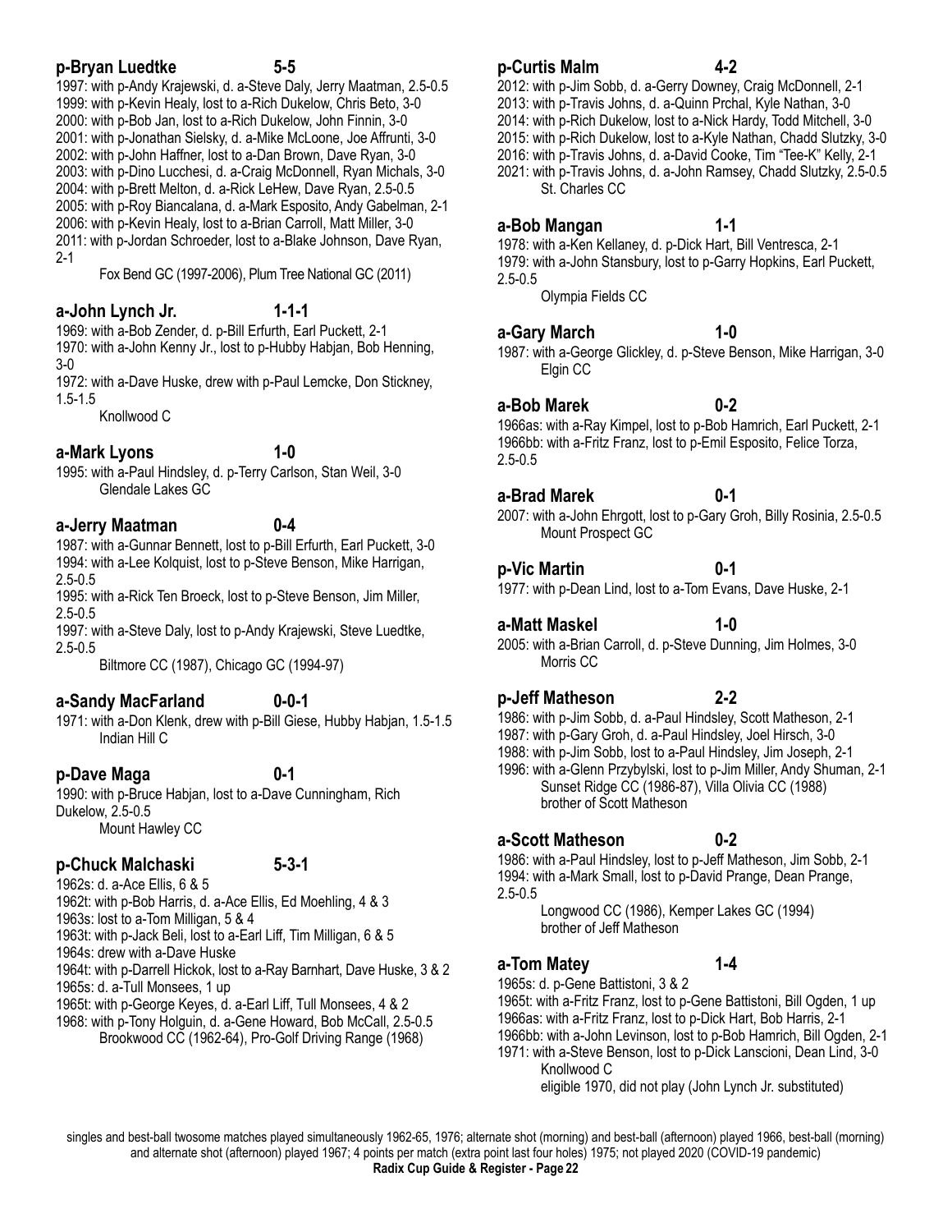**p-Bryan Luedtke 5-5**

1997: with p-Andy Krajewski, d. a-Steve Daly, Jerry Maatman, 2.5-0.5
1999: with p-Kevin Healy, lost to a-Rich Dukelow, Chris Beto, 3-0
2000: with p-Bob Jan, lost to a-Rich Dukelow, John Finnin, 3-0
2001: with p-Jonathan Sielsky, d. a-Mike McLoone, Joe Affrunti, 3-0
2002: with p-John Haffner, lost to a-Dan Brown, Dave Ryan, 3-0
2003: with p-Dino Lucchesi, d. a-Craig McDonnell, Ryan Michals, 3-0
2004: with p-Brett Melton, d. a-Rick LeHew, Dave Ryan, 2.5-0.5
2005: with p-Roy Biancalana, d. a-Mark Esposito, Andy Gabelman, 2-1
2006: with p-Kevin Healy, lost to a-Brian Carroll, Matt Miller, 3-0
2011: with p-Jordan Schroeder, lost to a-Blake Johnson, Dave Ryan, 2-1
Fox Bend GC (1997-2006), Plum Tree National GC (2011)

**a-John Lynch Jr. 1-1-1**

1969: with a-Bob Zender, d. p-Bill Erfurth, Earl Puckett, 2-1
1970: with a-John Kenny Jr., lost to p-Hubby Habjan, Bob Henning, 3-0
1972: with a-Dave Huske, drew with p-Paul Lemcke, Don Stickney, 1.5-1.5
Knollwood C

**a-Mark Lyons 1-0**

1995: with a-Paul Hindsley, d. p-Terry Carlson, Stan Weil, 3-0
Glendale Lakes GC

**a-Jerry Maatman 0-4**

1987: with a-Gunnar Bennett, lost to p-Bill Erfurth, Earl Puckett, 3-0
1994: with a-Lee Kolquist, lost to p-Steve Benson, Mike Harrigan, 2.5-0.5
1995: with a-Rick Ten Broeck, lost to p-Steve Benson, Jim Miller, 2.5-0.5
1997: with a-Steve Daly, lost to p-Andy Krajewski, Steve Luedtke, 2.5-0.5
Biltmore CC (1987), Chicago GC (1994-97)

**a-Sandy MacFarland 0-0-1**

1971: with a-Don Klenk, drew with p-Bill Giese, Hubby Habjan, 1.5-1.5
Indian Hill C

**p-Dave Maga 0-1**

1990: with p-Bruce Habjan, lost to a-Dave Cunningham, Rich Dukelow, 2.5-0.5
Mount Hawley CC

**p-Chuck Malchaski 5-3-1**

1962s: d. a-Ace Ellis, 6 & 5
1962t: with p-Bob Harris, d. a-Ace Ellis, Ed Moehling, 4 & 3
1963s: lost to a-Tom Milligan, 5 & 4
1963t: with p-Jack Beli, lost to a-Earl Liff, Tim Milligan, 6 & 5
1964s: drew with a-Dave Huske
1964t: with p-Darrell Hickok, lost to a-Ray Barnhart, Dave Huske, 3 & 2
1965s: d. a-Tull Monsees, 1 up
1965t: with p-George Keyes, d. a-Earl Liff, Tull Monsees, 4 & 2
1968: with p-Tony Holguin, d. a-Gene Howard, Bob McCall, 2.5-0.5
Brookwood CC (1962-64), Pro-Golf Driving Range (1968)

**p-Curtis Malm 4-2**

2012: with p-Jim Sobb, d. a-Gerry Downey, Craig McDonnell, 2-1
2013: with p-Travis Johns, d. a-Quinn Prchal, Kyle Nathan, 3-0
2014: with p-Rich Dukelow, lost to a-Nick Hardy, Todd Mitchell, 3-0
2015: with p-Rich Dukelow, lost to a-Kyle Nathan, Chadd Slutzky, 3-0
2016: with p-Travis Johns, d. a-David Cooke, Tim "Tee-K" Kelly, 2-1
2021: with p-Travis Johns, d. a-John Ramsey, Chadd Slutzky, 2.5-0.5
St. Charles CC

**a-Bob Mangan 1-1**

1978: with a-Ken Kellaney, d. p-Dick Hart, Bill Ventresca, 2-1
1979: with a-John Stansbury, lost to p-Garry Hopkins, Earl Puckett, 2.5-0.5
Olympia Fields CC

**a-Gary March 1-0**

1987: with a-George Glickley, d. p-Steve Benson, Mike Harrigan, 3-0
Elgin CC

**a-Bob Marek 0-2**

1966as: with a-Ray Kimpel, lost to p-Bob Hamrich, Earl Puckett, 2-1
1966bb: with a-Fritz Franz, lost to p-Emil Esposito, Felice Torza, 2.5-0.5

**a-Brad Marek 0-1**

2007: with a-John Ehrgott, lost to p-Gary Groh, Billy Rosinia, 2.5-0.5
Mount Prospect GC

**p-Vic Martin 0-1**

1977: with p-Dean Lind, lost to a-Tom Evans, Dave Huske, 2-1

**a-Matt Maskel 1-0**

2005: with a-Brian Carroll, d. p-Steve Dunning, Jim Holmes, 3-0
Morris CC

**p-Jeff Matheson 2-2**

1986: with p-Jim Sobb, d. a-Paul Hindsley, Scott Matheson, 2-1
1987: with p-Gary Groh, d. a-Paul Hindsley, Joel Hirsch, 3-0
1988: with p-Jim Sobb, lost to a-Paul Hindsley, Jim Joseph, 2-1
1996: with a-Glenn Przybylski, lost to p-Jim Miller, Andy Shuman, 2-1
Sunset Ridge CC (1986-87), Villa Olivia CC (1988)
brother of Scott Matheson

**a-Scott Matheson 0-2**

1986: with a-Paul Hindsley, lost to p-Jeff Matheson, Jim Sobb, 2-1
1994: with a-Mark Small, lost to p-David Prange, Dean Prange, 2.5-0.5
Longwood CC (1986), Kemper Lakes GC (1994)
brother of Jeff Matheson

**a-Tom Matey 1-4**

1965s: d. p-Gene Battistoni, 3 & 2
1965t: with a-Fritz Franz, lost to p-Gene Battistoni, Bill Ogden, 1 up
1966as: with a-Fritz Franz, lost to p-Dick Hart, Bob Harris, 2-1
1966bb: with a-John Levinson, lost to p-Bob Hamrich, Bill Ogden, 2-1
1971: with a-Steve Benson, lost to p-Dick Lanscioni, Dean Lind, 3-0
Knollwood C
eligible 1970, did not play (John Lynch Jr. substituted)

singles and best-ball twosome matches played simultaneously 1962-65, 1976; alternate shot (morning) and best-ball (afternoon) played 1966, best-ball (morning) and alternate shot (afternoon) played 1967; 4 points per match (extra point last four holes) 1975; not played 2020 (COVID-19 pandemic)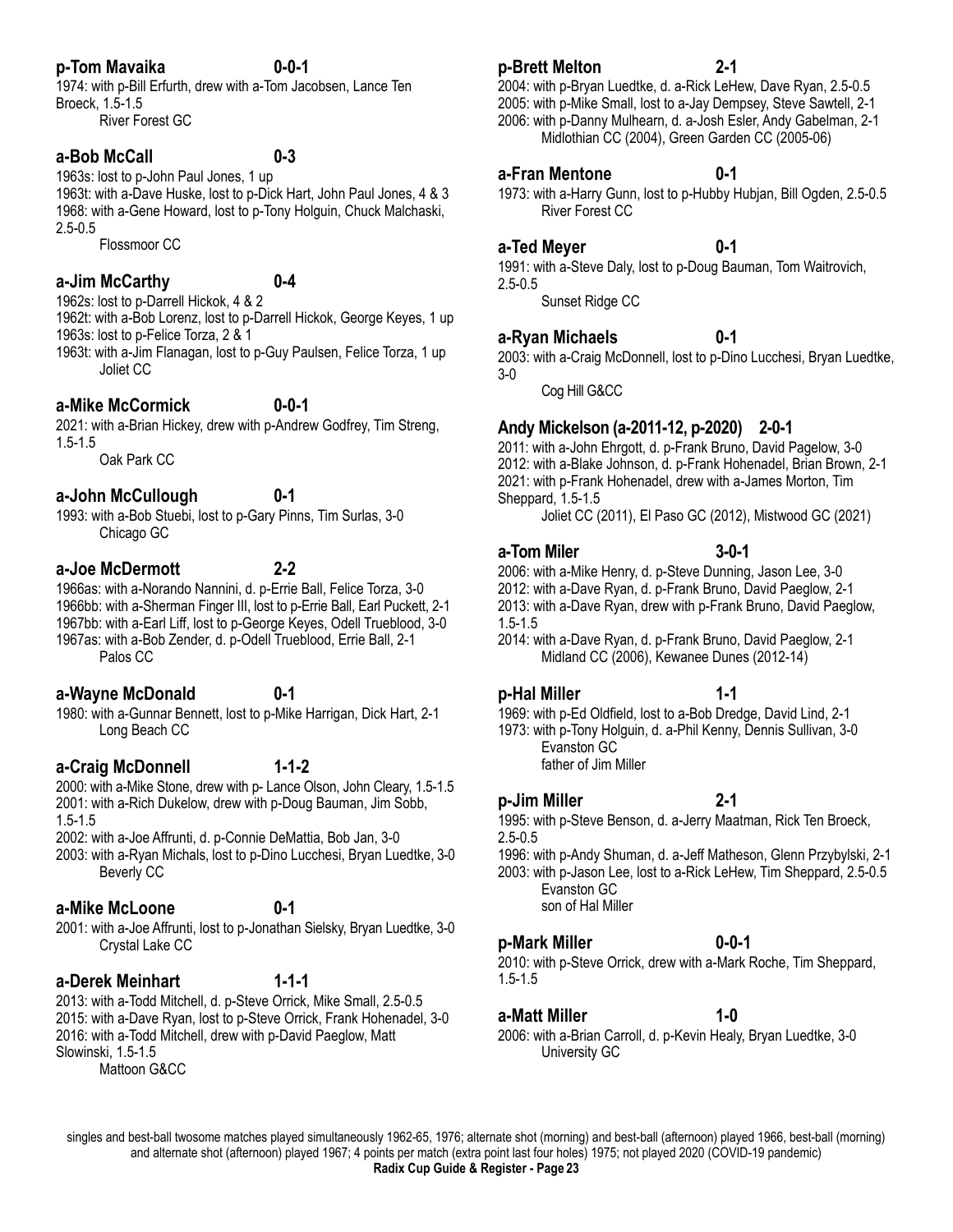### p-Tom Mavaika 0-0-1

1974: with p-Bill Erfurth, drew with a-Tom Jacobsen, Lance Ten Broeck, 1.5-1.5
River Forest GC

### a-Bob McCall 0-3

1963s: lost to p-John Paul Jones, 1 up
1963t: with a-Dave Huske, lost to p-Dick Hart, John Paul Jones, 4 & 3
1968: with a-Gene Howard, lost to p-Tony Holguin, Chuck Malchaski, 2.5-0.5
Flossmoor CC

### a-Jim McCarthy 0-4

1962s: lost to p-Darrell Hickok, 4 & 2
1962t: with a-Bob Lorenz, lost to p-Darrell Hickok, George Keyes, 1 up
1963s: lost to p-Felice Torza, 2 & 1
1963t: with a-Jim Flanagan, lost to p-Guy Paulsen, Felice Torza, 1 up
Joliet CC

### a-Mike McCormick 0-0-1

2021: with a-Brian Hickey, drew with p-Andrew Godfrey, Tim Streng, 1.5-1.5
Oak Park CC

### a-John McCullough 0-1

1993: with a-Bob Stuebi, lost to p-Gary Pinns, Tim Surlas, 3-0
Chicago GC

### a-Joe McDermott 2-2

1966as: with a-Norando Nannini, d. p-Errie Ball, Felice Torza, 3-0
1966bb: with a-Sherman Finger III, lost to p-Errie Ball, Earl Puckett, 2-1
1967bb: with a-Earl Liff, lost to p-George Keyes, Odell Trueblood, 3-0
1967as: with a-Bob Zender, d. p-Odell Trueblood, Errie Ball, 2-1
Palos CC

### a-Wayne McDonald 0-1

1980: with a-Gunnar Bennett, lost to p-Mike Harrigan, Dick Hart, 2-1
Long Beach CC

### a-Craig McDonnell 1-1-2

2000: with a-Mike Stone, drew with p- Lance Olson, John Cleary, 1.5-1.5
2001: with a-Rich Dukelow, drew with p-Doug Bauman, Jim Sobb, 1.5-1.5
2002: with a-Joe Affrunti, d. p-Connie DeMattia, Bob Jan, 3-0
2003: with a-Ryan Michals, lost to p-Dino Lucchesi, Bryan Luedtke, 3-0
Beverly CC

### a-Mike McLoone 0-1

2001: with a-Joe Affrunti, lost to p-Jonathan Sielsky, Bryan Luedtke, 3-0
Crystal Lake CC

### a-Derek Meinhart 1-1-1

2013: with a-Todd Mitchell, d. p-Steve Orrick, Mike Small, 2.5-0.5
2015: with a-Dave Ryan, lost to p-Steve Orrick, Frank Hohenadel, 3-0
2016: with a-Todd Mitchell, drew with p-David Paeglow, Matt Slowinski, 1.5-1.5
Mattoon G&CC

### p-Brett Melton 2-1

2004: with p-Bryan Luedtke, d. a-Rick LeHew, Dave Ryan, 2.5-0.5
2005: with p-Mike Small, lost to a-Jay Dempsey, Steve Sawtell, 2-1
2006: with p-Danny Mulhearn, d. a-Josh Esler, Andy Gabelman, 2-1
Midlothian CC (2004), Green Garden CC (2005-06)

### a-Fran Mentone 0-1

1973: with a-Harry Gunn, lost to p-Hubby Hubjan, Bill Ogden, 2.5-0.5
River Forest CC

### a-Ted Meyer 0-1

1991: with a-Steve Daly, lost to p-Doug Bauman, Tom Waitrovich, 2.5-0.5
Sunset Ridge CC

### a-Ryan Michaels 0-1

2003: with a-Craig McDonnell, lost to p-Dino Lucchesi, Bryan Luedtke, 3-0
Cog Hill G&CC

### Andy Mickelson (a-2011-12, p-2020) 2-0-1

2011: with a-John Ehrgott, d. p-Frank Bruno, David Pagelow, 3-0
2012: with a-Blake Johnson, d. p-Frank Hohenadel, Brian Brown, 2-1
2021: with p-Frank Hohenadel, drew with a-James Morton, Tim Sheppard, 1.5-1.5
Joliet CC (2011), El Paso GC (2012), Mistwood GC (2021)

### a-Tom Miler 3-0-1

2006: with a-Mike Henry, d. p-Steve Dunning, Jason Lee, 3-0
2012: with a-Dave Ryan, d. p-Frank Bruno, David Paeglow, 2-1
2013: with a-Dave Ryan, drew with p-Frank Bruno, David Paeglow, 1.5-1.5
2014: with a-Dave Ryan, d. p-Frank Bruno, David Paeglow, 2-1
Midland CC (2006), Kewanee Dunes (2012-14)

### p-Hal Miller 1-1

1969: with p-Ed Oldfield, lost to a-Bob Dredge, David Lind, 2-1
1973: with p-Tony Holguin, d. a-Phil Kenny, Dennis Sullivan, 3-0
Evanston GC
father of Jim Miller

### p-Jim Miller 2-1

1995: with p-Steve Benson, d. a-Jerry Maatman, Rick Ten Broeck, 2.5-0.5
1996: with p-Andy Shuman, d. a-Jeff Matheson, Glenn Przybylski, 2-1
2003: with p-Jason Lee, lost to a-Rick LeHew, Tim Sheppard, 2.5-0.5
Evanston GC
son of Hal Miller

### p-Mark Miller 0-0-1

2010: with p-Steve Orrick, drew with a-Mark Roche, Tim Sheppard, 1.5-1.5

### a-Matt Miller 1-0

2006: with a-Brian Carroll, d. p-Kevin Healy, Bryan Luedtke, 3-0
University GC

singles and best-ball twosome matches played simultaneously 1962-65, 1976; alternate shot (morning) and best-ball (afternoon) played 1966, best-ball (morning) and alternate shot (afternoon) played 1967; 4 points per match (extra point last four holes) 1975; not played 2020 (COVID-19 pandemic)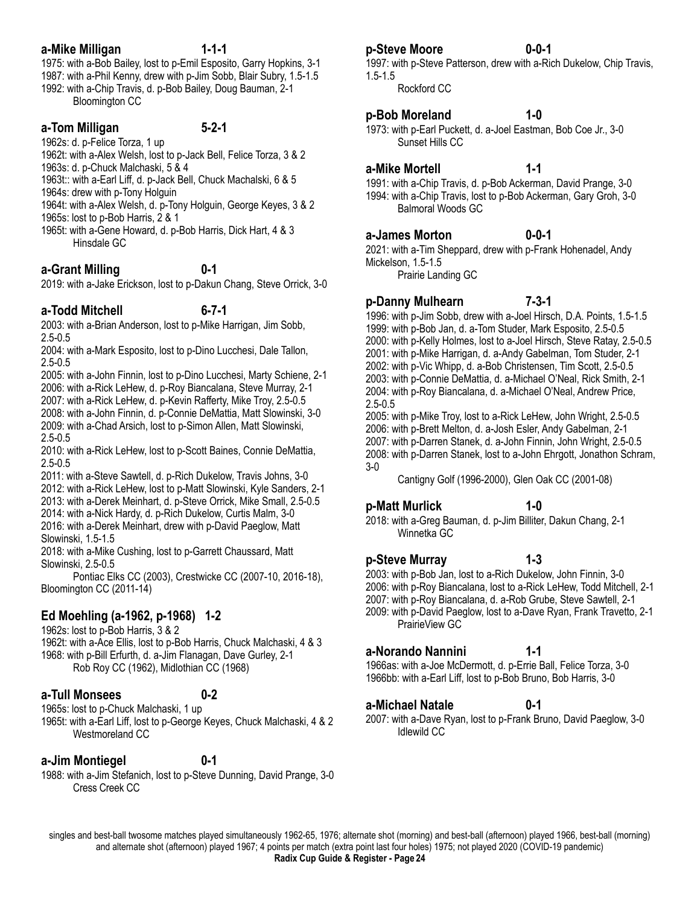### a-Mike Milligan 1-1-1

1975: with a-Bob Bailey, lost to p-Emil Esposito, Garry Hopkins, 3-1
1987: with a-Phil Kenny, drew with p-Jim Sobb, Blair Subry, 1.5-1.5
1992: with a-Chip Travis, d. p-Bob Bailey, Doug Bauman, 2-1
Bloomington CC

### a-Tom Milligan 5-2-1

1962s: d. p-Felice Torza, 1 up
1962t: with a-Alex Welsh, lost to p-Jack Bell, Felice Torza, 3 & 2
1963s: d. p-Chuck Malchaski, 5 & 4
1963t:: with a-Earl Liff, d. p-Jack Bell, Chuck Machalski, 6 & 5
1964s: drew with p-Tony Holguin
1964t: with a-Alex Welsh, d. p-Tony Holguin, George Keyes, 3 & 2
1965s: lost to p-Bob Harris, 2 & 1
1965t: with a-Gene Howard, d. p-Bob Harris, Dick Hart, 4 & 3
Hinsdale GC

### a-Grant Milling 0-1

2019: with a-Jake Erickson, lost to p-Dakun Chang, Steve Orrick, 3-0

### a-Todd Mitchell 6-7-1

2003: with a-Brian Anderson, lost to p-Mike Harrigan, Jim Sobb, 2.5-0.5
2004: with a-Mark Esposito, lost to p-Dino Lucchesi, Dale Tallon, 2.5-0.5
2005: with a-John Finnin, lost to p-Dino Lucchesi, Marty Schiene, 2-1
2006: with a-Rick LeHew, d. p-Roy Biancalana, Steve Murray, 2-1
2007: with a-Rick LeHew, d. p-Kevin Rafferty, Mike Troy, 2.5-0.5
2008: with a-John Finnin, d. p-Connie DeMattia, Matt Slowinski, 3-0
2009: with a-Chad Arsich, lost to p-Simon Allen, Matt Slowinski, 2.5-0.5
2010: with a-Rick LeHew, lost to p-Scott Baines, Connie DeMattia, 2.5-0.5
2011: with a-Steve Sawtell, d. p-Rich Dukelow, Travis Johns, 3-0
2012: with a-Rick LeHew, lost to p-Matt Slowinski, Kyle Sanders, 2-1
2013: with a-Derek Meinhart, d. p-Steve Orrick, Mike Small, 2.5-0.5
2014: with a-Nick Hardy, d. p-Rich Dukelow, Curtis Malm, 3-0
2016: with a-Derek Meinhart, drew with p-David Paeglow, Matt Slowinski, 1.5-1.5
2018: with a-Mike Cushing, lost to p-Garrett Chaussard, Matt Slowinski, 2.5-0.5
Pontiac Elks CC (2003), Crestwicke CC (2007-10, 2016-18), Bloomington CC (2011-14)

### Ed Moehling (a-1962, p-1968) 1-2

1962s: lost to p-Bob Harris, 3 & 2
1962t: with a-Ace Ellis, lost to p-Bob Harris, Chuck Malchaski, 4 & 3
1968: with p-Bill Erfurth, d. a-Jim Flanagan, Dave Gurley, 2-1
Rob Roy CC (1962), Midlothian CC (1968)

### a-Tull Monsees 0-2

1965s: lost to p-Chuck Malchaski, 1 up
1965t: with a-Earl Liff, lost to p-George Keyes, Chuck Malchaski, 4 & 2
Westmoreland CC

### a-Jim Montiegel 0-1

1988: with a-Jim Stefanich, lost to p-Steve Dunning, David Prange, 3-0
Cress Creek CC

### p-Steve Moore 0-0-1

1997: with p-Steve Patterson, drew with a-Rich Dukelow, Chip Travis, 1.5-1.5
Rockford CC

### p-Bob Moreland 1-0

1973: with p-Earl Puckett, d. a-Joel Eastman, Bob Coe Jr., 3-0
Sunset Hills CC

### a-Mike Mortell 1-1

1991: with a-Chip Travis, d. p-Bob Ackerman, David Prange, 3-0
1994: with a-Chip Travis, lost to p-Bob Ackerman, Gary Groh, 3-0
Balmoral Woods GC

### a-James Morton 0-0-1

2021: with a-Tim Sheppard, drew with p-Frank Hohenadel, Andy Mickelson, 1.5-1.5
Prairie Landing GC

### p-Danny Mulhearn 7-3-1

1996: with p-Jim Sobb, drew with a-Joel Hirsch, D.A. Points, 1.5-1.5
1999: with p-Bob Jan, d. a-Tom Studer, Mark Esposito, 2.5-0.5
2000: with p-Kelly Holmes, lost to a-Joel Hirsch, Steve Ratay, 2.5-0.5
2001: with p-Mike Harrigan, d. a-Andy Gabelman, Tom Studer, 2-1
2002: with p-Vic Whipp, d. a-Bob Christensen, Tim Scott, 2.5-0.5
2003: with p-Connie DeMattia, d. a-Michael O'Neal, Rick Smith, 2-1
2004: with p-Roy Biancalana, d. a-Michael O'Neal, Andrew Price, 2.5-0.5
2005: with p-Mike Troy, lost to a-Rick LeHew, John Wright, 2.5-0.5
2006: with p-Brett Melton, d. a-Josh Esler, Andy Gabelman, 2-1
2007: with p-Darren Stanek, d. a-John Finnin, John Wright, 2.5-0.5
2008: with p-Darren Stanek, lost to a-John Ehrgott, Jonathon Schram, 3-0
Cantigny Golf (1996-2000), Glen Oak CC (2001-08)

### p-Matt Murlick 1-0

2018: with a-Greg Bauman, d. p-Jim Billiter, Dakun Chang, 2-1
Winnetka GC

### p-Steve Murray 1-3

2003: with p-Bob Jan, lost to a-Rich Dukelow, John Finnin, 3-0
2006: with p-Roy Biancalana, lost to a-Rick LeHew, Todd Mitchell, 2-1
2007: with p-Roy Biancalana, d. a-Rob Grube, Steve Sawtell, 2-1
2009: with p-David Paeglow, lost to a-Dave Ryan, Frank Travetto, 2-1
PrairieView GC

### a-Norando Nannini 1-1

1966as: with a-Joe McDermott, d. p-Errie Ball, Felice Torza, 3-0
1966bb: with a-Earl Liff, lost to p-Bob Bruno, Bob Harris, 3-0

### a-Michael Natale 0-1

2007: with a-Dave Ryan, lost to p-Frank Bruno, David Paeglow, 3-0
Idlewild CC

singles and best-ball twosome matches played simultaneously 1962-65, 1976; alternate shot (morning) and best-ball (afternoon) played 1966, best-ball (morning) and alternate shot (afternoon) played 1967; 4 points per match (extra point last four holes) 1975; not played 2020 (COVID-19 pandemic)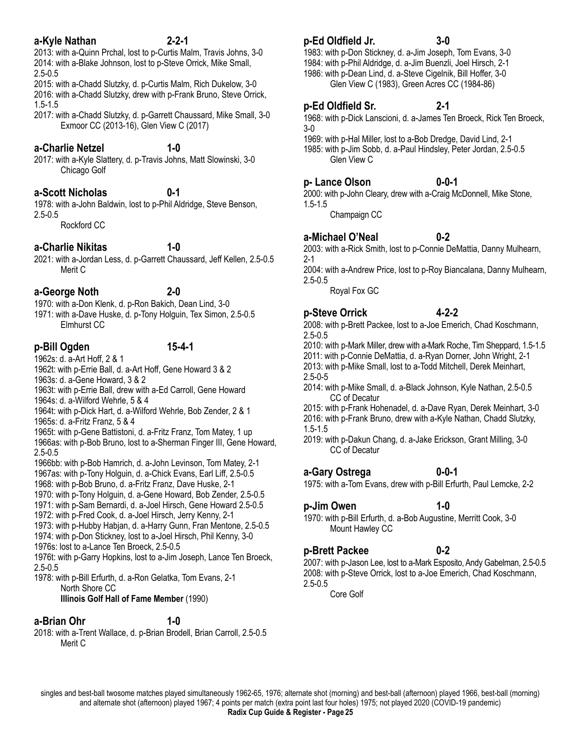### a-Kyle Nathan **2-2-1**

2013: with a-Quinn Prchal, lost to p-Curtis Malm, Travis Johns, 3-0
2014: with a-Blake Johnson, lost to p-Steve Orrick, Mike Small, 2.5-0.5
2015: with a-Chadd Slutzky, d. p-Curtis Malm, Rich Dukelow, 3-0
2016: with a-Chadd Slutzky, drew with p-Frank Bruno, Steve Orrick, 1.5-1.5
2017: with a-Chadd Slutzky, d. p-Garrett Chaussard, Mike Small, 3-0
Exmoor CC (2013-16), Glen View C (2017)

### a-Charlie Netzel **1-0**

2017: with a-Kyle Slattery, d. p-Travis Johns, Matt Slowinski, 3-0
Chicago Golf

### a-Scott Nicholas **0-1**

1978: with a-John Baldwin, lost to p-Phil Aldridge, Steve Benson, 2.5-0.5
Rockford CC

### a-Charlie Nikitas **1-0**

2021: with a-Jordan Less, d. p-Garrett Chaussard, Jeff Kellen, 2.5-0.5
Merit C

### a-George Noth **2-0**

1970: with a-Don Klenk, d. p-Ron Bakich, Dean Lind, 3-0
1971: with a-Dave Huske, d. p-Tony Holguin, Tex Simon, 2.5-0.5
Elmhurst CC

### p-Bill Ogden **15-4-1**

1962s: d. a-Art Hoff, 2 & 1
1962t: with p-Errie Ball, d. a-Art Hoff, Gene Howard 3 & 2
1963s: d. a-Gene Howard, 3 & 2
1963t: with p-Errie Ball, drew with a-Ed Carroll, Gene Howard
1964s: d. a-Wilford Wehrle, 5 & 4
1964t: with p-Dick Hart, d. a-Wilford Wehrle, Bob Zender, 2 & 1
1965s: d. a-Fritz Franz, 5 & 4
1965t: with p-Gene Battistoni, d. a-Fritz Franz, Tom Matey, 1 up
1966as: with p-Bob Bruno, lost to a-Sherman Finger III, Gene Howard, 2.5-0.5
1966bb: with p-Bob Hamrich, d. a-John Levinson, Tom Matey, 2-1
1967as: with p-Tony Holguin, d. a-Chick Evans, Earl Liff, 2.5-0.5
1968: with p-Bob Bruno, d. a-Fritz Franz, Dave Huske, 2-1
1970: with p-Tony Holguin, d. a-Gene Howard, Bob Zender, 2.5-0.5
1971: with p-Sam Bernardi, d. a-Joel Hirsch, Gene Howard 2.5-0.5
1972: with p-Fred Cook, d. a-Joel Hirsch, Jerry Kenny, 2-1
1973: with p-Hubby Habjan, d. a-Harry Gunn, Fran Mentone, 2.5-0.5
1974: with p-Don Stickney, lost to a-Joel Hirsch, Phil Kenny, 3-0
1976s: lost to a-Lance Ten Broeck, 2.5-0.5
1976t: with p-Garry Hopkins, lost to a-Jim Joseph, Lance Ten Broeck, 2.5-0.5
1978: with p-Bill Erfurth, d. a-Ron Gelatka, Tom Evans, 2-1
North Shore CC
**Illinois Golf Hall of Fame Member** (1990)

### a-Brian Ohr **1-0**

2018: with a-Trent Wallace, d. p-Brian Brodell, Brian Carroll, 2.5-0.5
Merit C

### p-Ed Oldfield Jr. **3-0**

1983: with p-Don Stickney, d. a-Jim Joseph, Tom Evans, 3-0
1984: with p-Phil Aldridge, d. a-Jim Buenzli, Joel Hirsch, 2-1
1986: with p-Dean Lind, d. a-Steve Cigelnik, Bill Hoffer, 3-0
Glen View C (1983), Green Acres CC (1984-86)

### p-Ed Oldfield Sr. **2-1**

1968: with p-Dick Lanscioni, d. a-James Ten Broeck, Rick Ten Broeck, 3-0
1969: with p-Hal Miller, lost to a-Bob Dredge, David Lind, 2-1
1985: with p-Jim Sobb, d. a-Paul Hindsley, Peter Jordan, 2.5-0.5
Glen View C

### p- Lance Olson **0-0-1**

2000: with p-John Cleary, drew with a-Craig McDonnell, Mike Stone, 1.5-1.5
Champaign CC

### a-Michael O'Neal **0-2**

2003: with a-Rick Smith, lost to p-Connie DeMattia, Danny Mulhearn, 2-1
2004: with a-Andrew Price, lost to p-Roy Biancalana, Danny Mulhearn, 2.5-0.5
Royal Fox GC

### p-Steve Orrick **4-2-2**

2008: with p-Brett Packee, lost to a-Joe Emerich, Chad Koschmann, 2.5-0.5
2010: with p-Mark Miller, drew with a-Mark Roche, Tim Sheppard, 1.5-1.5
2011: with p-Connie DeMattia, d. a-Ryan Dorner, John Wright, 2-1
2013: with p-Mike Small, lost to a-Todd Mitchell, Derek Meinhart, 2.5-0-5
2014: with p-Mike Small, d. a-Black Johnson, Kyle Nathan, 2.5-0.5
CC of Decatur
2015: with p-Frank Hohenadel, d. a-Dave Ryan, Derek Meinhart, 3-0
2016: with p-Frank Bruno, drew with a-Kyle Nathan, Chadd Slutzky, 1.5-1.5
2019: with p-Dakun Chang, d. a-Jake Erickson, Grant Milling, 3-0
CC of Decatur

### a-Gary Ostrega **0-0-1**

1975: with a-Tom Evans, drew with p-Bill Erfurth, Paul Lemcke, 2-2

### p-Jim Owen **1-0**

1970: with p-Bill Erfurth, d. a-Bob Augustine, Merritt Cook, 3-0
Mount Hawley CC

### p-Brett Packee **0-2**

2007: with p-Jason Lee, lost to a-Mark Esposito, Andy Gabelman, 2.5-0.5
2008: with p-Steve Orrick, lost to a-Joe Emerich, Chad Koschmann, 2.5-0.5
Core Golf

singles and best-ball twosome matches played simultaneously 1962-65, 1976; alternate shot (morning) and best-ball (afternoon) played 1966, best-ball (morning) and alternate shot (afternoon) played 1967; 4 points per match (extra point last four holes) 1975; not played 2020 (COVID-19 pandemic)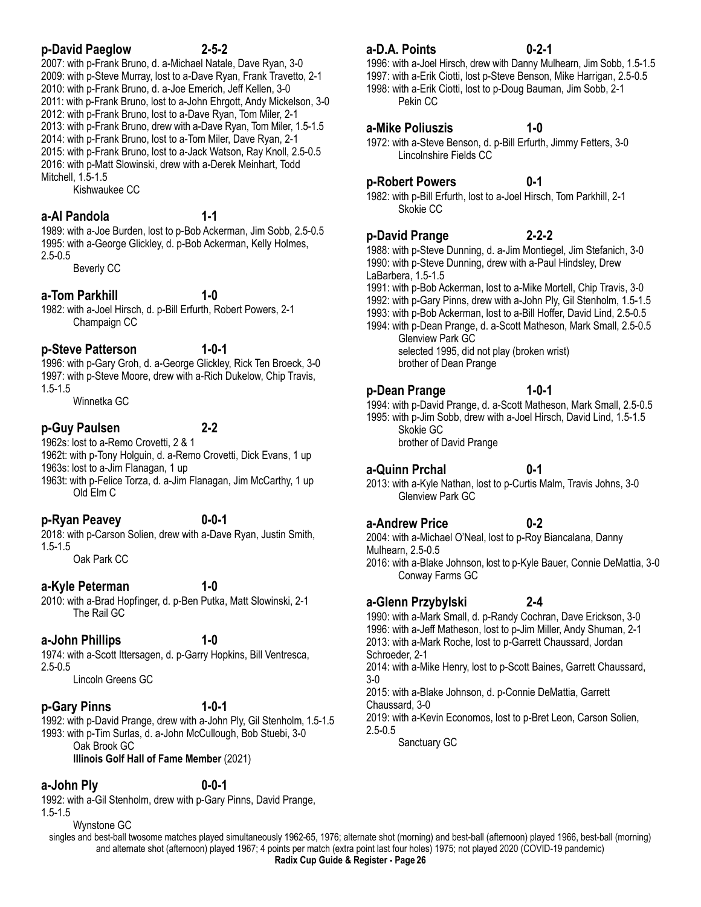### p-David Paeglow 2-5-2

2007: with p-Frank Bruno, d. a-Michael Natale, Dave Ryan, 3-0
2009: with p-Steve Murray, lost to a-Dave Ryan, Frank Travetto, 2-1
2010: with p-Frank Bruno, d. a-Joe Emerich, Jeff Kellen, 3-0
2011: with p-Frank Bruno, lost to a-John Ehrgott, Andy Mickelson, 3-0
2012: with p-Frank Bruno, lost to a-Dave Ryan, Tom Miler, 2-1
2013: with p-Frank Bruno, drew with a-Dave Ryan, Tom Miler, 1.5-1.5
2014: with p-Frank Bruno, lost to a-Tom Miler, Dave Ryan, 2-1
2015: with p-Frank Bruno, lost to a-Jack Watson, Ray Knoll, 2.5-0.5
2016: with p-Matt Slowinski, drew with a-Derek Meinhart, Todd Mitchell, 1.5-1.5

Kishwaukee CC

### a-Al Pandola 1-1

1989: with a-Joe Burden, lost to p-Bob Ackerman, Jim Sobb, 2.5-0.5
1995: with a-George Glickley, d. p-Bob Ackerman, Kelly Holmes, 2.5-0.5

Beverly CC

### a-Tom Parkhill 1-0

1982: with a-Joel Hirsch, d. p-Bill Erfurth, Robert Powers, 2-1

Champaign CC

### p-Steve Patterson 1-0-1

1996: with p-Gary Groh, d. a-George Glickley, Rick Ten Broeck, 3-0
1997: with p-Steve Moore, drew with a-Rich Dukelow, Chip Travis, 1.5-1.5

Winnetka GC

### p-Guy Paulsen 2-2

1962s: lost to a-Remo Crovetti, 2 & 1
1962t: with p-Tony Holguin, d. a-Remo Crovetti, Dick Evans, 1 up
1963s: lost to a-Jim Flanagan, 1 up
1963t: with p-Felice Torza, d. a-Jim Flanagan, Jim McCarthy, 1 up

Old Elm C

### p-Ryan Peavey 0-0-1

2018: with p-Carson Solien, drew with a-Dave Ryan, Justin Smith, 1.5-1.5

Oak Park CC

### a-Kyle Peterman 1-0

2010: with a-Brad Hopfinger, d. p-Ben Putka, Matt Slowinski, 2-1

The Rail GC

### a-John Phillips 1-0

1974: with a-Scott Ittersagen, d. p-Garry Hopkins, Bill Ventresca, 2.5-0.5

Lincoln Greens GC

### p-Gary Pinns 1-0-1

1992: with p-David Prange, drew with a-John Ply, Gil Stenholm, 1.5-1.5
1993: with p-Tim Surlas, d. a-John McCullough, Bob Stuebi, 3-0

Oak Brook GC

**Illinois Golf Hall of Fame Member** (2021)

### a-John Ply 0-0-1

1992: with a-Gil Stenholm, drew with p-Gary Pinns, David Prange, 1.5-1.5

Wynstone GC

### a-D.A. Points 0-2-1

1996: with a-Joel Hirsch, drew with Danny Mulhearn, Jim Sobb, 1.5-1.5
1997: with a-Erik Ciotti, lost p-Steve Benson, Mike Harrigan, 2.5-0.5
1998: with a-Erik Ciotti, lost to p-Doug Bauman, Jim Sobb, 2-1

Pekin CC

### a-Mike Poliuszis 1-0

1972: with a-Steve Benson, d. p-Bill Erfurth, Jimmy Fetters, 3-0

Lincolnshire Fields CC

### p-Robert Powers 0-1

1982: with p-Bill Erfurth, lost to a-Joel Hirsch, Tom Parkhill, 2-1

Skokie CC

### p-David Prange 2-2-2

1988: with p-Steve Dunning, d. a-Jim Montiegel, Jim Stefanich, 3-0
1990: with p-Steve Dunning, drew with a-Paul Hindsley, Drew LaBarbera, 1.5-1.5
1991: with p-Bob Ackerman, lost to a-Mike Mortell, Chip Travis, 3-0
1992: with p-Gary Pinns, drew with a-John Ply, Gil Stenholm, 1.5-1.5
1993: with p-Bob Ackerman, lost to a-Bill Hoffer, David Lind, 2.5-0.5
1994: with p-Dean Prange, d. a-Scott Matheson, Mark Small, 2.5-0.5

Glenview Park GC
selected 1995, did not play (broken wrist)
brother of Dean Prange

### p-Dean Prange 1-0-1

1994: with p-David Prange, d. a-Scott Matheson, Mark Small, 2.5-0.5
1995: with p-Jim Sobb, drew with a-Joel Hirsch, David Lind, 1.5-1.5

Skokie GC
brother of David Prange

### a-Quinn Prchal 0-1

2013: with a-Kyle Nathan, lost to p-Curtis Malm, Travis Johns, 3-0

Glenview Park GC

### a-Andrew Price 0-2

2004: with a-Michael O'Neal, lost to p-Roy Biancalana, Danny Mulhearn, 2.5-0.5
2016: with a-Blake Johnson, lost to p-Kyle Bauer, Connie DeMattia, 3-0

Conway Farms GC

### a-Glenn Przybylski 2-4

1990: with a-Mark Small, d. p-Randy Cochran, Dave Erickson, 3-0
1996: with a-Jeff Matheson, lost to p-Jim Miller, Andy Shuman, 2-1
2013: with a-Mark Roche, lost to p-Garrett Chaussard, Jordan Schroeder, 2-1
2014: with a-Mike Henry, lost to p-Scott Baines, Garrett Chaussard, 3-0
2015: with a-Blake Johnson, d. p-Connie DeMattia, Garrett Chaussard, 3-0
2019: with a-Kevin Economos, lost to p-Bret Leon, Carson Solien, 2.5-0.5

Sanctuary GC

singles and best-ball twosome matches played simultaneously 1962-65, 1976; alternate shot (morning) and best-ball (afternoon) played 1966, best-ball (morning) and alternate shot (afternoon) played 1967; 4 points per match (extra point last four holes) 1975; not played 2020 (COVID-19 pandemic)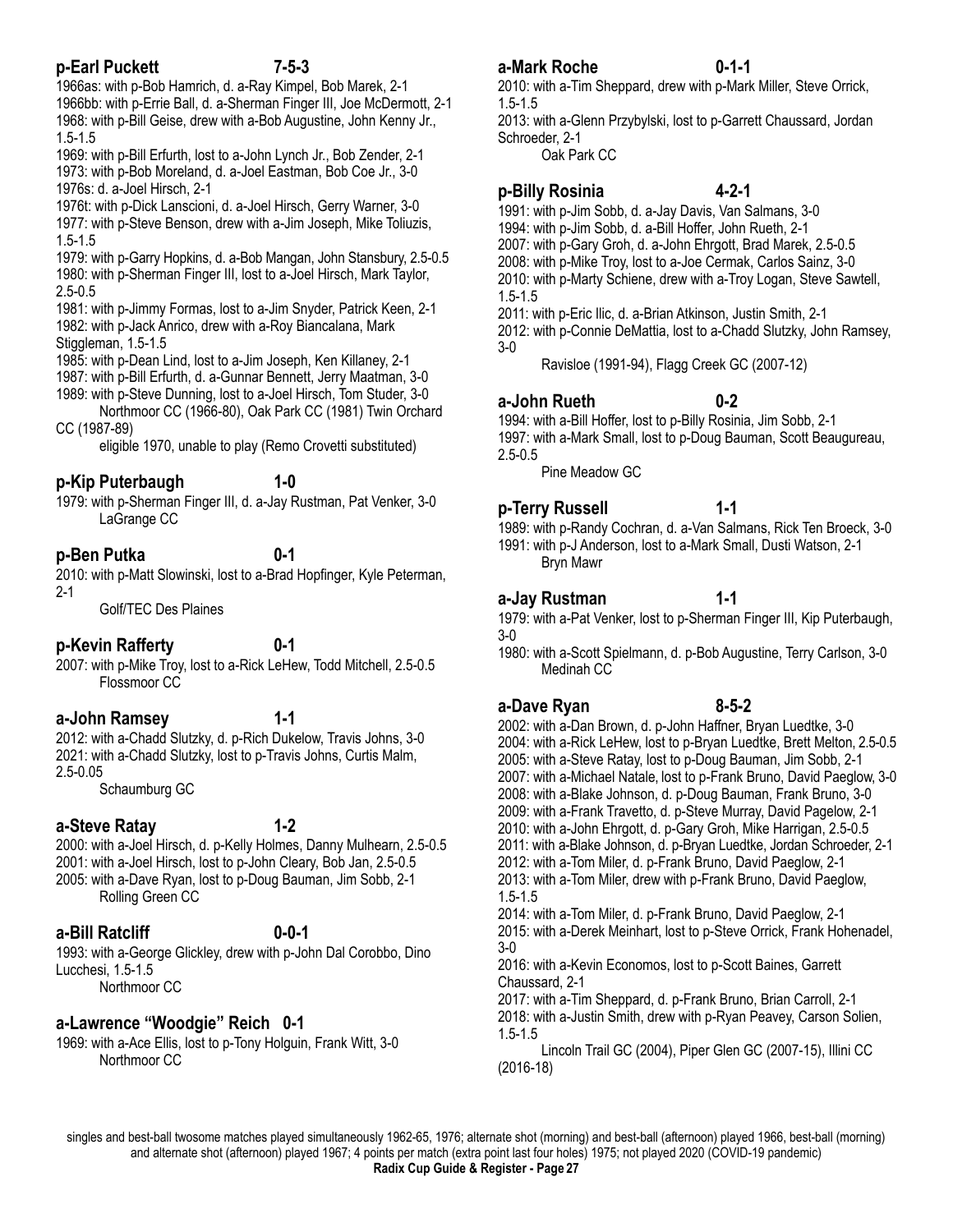### p-Earl Puckett 7-5-3

1966as: with p-Bob Hamrich, d. a-Ray Kimpel, Bob Marek, 2-1
1966bb: with p-Errie Ball, d. a-Sherman Finger III, Joe McDermott, 2-1
1968: with p-Bill Geise, drew with a-Bob Augustine, John Kenny Jr., 1.5-1.5
1969: with p-Bill Erfurth, lost to a-John Lynch Jr., Bob Zender, 2-1
1973: with p-Bob Moreland, d. a-Joel Eastman, Bob Coe Jr., 3-0
1976s: d. a-Joel Hirsch, 2-1
1976t: with p-Dick Lanscioni, d. a-Joel Hirsch, Gerry Warner, 3-0
1977: with p-Steve Benson, drew with a-Jim Joseph, Mike Toliuzis, 1.5-1.5
1979: with p-Garry Hopkins, d. a-Bob Mangan, John Stansbury, 2.5-0.5
1980: with p-Sherman Finger III, lost to a-Joel Hirsch, Mark Taylor, 2.5-0.5
1981: with p-Jimmy Formas, lost to a-Jim Snyder, Patrick Keen, 2-1
1982: with p-Jack Anrico, drew with a-Roy Biancalana, Mark Stiggleman, 1.5-1.5
1985: with p-Dean Lind, lost to a-Jim Joseph, Ken Killaney, 2-1
1987: with p-Bill Erfurth, d. a-Gunnar Bennett, Jerry Maatman, 3-0
1989: with p-Steve Dunning, lost to a-Joel Hirsch, Tom Studer, 3-0
Northmoor CC (1966-80), Oak Park CC (1981) Twin Orchard CC (1987-89)
eligible 1970, unable to play (Remo Crovetti substituted)

### p-Kip Puterbaugh 1-0

1979: with p-Sherman Finger III, d. a-Jay Rustman, Pat Venker, 3-0
LaGrange CC

### p-Ben Putka 0-1

2010: with p-Matt Slowinski, lost to a-Brad Hopfinger, Kyle Peterman, 2-1
Golf/TEC Des Plaines

### p-Kevin Rafferty 0-1

2007: with p-Mike Troy, lost to a-Rick LeHew, Todd Mitchell, 2.5-0.5
Flossmoor CC

### a-John Ramsey 1-1

2012: with a-Chadd Slutzky, d. p-Rich Dukelow, Travis Johns, 3-0
2021: with a-Chadd Slutzky, lost to p-Travis Johns, Curtis Malm, 2.5-0.05
Schaumburg GC

### a-Steve Ratay 1-2

2000: with a-Joel Hirsch, d. p-Kelly Holmes, Danny Mulhearn, 2.5-0.5
2001: with a-Joel Hirsch, lost to p-John Cleary, Bob Jan, 2.5-0.5
2005: with a-Dave Ryan, lost to p-Doug Bauman, Jim Sobb, 2-1
Rolling Green CC

### a-Bill Ratcliff 0-0-1

1993: with a-George Glickley, drew with p-John Dal Corobbo, Dino Lucchesi, 1.5-1.5
Northmoor CC

### a-Lawrence "Woodgie" Reich 0-1

1969: with a-Ace Ellis, lost to p-Tony Holguin, Frank Witt, 3-0
Northmoor CC

### a-Mark Roche 0-1-1

2010: with a-Tim Sheppard, drew with p-Mark Miller, Steve Orrick, 1.5-1.5
2013: with a-Glenn Przybylski, lost to p-Garrett Chaussard, Jordan Schroeder, 2-1
Oak Park CC

### p-Billy Rosinia 4-2-1

1991: with p-Jim Sobb, d. a-Jay Davis, Van Salmans, 3-0
1994: with p-Jim Sobb, d. a-Bill Hoffer, John Rueth, 2-1
2007: with p-Gary Groh, d. a-John Ehrgott, Brad Marek, 2.5-0.5
2008: with p-Mike Troy, lost to a-Joe Cermak, Carlos Sainz, 3-0
2010: with p-Marty Schiene, drew with a-Troy Logan, Steve Sawtell, 1.5-1.5
2011: with p-Eric Ilic, d. a-Brian Atkinson, Justin Smith, 2-1
2012: with p-Connie DeMattia, lost to a-Chadd Slutzky, John Ramsey, 3-0
Ravisloe (1991-94), Flagg Creek GC (2007-12)

### a-John Rueth 0-2

1994: with a-Bill Hoffer, lost to p-Billy Rosinia, Jim Sobb, 2-1
1997: with a-Mark Small, lost to p-Doug Bauman, Scott Beaugureau, 2.5-0.5
Pine Meadow GC

### p-Terry Russell 1-1

1989: with p-Randy Cochran, d. a-Van Salmans, Rick Ten Broeck, 3-0
1991: with p-J Anderson, lost to a-Mark Small, Dusti Watson, 2-1
Bryn Mawr

### a-Jay Rustman 1-1

1979: with a-Pat Venker, lost to p-Sherman Finger III, Kip Puterbaugh, 3-0
1980: with a-Scott Spielmann, d. p-Bob Augustine, Terry Carlson, 3-0
Medinah CC

### a-Dave Ryan 8-5-2

2002: with a-Dan Brown, d. p-John Haffner, Bryan Luedtke, 3-0
2004: with a-Rick LeHew, lost to p-Bryan Luedtke, Brett Melton, 2.5-0.5
2005: with a-Steve Ratay, lost to p-Doug Bauman, Jim Sobb, 2-1
2007: with a-Michael Natale, lost to p-Frank Bruno, David Paeglow, 3-0
2008: with a-Blake Johnson, d. p-Doug Bauman, Frank Bruno, 3-0
2009: with a-Frank Travetto, d. p-Steve Murray, David Pagelow, 2-1
2010: with a-John Ehrgott, d. p-Gary Groh, Mike Harrigan, 2.5-0.5
2011: with a-Blake Johnson, d. p-Bryan Luedtke, Jordan Schroeder, 2-1
2012: with a-Tom Miler, d. p-Frank Bruno, David Paeglow, 2-1
2013: with a-Tom Miler, drew with p-Frank Bruno, David Paeglow, 1.5-1.5
2014: with a-Tom Miler, d. p-Frank Bruno, David Paeglow, 2-1
2015: with a-Derek Meinhart, lost to p-Steve Orrick, Frank Hohenadel, 3-0
2016: with a-Kevin Economos, lost to p-Scott Baines, Garrett Chaussard, 2-1
2017: with a-Tim Sheppard, d. p-Frank Bruno, Brian Carroll, 2-1
2018: with a-Justin Smith, drew with p-Ryan Peavey, Carson Solien, 1.5-1.5
Lincoln Trail GC (2004), Piper Glen GC (2007-15), Illini CC (2016-18)

singles and best-ball twosome matches played simultaneously 1962-65, 1976; alternate shot (morning) and best-ball (afternoon) played 1966, best-ball (morning) and alternate shot (afternoon) played 1967; 4 points per match (extra point last four holes) 1975; not played 2020 (COVID-19 pandemic)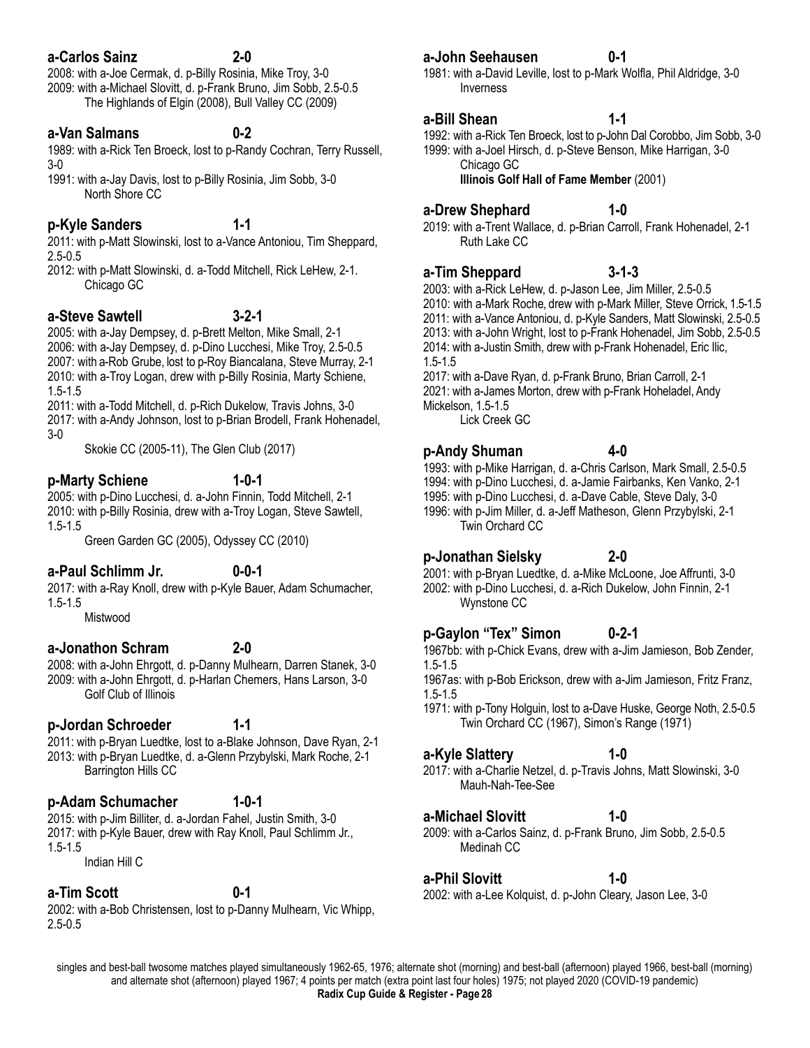**a-Carlos Sainz 2-0**

2008: with a-Joe Cermak, d. p-Billy Rosinia, Mike Troy, 3-0
2009: with a-Michael Slovitt, d. p-Frank Bruno, Jim Sobb, 2.5-0.5
The Highlands of Elgin (2008), Bull Valley CC (2009)

**a-Van Salmans 0-2**

1989: with a-Rick Ten Broeck, lost to p-Randy Cochran, Terry Russell, 3-0
1991: with a-Jay Davis, lost to p-Billy Rosinia, Jim Sobb, 3-0
North Shore CC

**p-Kyle Sanders 1-1**

2011: with p-Matt Slowinski, lost to a-Vance Antoniou, Tim Sheppard, 2.5-0.5
2012: with p-Matt Slowinski, d. a-Todd Mitchell, Rick LeHew, 2-1.
Chicago GC

**a-Steve Sawtell 3-2-1**

2005: with a-Jay Dempsey, d. p-Brett Melton, Mike Small, 2-1
2006: with a-Jay Dempsey, d. p-Dino Lucchesi, Mike Troy, 2.5-0.5
2007: with a-Rob Grube, lost to p-Roy Biancalana, Steve Murray, 2-1
2010: with a-Troy Logan, drew with p-Billy Rosinia, Marty Schiene, 1.5-1.5
2011: with a-Todd Mitchell, d. p-Rich Dukelow, Travis Johns, 3-0
2017: with a-Andy Johnson, lost to p-Brian Brodell, Frank Hohenadel, 3-0
Skokie CC (2005-11), The Glen Club (2017)

**p-Marty Schiene 1-0-1**

2005: with p-Dino Lucchesi, d. a-John Finnin, Todd Mitchell, 2-1
2010: with p-Billy Rosinia, drew with a-Troy Logan, Steve Sawtell, 1.5-1.5
Green Garden GC (2005), Odyssey CC (2010)

**a-Paul Schlimm Jr. 0-0-1**

2017: with a-Ray Knoll, drew with p-Kyle Bauer, Adam Schumacher, 1.5-1.5
Mistwood

**a-Jonathon Schram 2-0**

2008: with a-John Ehrgott, d. p-Danny Mulhearn, Darren Stanek, 3-0
2009: with a-John Ehrgott, d. p-Harlan Chemers, Hans Larson, 3-0
Golf Club of Illinois

**p-Jordan Schroeder 1-1**

2011: with p-Bryan Luedtke, lost to a-Blake Johnson, Dave Ryan, 2-1
2013: with p-Bryan Luedtke, d. a-Glenn Przybylski, Mark Roche, 2-1
Barrington Hills CC

**p-Adam Schumacher 1-0-1**

2015: with p-Jim Billiter, d. a-Jordan Fahel, Justin Smith, 3-0
2017: with p-Kyle Bauer, drew with Ray Knoll, Paul Schlimm Jr., 1.5-1.5
Indian Hill C

**a-Tim Scott 0-1**

2002: with a-Bob Christensen, lost to p-Danny Mulhearn, Vic Whipp, 2.5-0.5

**a-John Seehausen 0-1**

1981: with a-David Leville, lost to p-Mark Wolfla, Phil Aldridge, 3-0
Inverness

**a-Bill Shean 1-1**

1992: with a-Rick Ten Broeck, lost to p-John Dal Corobbo, Jim Sobb, 3-0
1999: with a-Joel Hirsch, d. p-Steve Benson, Mike Harrigan, 3-0
Chicago GC
**Illinois Golf Hall of Fame Member** (2001)

**a-Drew Shephard 1-0**

2019: with a-Trent Wallace, d. p-Brian Carroll, Frank Hohenadel, 2-1
Ruth Lake CC

**a-Tim Sheppard 3-1-3**

2003: with a-Rick LeHew, d. p-Jason Lee, Jim Miller, 2.5-0.5
2010: with a-Mark Roche, drew with p-Mark Miller, Steve Orrick, 1.5-1.5
2011: with a-Vance Antoniou, d. p-Kyle Sanders, Matt Slowinski, 2.5-0.5
2013: with a-John Wright, lost to p-Frank Hohenadel, Jim Sobb, 2.5-0.5
2014: with a-Justin Smith, drew with p-Frank Hohenadel, Eric Ilic, 1.5-1.5
2017: with a-Dave Ryan, d. p-Frank Bruno, Brian Carroll, 2-1
2021: with a-James Morton, drew with p-Frank Hoheladel, Andy Mickelson, 1.5-1.5
Lick Creek GC

**p-Andy Shuman 4-0**

1993: with p-Mike Harrigan, d. a-Chris Carlson, Mark Small, 2.5-0.5
1994: with p-Dino Lucchesi, d. a-Jamie Fairbanks, Ken Vanko, 2-1
1995: with p-Dino Lucchesi, d. a-Dave Cable, Steve Daly, 3-0
1996: with p-Jim Miller, d. a-Jeff Matheson, Glenn Przybylski, 2-1
Twin Orchard CC

**p-Jonathan Sielsky 2-0**

2001: with p-Bryan Luedtke, d. a-Mike McLoone, Joe Affrunti, 3-0
2002: with p-Dino Lucchesi, d. a-Rich Dukelow, John Finnin, 2-1
Wynstone CC

**p-Gaylon "Tex" Simon 0-2-1**

1967bb: with p-Chick Evans, drew with a-Jim Jamieson, Bob Zender, 1.5-1.5
1967as: with p-Bob Erickson, drew with a-Jim Jamieson, Fritz Franz, 1.5-1.5
1971: with p-Tony Holguin, lost to a-Dave Huske, George Noth, 2.5-0.5
Twin Orchard CC (1967), Simon's Range (1971)

**a-Kyle Slattery 1-0**

2017: with a-Charlie Netzel, d. p-Travis Johns, Matt Slowinski, 3-0
Mauh-Nah-Tee-See

**a-Michael Slovitt 1-0**

2009: with a-Carlos Sainz, d. p-Frank Bruno, Jim Sobb, 2.5-0.5
Medinah CC

**a-Phil Slovitt 1-0**

2002: with a-Lee Kolquist, d. p-John Cleary, Jason Lee, 3-0

singles and best-ball twosome matches played simultaneously 1962-65, 1976; alternate shot (morning) and best-ball (afternoon) played 1966, best-ball (morning) and alternate shot (afternoon) played 1967; 4 points per match (extra point last four holes) 1975; not played 2020 (COVID-19 pandemic)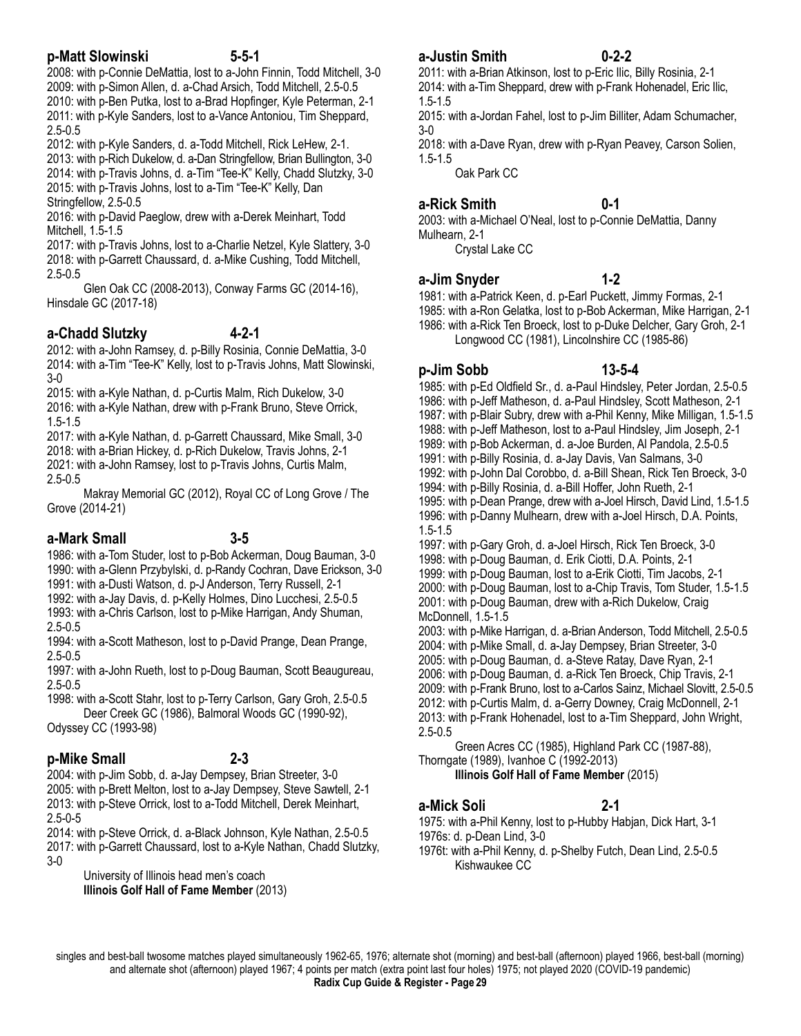### p-Matt Slowinski 5-5-1

2008: with p-Connie DeMattia, lost to a-John Finnin, Todd Mitchell, 3-0
2009: with p-Simon Allen, d. a-Chad Arsich, Todd Mitchell, 2.5-0.5
2010: with p-Ben Putka, lost to a-Brad Hopfinger, Kyle Peterman, 2-1
2011: with p-Kyle Sanders, lost to a-Vance Antoniou, Tim Sheppard, 2.5-0.5
2012: with p-Kyle Sanders, d. a-Todd Mitchell, Rick LeHew, 2-1.
2013: with p-Rich Dukelow, d. a-Dan Stringfellow, Brian Bullington, 3-0
2014: with p-Travis Johns, d. a-Tim "Tee-K" Kelly, Chadd Slutzky, 3-0
2015: with p-Travis Johns, lost to a-Tim "Tee-K" Kelly, Dan Stringfellow, 2.5-0.5
2016: with p-David Paeglow, drew with a-Derek Meinhart, Todd Mitchell, 1.5-1.5
2017: with p-Travis Johns, lost to a-Charlie Netzel, Kyle Slattery, 3-0
2018: with p-Garrett Chaussard, d. a-Mike Cushing, Todd Mitchell, 2.5-0.5

Glen Oak CC (2008-2013), Conway Farms GC (2014-16), Hinsdale GC (2017-18)

### a-Chadd Slutzky 4-2-1

2012: with a-John Ramsey, d. p-Billy Rosinia, Connie DeMattia, 3-0
2014: with a-Tim "Tee-K" Kelly, lost to p-Travis Johns, Matt Slowinski, 3-0
2015: with a-Kyle Nathan, d. p-Curtis Malm, Rich Dukelow, 3-0
2016: with a-Kyle Nathan, drew with p-Frank Bruno, Steve Orrick, 1.5-1.5
2017: with a-Kyle Nathan, d. p-Garrett Chaussard, Mike Small, 3-0
2018: with a-Brian Hickey, d. p-Rich Dukelow, Travis Johns, 2-1
2021: with a-John Ramsey, lost to p-Travis Johns, Curtis Malm, 2.5-0.5

Makray Memorial GC (2012), Royal CC of Long Grove / The Grove (2014-21)

### a-Mark Small 3-5

1986: with a-Tom Studer, lost to p-Bob Ackerman, Doug Bauman, 3-0
1990: with a-Glenn Przybylski, d. p-Randy Cochran, Dave Erickson, 3-0
1991: with a-Dusti Watson, d. p-J Anderson, Terry Russell, 2-1
1992: with a-Jay Davis, d. p-Kelly Holmes, Dino Lucchesi, 2.5-0.5
1993: with a-Chris Carlson, lost to p-Mike Harrigan, Andy Shuman, 2.5-0.5
1994: with a-Scott Matheson, lost to p-David Prange, Dean Prange, 2.5-0.5
1997: with a-John Rueth, lost to p-Doug Bauman, Scott Beaugureau, 2.5-0.5
1998: with a-Scott Stahr, lost to p-Terry Carlson, Gary Groh, 2.5-0.5

Deer Creek GC (1986), Balmoral Woods GC (1990-92), Odyssey CC (1993-98)

### p-Mike Small 2-3

2004: with p-Jim Sobb, d. a-Jay Dempsey, Brian Streeter, 3-0
2005: with p-Brett Melton, lost to a-Jay Dempsey, Steve Sawtell, 2-1
2013: with p-Steve Orrick, lost to a-Todd Mitchell, Derek Meinhart, 2.5-0-5
2014: with p-Steve Orrick, d. a-Black Johnson, Kyle Nathan, 2.5-0.5
2017: with p-Garrett Chaussard, lost to a-Kyle Nathan, Chadd Slutzky, 3-0

University of Illinois head men's coach
**Illinois Golf Hall of Fame Member** (2013)

### a-Justin Smith 0-2-2

2011: with a-Brian Atkinson, lost to p-Eric Ilic, Billy Rosinia, 2-1
2014: with a-Tim Sheppard, drew with p-Frank Hohenadel, Eric Ilic, 1.5-1.5
2015: with a-Jordan Fahel, lost to p-Jim Billiter, Adam Schumacher, 3-0
2018: with a-Dave Ryan, drew with p-Ryan Peavey, Carson Solien, 1.5-1.5

Oak Park CC

### a-Rick Smith 0-1

2003: with a-Michael O'Neal, lost to p-Connie DeMattia, Danny Mulhearn, 2-1

Crystal Lake CC

### a-Jim Snyder 1-2

1981: with a-Patrick Keen, d. p-Earl Puckett, Jimmy Formas, 2-1
1985: with a-Ron Gelatka, lost to p-Bob Ackerman, Mike Harrigan, 2-1
1986: with a-Rick Ten Broeck, lost to p-Duke Delcher, Gary Groh, 2-1

Longwood CC (1981), Lincolnshire CC (1985-86)

### p-Jim Sobb 13-5-4

1985: with p-Ed Oldfield Sr., d. a-Paul Hindsley, Peter Jordan, 2.5-0.5
1986: with p-Jeff Matheson, d. a-Paul Hindsley, Scott Matheson, 2-1
1987: with p-Blair Subry, drew with a-Phil Kenny, Mike Milligan, 1.5-1.5
1988: with p-Jeff Matheson, lost to a-Paul Hindsley, Jim Joseph, 2-1
1989: with p-Bob Ackerman, d. a-Joe Burden, Al Pandola, 2.5-0.5
1991: with p-Billy Rosinia, d. a-Jay Davis, Van Salmans, 3-0
1992: with p-John Dal Corobbo, d. a-Bill Shean, Rick Ten Broeck, 3-0
1994: with p-Billy Rosinia, d. a-Bill Hoffer, John Rueth, 2-1
1995: with p-Dean Prange, drew with a-Joel Hirsch, David Lind, 1.5-1.5
1996: with p-Danny Mulhearn, drew with a-Joel Hirsch, D.A. Points, 1.5-1.5
1997: with p-Gary Groh, d. a-Joel Hirsch, Rick Ten Broeck, 3-0
1998: with p-Doug Bauman, d. Erik Ciotti, D.A. Points, 2-1
1999: with p-Doug Bauman, lost to a-Erik Ciotti, Tim Jacobs, 2-1
2000: with p-Doug Bauman, lost to a-Chip Travis, Tom Studer, 1.5-1.5
2001: with p-Doug Bauman, drew with a-Rich Dukelow, Craig McDonnell, 1.5-1.5
2003: with p-Mike Harrigan, d. a-Brian Anderson, Todd Mitchell, 2.5-0.5
2004: with p-Mike Small, d. a-Jay Dempsey, Brian Streeter, 3-0
2005: with p-Doug Bauman, d. a-Steve Ratay, Dave Ryan, 2-1
2006: with p-Doug Bauman, d. a-Rick Ten Broeck, Chip Travis, 2-1
2009: with p-Frank Bruno, lost to a-Carlos Sainz, Michael Slovitt, 2.5-0.5
2012: with p-Curtis Malm, d. a-Gerry Downey, Craig McDonnell, 2-1
2013: with p-Frank Hohenadel, lost to a-Tim Sheppard, John Wright, 2.5-0.5

Green Acres CC (1985), Highland Park CC (1987-88), Thorngate (1989), Ivanhoe C (1992-2013)
**Illinois Golf Hall of Fame Member** (2015)

### a-Mick Soli 2-1

1975: with a-Phil Kenny, lost to p-Hubby Habjan, Dick Hart, 3-1
1976s: d. p-Dean Lind, 3-0
1976t: with a-Phil Kenny, d. p-Shelby Futch, Dean Lind, 2.5-0.5

Kishwaukee CC

singles and best-ball twosome matches played simultaneously 1962-65, 1976; alternate shot (morning) and best-ball (afternoon) played 1966, best-ball (morning) and alternate shot (afternoon) played 1967; 4 points per match (extra point last four holes) 1975; not played 2020 (COVID-19 pandemic)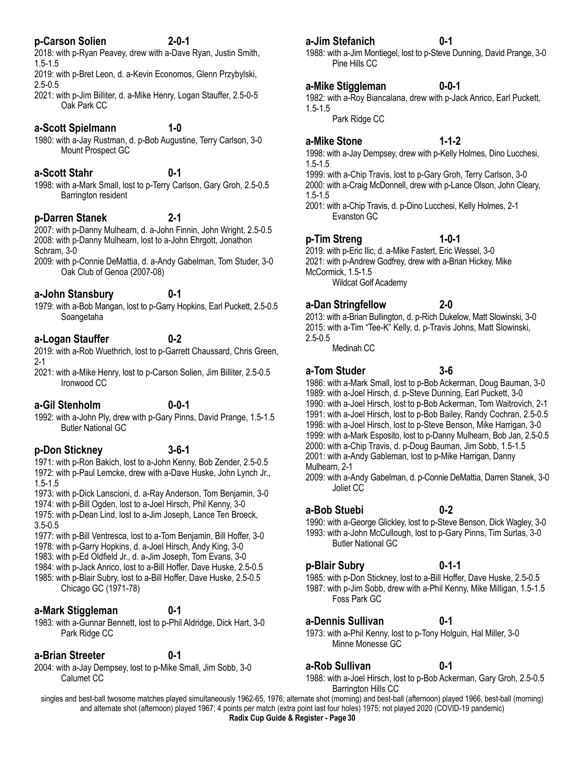### p-Carson Solien 2-0-1

2018: with p-Ryan Peavey, drew with a-Dave Ryan, Justin Smith, 1.5-1.5
2019: with p-Bret Leon, d. a-Kevin Economos, Glenn Przybylski, 2.5-0.5
2021: with p-Jim Billiter, d. a-Mike Henry, Logan Stauffer, 2.5-0-5
Oak Park CC

### a-Scott Spielmann 1-0

1980: with a-Jay Rustman, d. p-Bob Augustine, Terry Carlson, 3-0
Mount Prospect GC

### a-Scott Stahr 0-1

1998: with a-Mark Small, lost to p-Terry Carlson, Gary Groh, 2.5-0.5
Barrington resident

### p-Darren Stanek 2-1

2007: with p-Danny Mulhearn, d. a-John Finnin, John Wright, 2.5-0.5
2008: with p-Danny Mulhearn, lost to a-John Ehrgott, Jonathon Schram, 3-0
2009: with p-Connie DeMattia, d. a-Andy Gabelman, Tom Studer, 3-0
Oak Club of Genoa (2007-08)

### a-John Stansbury 0-1

1979: with a-Bob Mangan, lost to p-Garry Hopkins, Earl Puckett, 2.5-0.5
Soangetaha

### a-Logan Stauffer 0-2

2019: with a-Rob Wuethrich, lost to p-Garrett Chaussard, Chris Green, 2-1
2021: with a-Mike Henry, lost to p-Carson Solien, Jim Billiter, 2.5-0.5
Ironwood CC

### a-Gil Stenholm 0-0-1

1992: with a-John Ply, drew with p-Gary Pinns, David Prange, 1.5-1.5
Butler National GC

### p-Don Stickney 3-6-1

1971: with p-Ron Bakich, lost to a-John Kenny, Bob Zender, 2.5-0.5
1972: with p-Paul Lemcke, drew with a-Dave Huske, John Lynch Jr., 1.5-1.5
1973: with p-Dick Lanscioni, d. a-Ray Anderson, Tom Benjamin, 3-0
1974: with p-Bill Ogden, lost to a-Joel Hirsch, Phil Kenny, 3-0
1975: with p-Dean Lind, lost to a-Jim Joseph, Lance Ten Broeck, 3.5-0.5
1977: with p-Bill Ventresca, lost to a-Tom Benjamin, Bill Hoffer, 3-0
1978: with p-Garry Hopkins, d. a-Joel Hirsch, Andy King, 3-0
1983: with p-Ed Oldfield Jr., d. a-Jim Joseph, Tom Evans, 3-0
1984: with p-Jack Anrico, lost to a-Bill Hoffer, Dave Huske, 2.5-0.5
1985: with p-Blair Subry, lost to a-Bill Hoffer, Dave Huske, 2.5-0.5
Chicago GC (1971-78)

### a-Mark Stiggleman 0-1

1983: with a-Gunnar Bennett, lost to p-Phil Aldridge, Dick Hart, 3-0
Park Ridge CC

### a-Brian Streeter 0-1

2004: with a-Jay Dempsey, lost to p-Mike Small, Jim Sobb, 3-0
Calumet CC

### a-Jim Stefanich 0-1

1988: with a-Jim Montiegel, lost to p-Steve Dunning, David Prange, 3-0
Pine Hills CC

### a-Mike Stiggleman 0-0-1

1982: with a-Roy Biancalana, drew with p-Jack Anrico, Earl Puckett, 1.5-1.5
Park Ridge CC

### a-Mike Stone 1-1-2

1998: with a-Jay Dempsey, drew with p-Kelly Holmes, Dino Lucchesi, 1.5-1.5
1999: with a-Chip Travis, lost to p-Gary Groh, Terry Carlson, 3-0
2000: with a-Craig McDonnell, drew with p-Lance Olson, John Cleary, 1.5-1.5
2001: with a-Chip Travis, d. p-Dino Lucchesi, Kelly Holmes, 2-1
Evanston GC

### p-Tim Streng 1-0-1

2019: with p-Eric Ilic, d. a-Mike Fastert, Eric Wessel, 3-0
2021: with p-Andrew Godfrey, drew with a-Brian Hickey, Mike McCormick, 1.5-1.5
Wildcat Golf Academy

### a-Dan Stringfellow 2-0

2013: with a-Brian Bullington, d. p-Rich Dukelow, Matt Slowinski, 3-0
2015: with a-Tim "Tee-K" Kelly, d. p-Travis Johns, Matt Slowinski, 2.5-0.5
Medinah CC

### a-Tom Studer 3-6

1986: with a-Mark Small, lost to p-Bob Ackerman, Doug Bauman, 3-0
1989: with a-Joel Hirsch, d. p-Steve Dunning, Earl Puckett, 3-0
1990: with a-Joel Hirsch, lost to p-Bob Ackerman, Tom Waitrovich, 2-1
1991: with a-Joel Hirsch, lost to p-Bob Bailey, Randy Cochran, 2.5-0.5
1998: with a-Joel Hirsch, lost to p-Steve Benson, Mike Harrigan, 3-0
1999: with a-Mark Esposito, lost to p-Danny Mulhearn, Bob Jan, 2.5-0.5
2000: with a-Chip Travis, d. p-Doug Bauman, Jim Sobb, 1.5-1.5
2001: with a-Andy Gableman, lost to p-Mike Harrigan, Danny Mulhearn, 2-1
2009: with a-Andy Gabelman, d. p-Connie DeMattia, Darren Stanek, 3-0
Joliet CC

### a-Bob Stuebi 0-2

1990: with a-George Glickley, lost to p-Steve Benson, Dick Wagley, 3-0
1993: with a-John McCullough, lost to p-Gary Pinns, Tim Surlas, 3-0
Butler National GC

### p-Blair Subry 0-1-1

1985: with p-Don Stickney, lost to a-Bill Hoffer, Dave Huske, 2.5-0.5
1987: with p-Jim Sobb, drew with a-Phil Kenny, Mike Milligan, 1.5-1.5
Foss Park GC

### a-Dennis Sullivan 0-1

1973: with a-Phil Kenny, lost to p-Tony Holguin, Hal Miller, 3-0
Minne Monesse GC

### a-Rob Sullivan 0-1

1988: with a-Joel Hirsch, lost to p-Bob Ackerman, Gary Groh, 2.5-0.5
Barrington Hills CC

singles and best-ball twosome matches played simultaneously 1962-65, 1976; alternate shot (morning) and best-ball (afternoon) played 1966, best-ball (morning) and alternate shot (afternoon) played 1967; 4 points per match (extra point last four holes) 1975; not played 2020 (COVID-19 pandemic)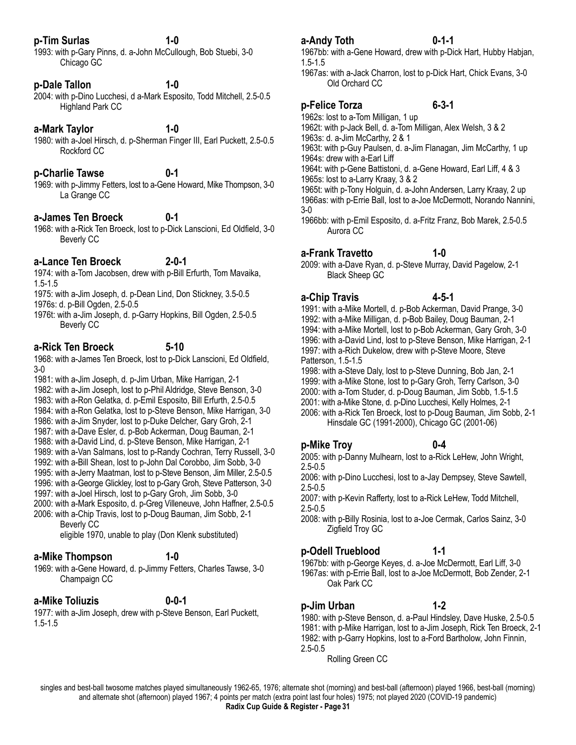### p-Tim Surlas 1-0

1993: with p-Gary Pinns, d. a-John McCullough, Bob Stuebi, 3-0
Chicago GC

### p-Dale Tallon 1-0

2004: with p-Dino Lucchesi, d a-Mark Esposito, Todd Mitchell, 2.5-0.5
Highland Park CC

### a-Mark Taylor 1-0

1980: with a-Joel Hirsch, d. p-Sherman Finger III, Earl Puckett, 2.5-0.5
Rockford CC

### p-Charlie Tawse 0-1

1969: with p-Jimmy Fetters, lost to a-Gene Howard, Mike Thompson, 3-0
La Grange CC

### a-James Ten Broeck 0-1

1968: with a-Rick Ten Broeck, lost to p-Dick Lanscioni, Ed Oldfield, 3-0
Beverly CC

### a-Lance Ten Broeck 2-0-1

1974: with a-Tom Jacobsen, drew with p-Bill Erfurth, Tom Mavaika, 1.5-1.5
1975: with a-Jim Joseph, d. p-Dean Lind, Don Stickney, 3.5-0.5
1976s: d. p-Bill Ogden, 2.5-0.5
1976t: with a-Jim Joseph, d. p-Garry Hopkins, Bill Ogden, 2.5-0.5
Beverly CC

### a-Rick Ten Broeck 5-10

1968: with a-James Ten Broeck, lost to p-Dick Lanscioni, Ed Oldfield, 3-0
1981: with a-Jim Joseph, d. p-Jim Urban, Mike Harrigan, 2-1
1982: with a-Jim Joseph, lost to p-Phil Aldridge, Steve Benson, 3-0
1983: with a-Ron Gelatka, d. p-Emil Esposito, Bill Erfurth, 2.5-0.5
1984: with a-Ron Gelatka, lost to p-Steve Benson, Mike Harrigan, 3-0
1986: with a-Jim Snyder, lost to p-Duke Delcher, Gary Groh, 2-1
1987: with a-Dave Esler, d. p-Bob Ackerman, Doug Bauman, 2-1
1988: with a-David Lind, d. p-Steve Benson, Mike Harrigan, 2-1
1989: with a-Van Salmans, lost to p-Randy Cochran, Terry Russell, 3-0
1992: with a-Bill Shean, lost to p-John Dal Corobbo, Jim Sobb, 3-0
1995: with a-Jerry Maatman, lost to p-Steve Benson, Jim Miller, 2.5-0.5
1996: with a-George Glickley, lost to p-Gary Groh, Steve Patterson, 3-0
1997: with a-Joel Hirsch, lost to p-Gary Groh, Jim Sobb, 3-0
2000: with a-Mark Esposito, d. p-Greg Villeneuve, John Haffner, 2.5-0.5
2006: with a-Chip Travis, lost to p-Doug Bauman, Jim Sobb, 2-1
Beverly CC
eligible 1970, unable to play (Don Klenk substituted)

### a-Mike Thompson 1-0

1969: with a-Gene Howard, d. p-Jimmy Fetters, Charles Tawse, 3-0
Champaign CC

### a-Mike Toliuzis 0-0-1

1977: with a-Jim Joseph, drew with p-Steve Benson, Earl Puckett, 1.5-1.5

### a-Andy Toth 0-1-1

1967bb: with a-Gene Howard, drew with p-Dick Hart, Hubby Habjan, 1.5-1.5
1967as: with a-Jack Charron, lost to p-Dick Hart, Chick Evans, 3-0
Old Orchard CC

### p-Felice Torza 6-3-1

1962s: lost to a-Tom Milligan, 1 up
1962t: with p-Jack Bell, d. a-Tom Milligan, Alex Welsh, 3 & 2
1963s: d. a-Jim McCarthy, 2 & 1
1963t: with p-Guy Paulsen, d. a-Jim Flanagan, Jim McCarthy, 1 up
1964s: drew with a-Earl Liff
1964t: with p-Gene Battistoni, d. a-Gene Howard, Earl Liff, 4 & 3
1965s: lost to a-Larry Kraay, 3 & 2
1965t: with p-Tony Holguin, d. a-John Andersen, Larry Kraay, 2 up
1966as: with p-Errie Ball, lost to a-Joe McDermott, Norando Nannini, 3-0
1966bb: with p-Emil Esposito, d. a-Fritz Franz, Bob Marek, 2.5-0.5
Aurora CC

### a-Frank Travetto 1-0

2009: with a-Dave Ryan, d. p-Steve Murray, David Pagelow, 2-1
Black Sheep GC

### a-Chip Travis 4-5-1

1991: with a-Mike Mortell, d. p-Bob Ackerman, David Prange, 3-0
1992: with a-Mike Milligan, d. p-Bob Bailey, Doug Bauman, 2-1
1994: with a-Mike Mortell, lost to p-Bob Ackerman, Gary Groh, 3-0
1996: with a-David Lind, lost to p-Steve Benson, Mike Harrigan, 2-1
1997: with a-Rich Dukelow, drew with p-Steve Moore, Steve Patterson, 1.5-1.5
1998: with a-Steve Daly, lost to p-Steve Dunning, Bob Jan, 2-1
1999: with a-Mike Stone, lost to p-Gary Groh, Terry Carlson, 3-0
2000: with a-Tom Studer, d. p-Doug Bauman, Jim Sobb, 1.5-1.5
2001: with a-Mike Stone, d. p-Dino Lucchesi, Kelly Holmes, 2-1
2006: with a-Rick Ten Broeck, lost to p-Doug Bauman, Jim Sobb, 2-1
Hinsdale GC (1991-2000), Chicago GC (2001-06)

### p-Mike Troy 0-4

2005: with p-Danny Mulhearn, lost to a-Rick LeHew, John Wright, 2.5-0.5
2006: with p-Dino Lucchesi, lost to a-Jay Dempsey, Steve Sawtell, 2.5-0.5
2007: with p-Kevin Rafferty, lost to a-Rick LeHew, Todd Mitchell, 2.5-0.5
2008: with p-Billy Rosinia, lost to a-Joe Cermak, Carlos Sainz, 3-0
Zigfield Troy GC

### p-Odell Trueblood 1-1

1967bb: with p-George Keyes, d. a-Joe McDermott, Earl Liff, 3-0
1967as: with p-Errie Ball, lost to a-Joe McDermott, Bob Zender, 2-1
Oak Park CC

### p-Jim Urban 1-2

1980: with p-Steve Benson, d. a-Paul Hindsley, Dave Huske, 2.5-0.5
1981: with p-Mike Harrigan, lost to a-Jim Joseph, Rick Ten Broeck, 2-1
1982: with p-Garry Hopkins, lost to a-Ford Bartholow, John Finnin, 2.5-0.5
Rolling Green CC

singles and best-ball twosome matches played simultaneously 1962-65, 1976; alternate shot (morning) and best-ball (afternoon) played 1966, best-ball (morning) and alternate shot (afternoon) played 1967; 4 points per match (extra point last four holes) 1975; not played 2020 (COVID-19 pandemic)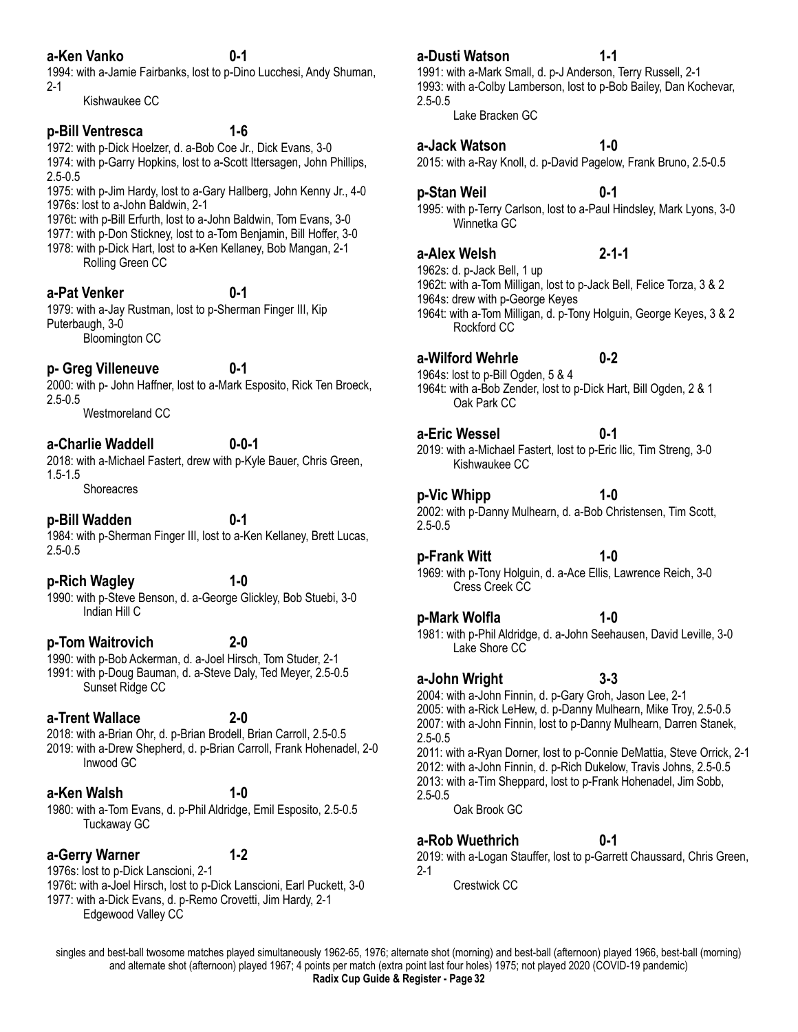**a-Ken Vanko** **0-1**

1994: with a-Jamie Fairbanks, lost to p-Dino Lucchesi, Andy Shuman, 2-1

Kishwaukee CC

**p-Bill Ventresca** **1-6**

1972: with p-Dick Hoelzer, d. a-Bob Coe Jr., Dick Evans, 3-0
1974: with p-Garry Hopkins, lost to a-Scott Ittersagen, John Phillips, 2.5-0.5
1975: with p-Jim Hardy, lost to a-Gary Hallberg, John Kenny Jr., 4-0
1976s: lost to a-John Baldwin, 2-1
1976t: with p-Bill Erfurth, lost to a-John Baldwin, Tom Evans, 3-0
1977: with p-Don Stickney, lost to a-Tom Benjamin, Bill Hoffer, 3-0
1978: with p-Dick Hart, lost to a-Ken Kellaney, Bob Mangan, 2-1

Rolling Green CC

**a-Pat Venker** **0-1**

1979: with a-Jay Rustman, lost to p-Sherman Finger III, Kip Puterbaugh, 3-0

Bloomington CC

**p- Greg Villeneuve** **0-1**

2000: with p- John Haffner, lost to a-Mark Esposito, Rick Ten Broeck, 2.5-0.5

Westmoreland CC

**a-Charlie Waddell** **0-0-1**

2018: with a-Michael Fastert, drew with p-Kyle Bauer, Chris Green, 1.5-1.5

Shoreacres

**p-Bill Wadden** **0-1**

1984: with p-Sherman Finger III, lost to a-Ken Kellaney, Brett Lucas, 2.5-0.5

**p-Rich Wagley** **1-0**

1990: with p-Steve Benson, d. a-George Glickley, Bob Stuebi, 3-0

Indian Hill C

**p-Tom Waitrovich** **2-0**

1990: with p-Bob Ackerman, d. a-Joel Hirsch, Tom Studer, 2-1
1991: with p-Doug Bauman, d. a-Steve Daly, Ted Meyer, 2.5-0.5

Sunset Ridge CC

**a-Trent Wallace** **2-0**

2018: with a-Brian Ohr, d. p-Brian Brodell, Brian Carroll, 2.5-0.5
2019: with a-Drew Shepherd, d. p-Brian Carroll, Frank Hohenadel, 2-0

Inwood GC

**a-Ken Walsh** **1-0**

1980: with a-Tom Evans, d. p-Phil Aldridge, Emil Esposito, 2.5-0.5

Tuckaway GC

**a-Gerry Warner** **1-2**

1976s: lost to p-Dick Lanscioni, 2-1
1976t: with a-Joel Hirsch, lost to p-Dick Lanscioni, Earl Puckett, 3-0
1977: with a-Dick Evans, d. p-Remo Crovetti, Jim Hardy, 2-1

Edgewood Valley CC

**a-Dusti Watson** **1-1**

1991: with a-Mark Small, d. p-J Anderson, Terry Russell, 2-1
1993: with a-Colby Lamberson, lost to p-Bob Bailey, Dan Kochevar, 2.5-0.5

Lake Bracken GC

**a-Jack Watson** **1-0**

2015: with a-Ray Knoll, d. p-David Pagelow, Frank Bruno, 2.5-0.5

**p-Stan Weil** **0-1**

1995: with p-Terry Carlson, lost to a-Paul Hindsley, Mark Lyons, 3-0

Winnetka GC

**a-Alex Welsh** **2-1-1**

1962s: d. p-Jack Bell, 1 up
1962t: with a-Tom Milligan, lost to p-Jack Bell, Felice Torza, 3 & 2
1964s: drew with p-George Keyes
1964t: with a-Tom Milligan, d. p-Tony Holguin, George Keyes, 3 & 2

Rockford CC

**a-Wilford Wehrle** **0-2**

1964s: lost to p-Bill Ogden, 5 & 4
1964t: with a-Bob Zender, lost to p-Dick Hart, Bill Ogden, 2 & 1

Oak Park CC

**a-Eric Wessel** **0-1**

2019: with a-Michael Fastert, lost to p-Eric Ilic, Tim Streng, 3-0

Kishwaukee CC

**p-Vic Whipp** **1-0**

2002: with p-Danny Mulhearn, d. a-Bob Christensen, Tim Scott, 2.5-0.5

**p-Frank Witt** **1-0**

1969: with p-Tony Holguin, d. a-Ace Ellis, Lawrence Reich, 3-0

Cress Creek CC

**p-Mark Wolfla** **1-0**

1981: with p-Phil Aldridge, d. a-John Seehausen, David Leville, 3-0

Lake Shore CC

**a-John Wright** **3-3**

2004: with a-John Finnin, d. p-Gary Groh, Jason Lee, 2-1
2005: with a-Rick LeHew, d. p-Danny Mulhearn, Mike Troy, 2.5-0.5
2007: with a-John Finnin, lost to p-Danny Mulhearn, Darren Stanek, 2.5-0.5
2011: with a-Ryan Dorner, lost to p-Connie DeMattia, Steve Orrick, 2-1
2012: with a-John Finnin, d. p-Rich Dukelow, Travis Johns, 2.5-0.5
2013: with a-Tim Sheppard, lost to p-Frank Hohenadel, Jim Sobb, 2.5-0.5

Oak Brook GC

**a-Rob Wuethrich** **0-1**

2019: with a-Logan Stauffer, lost to p-Garrett Chaussard, Chris Green, 2-1

Crestwick CC

singles and best-ball twosome matches played simultaneously 1962-65, 1976; alternate shot (morning) and best-ball (afternoon) played 1966, best-ball (morning) and alternate shot (afternoon) played 1967; 4 points per match (extra point last four holes) 1975; not played 2020 (COVID-19 pandemic)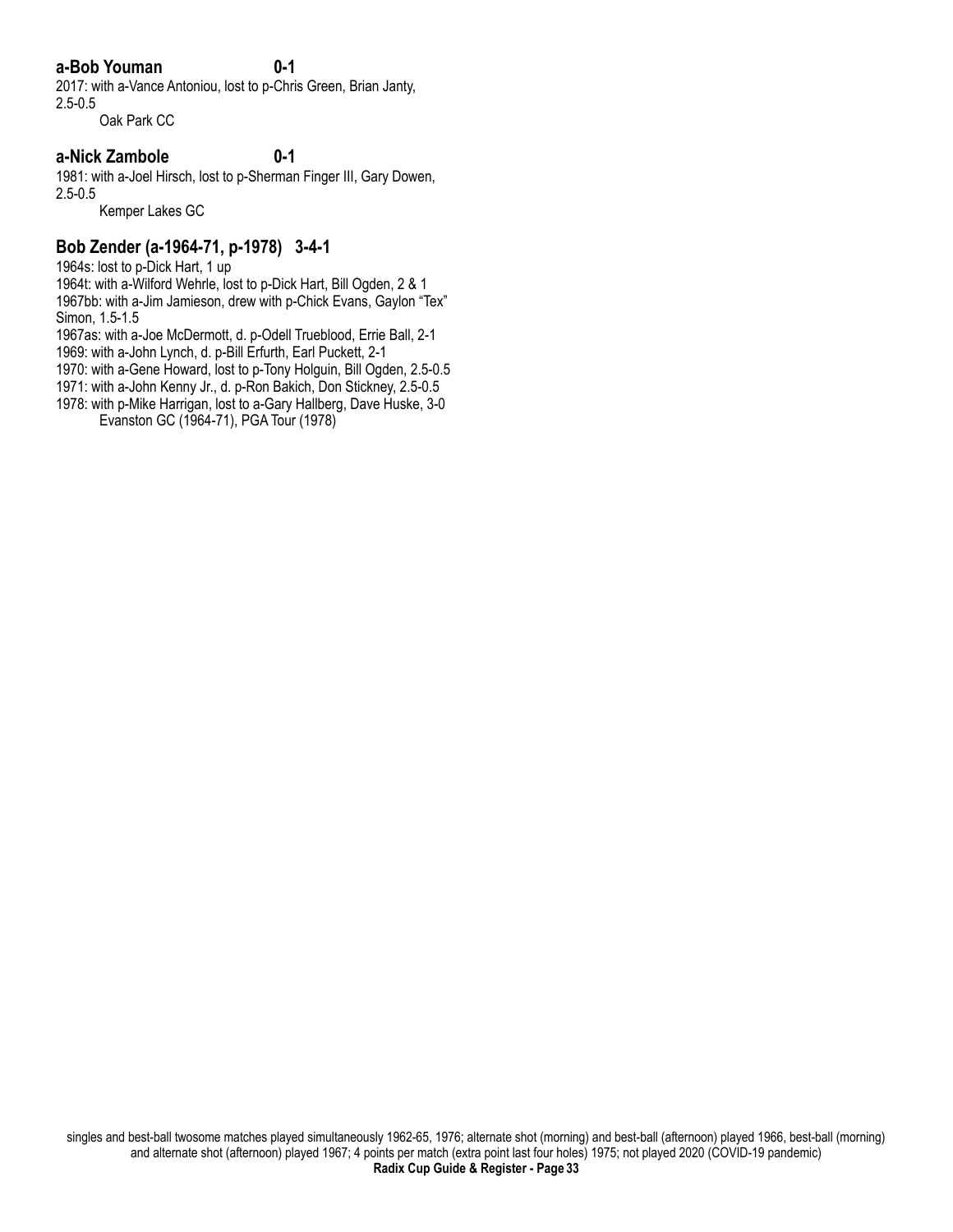### a-Bob Youman 0-1

2017: with a-Vance Antoniou, lost to p-Chris Green, Brian Janty, 2.5-0.5

Oak Park CC

### a-Nick Zambole 0-1

1981: with a-Joel Hirsch, lost to p-Sherman Finger III, Gary Dowen, 2.5-0.5

Kemper Lakes GC

### Bob Zender (a-1964-71, p-1978) 3-4-1

1964s: lost to p-Dick Hart, 1 up
1964t: with a-Wilford Wehrle, lost to p-Dick Hart, Bill Ogden, 2 & 1
1967bb: with a-Jim Jamieson, drew with p-Chick Evans, Gaylon "Tex" Simon, 1.5-1.5
1967as: with a-Joe McDermott, d. p-Odell Trueblood, Errie Ball, 2-1
1969: with a-John Lynch, d. p-Bill Erfurth, Earl Puckett, 2-1
1970: with a-Gene Howard, lost to p-Tony Holguin, Bill Ogden, 2.5-0.5
1971: with a-John Kenny Jr., d. p-Ron Bakich, Don Stickney, 2.5-0.5
1978: with p-Mike Harrigan, lost to a-Gary Hallberg, Dave Huske, 3-0

Evanston GC (1964-71), PGA Tour (1978)

singles and best-ball twosome matches played simultaneously 1962-65, 1976; alternate shot (morning) and best-ball (afternoon) played 1966, best-ball (morning) and alternate shot (afternoon) played 1967; 4 points per match (extra point last four holes) 1975; not played 2020 (COVID-19 pandemic)